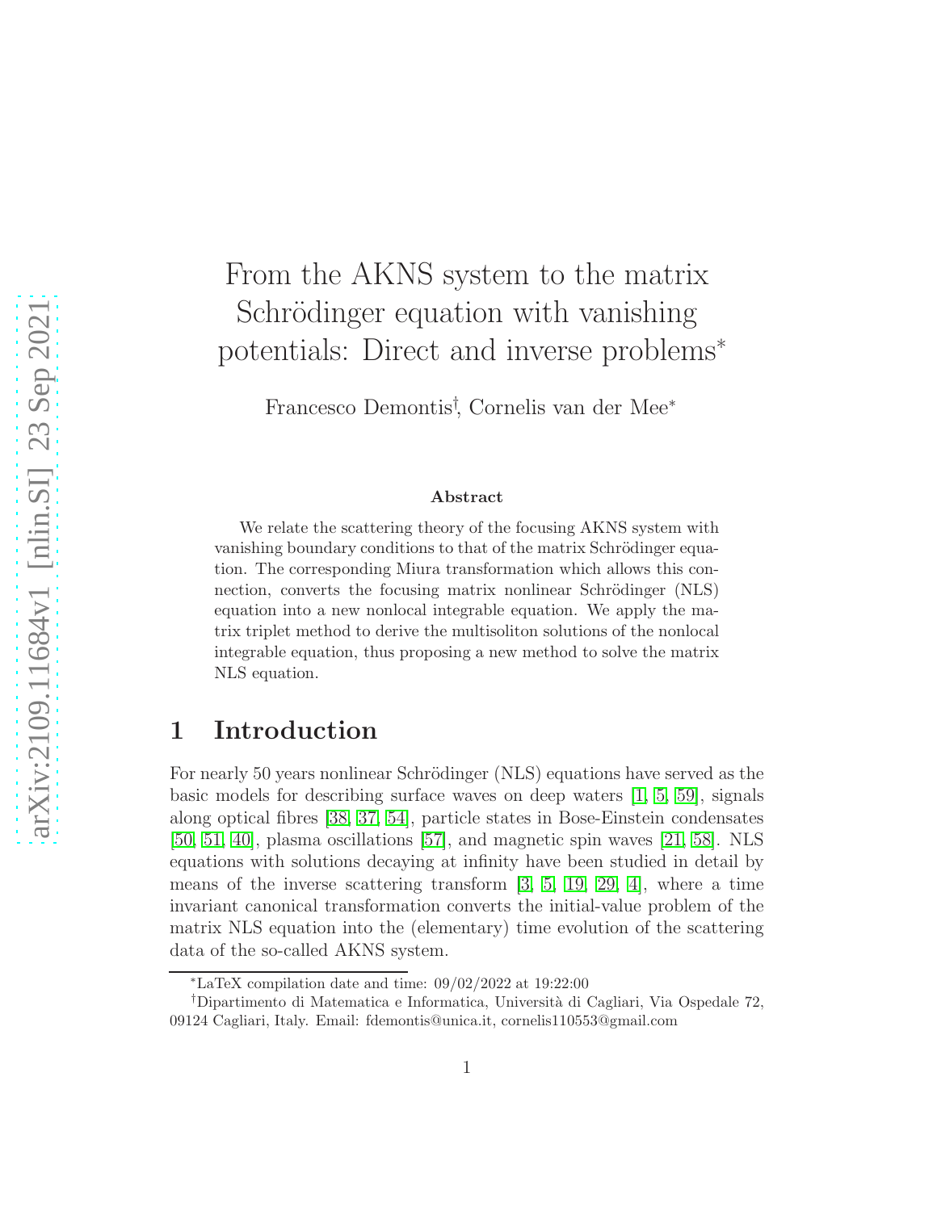# From the AKNS system to the matrix Schrödinger equation with vanishing potentials: Direct and inverse problems*

Francesco Demontis†, Cornelis van der Mee*

### Abstract

We relate the scattering theory of the focusing AKNS system with vanishing boundary conditions to that of the matrix Schrödinger equation. The corresponding Miura transformation which allows this connection, converts the focusing matrix nonlinear Schrödinger (NLS) equation into a new nonlocal integrable equation. We apply the matrix triplet method to derive the multisoliton solutions of the nonlocal integrable equation, thus proposing a new method to solve the matrix NLS equation.

## 1 Introduction

For nearly 50 years nonlinear Schrödinger (NLS) equations have served as the basic models for describing surface waves on deep waters [1, 5, 59], signals along optical fibres [38, 37, 54], particle states in Bose-Einstein condensates [50, 51, 40], plasma oscillations [57], and magnetic spin waves [21, 58]. NLS equations with solutions decaying at infinity have been studied in detail by means of the inverse scattering transform [3, 5, 19, 29, 4], where a time invariant canonical transformation converts the initial-value problem of the matrix NLS equation into the (elementary) time evolution of the scattering data of the so-called AKNS system.

*LaTeX compilation date and time: 09/02/2022 at 19:22:00

†Dipartimento di Matematica e Informatica, Università di Cagliari, Via Ospedale 72, 09124 Cagliari, Italy. Email: fdemontis@unica.it, cornelis110553@gmail.com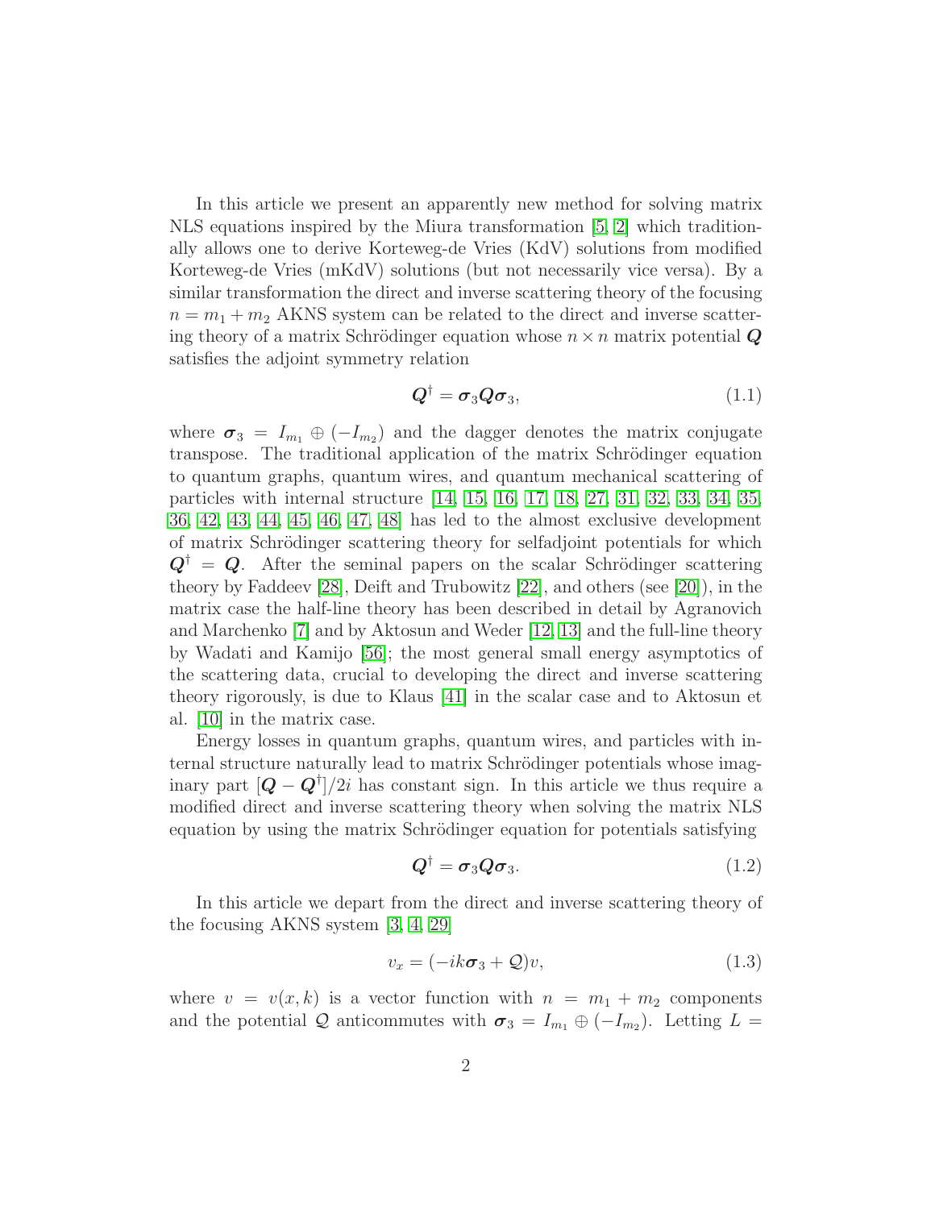In this article we present an apparently new method for solving matrix NLS equations inspired by the Miura transformation [5, 2] which traditionally allows one to derive Korteweg-de Vries (KdV) solutions from modified Korteweg-de Vries (mKdV) solutions (but not necessarily vice versa). By a similar transformation the direct and inverse scattering theory of the focusing $n = m_1 + m_2$ AKNS system can be related to the direct and inverse scattering theory of a matrix Schrödinger equation whose $n \times n$ matrix potential $\boldsymbol{Q}$ satisfies the adjoint symmetry relation

$$\boldsymbol{Q}^\dagger = \boldsymbol{\sigma}_3 \boldsymbol{Q} \boldsymbol{\sigma}_3, \tag{1.1}$$

where $\boldsymbol{\sigma}_3 = I_{m_1} \oplus (-I_{m_2})$ and the dagger denotes the matrix conjugate transpose. The traditional application of the matrix Schrödinger equation to quantum graphs, quantum wires, and quantum mechanical scattering of particles with internal structure [14, 15, 16, 17, 18, 27, 31, 32, 33, 34, 35, 36, 42, 43, 44, 45, 46, 47, 48] has led to the almost exclusive development of matrix Schrödinger scattering theory for selfadjoint potentials for which $\boldsymbol{Q}^\dagger = \boldsymbol{Q}$. After the seminal papers on the scalar Schrödinger scattering theory by Faddeev [28], Deift and Trubowitz [22], and others (see [20]), in the matrix case the half-line theory has been described in detail by Agranovich and Marchenko [7] and by Aktosun and Weder [12, 13] and the full-line theory by Wadati and Kamijo [56]; the most general small energy asymptotics of the scattering data, crucial to developing the direct and inverse scattering theory rigorously, is due to Klaus [41] in the scalar case and to Aktosun et al. [10] in the matrix case.

Energy losses in quantum graphs, quantum wires, and particles with internal structure naturally lead to matrix Schrödinger potentials whose imaginary part $[\boldsymbol{Q} - \boldsymbol{Q}^\dagger]/2i$ has constant sign. In this article we thus require a modified direct and inverse scattering theory when solving the matrix NLS equation by using the matrix Schrödinger equation for potentials satisfying

$$\boldsymbol{Q}^\dagger = \boldsymbol{\sigma}_3 \boldsymbol{Q} \boldsymbol{\sigma}_3. \tag{1.2}$$

In this article we depart from the direct and inverse scattering theory of the focusing AKNS system [3, 4, 29]

$$v_x = (-ik\boldsymbol{\sigma}_3 + \mathcal{Q})v, \tag{1.3}$$

where $v = v(x,k)$ is a vector function with $n = m_1 + m_2$ components and the potential $\mathcal{Q}$ anticommutes with $\boldsymbol{\sigma}_3 = I_{m_1} \oplus (-I_{m_2})$. Letting $L =$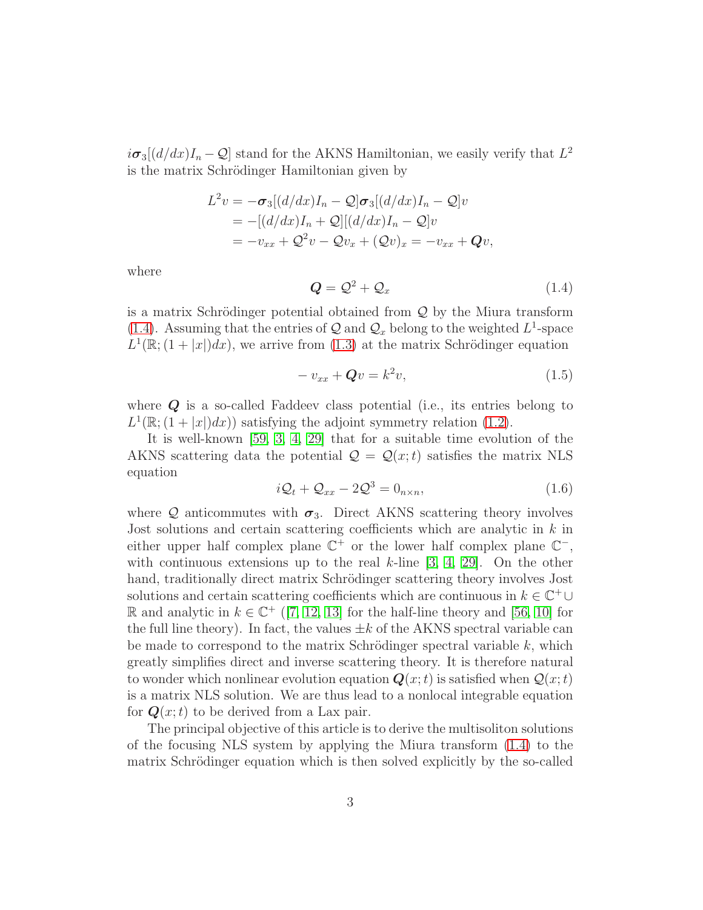$i\boldsymbol{\sigma}_3[(d/dx)I_n - \mathcal{Q}]$ stand for the AKNS Hamiltonian, we easily verify that $L^2$ is the matrix Schrödinger Hamiltonian given by

$$
\begin{aligned}
L^2 v &= -\boldsymbol{\sigma}_3[(d/dx)I_n - \mathcal{Q}]\boldsymbol{\sigma}_3[(d/dx)I_n - \mathcal{Q}]v \\
&= -[(d/dx)I_n + \mathcal{Q}][(d/dx)I_n - \mathcal{Q}]v \\
&= -v_{xx} + \mathcal{Q}^2 v - \mathcal{Q}v_x + (\mathcal{Q}v)_x = -v_{xx} + \boldsymbol{Q}v,
\end{aligned}
$$

where

$$
\boldsymbol{Q} = \mathcal{Q}^2 + \mathcal{Q}_x \tag{1.4}
$$

is a matrix Schrödinger potential obtained from $\mathcal{Q}$ by the Miura transform (1.4). Assuming that the entries of $\mathcal{Q}$ and $\mathcal{Q}_x$ belong to the weighted $L^1$-space $L^1(\mathbb{R};(1+|x|)dx)$, we arrive from (1.3) at the matrix Schrödinger equation

$$
-v_{xx} + \boldsymbol{Q}v = k^2 v, \tag{1.5}
$$

where $\boldsymbol{Q}$ is a so-called Faddeev class potential (i.e., its entries belong to $L^1(\mathbb{R};(1+|x|)dx)$) satisfying the adjoint symmetry relation (1.2).

It is well-known [59, 3, 4, 29] that for a suitable time evolution of the AKNS scattering data the potential $\mathcal{Q} = \mathcal{Q}(x;t)$ satisfies the matrix NLS equation

$$
i\mathcal{Q}_t + \mathcal{Q}_{xx} - 2\mathcal{Q}^3 = 0_{n\times n}, \tag{1.6}
$$

where $\mathcal{Q}$ anticommutes with $\boldsymbol{\sigma}_3$. Direct AKNS scattering theory involves Jost solutions and certain scattering coefficients which are analytic in $k$ in either upper half complex plane $\mathbb{C}^+$ or the lower half complex plane $\mathbb{C}^-$, with continuous extensions up to the real $k$-line [3, 4, 29]. On the other hand, traditionally direct matrix Schrödinger scattering theory involves Jost solutions and certain scattering coefficients which are continuous in $k \in \mathbb{C}^+ \cup \mathbb{R}$ and analytic in $k \in \mathbb{C}^+$ ([7, 12, 13] for the half-line theory and [56, 10] for the full line theory). In fact, the values $\pm k$ of the AKNS spectral variable can be made to correspond to the matrix Schrödinger spectral variable $k$, which greatly simplifies direct and inverse scattering theory. It is therefore natural to wonder which nonlinear evolution equation $\boldsymbol{Q}(x;t)$ is satisfied when $\mathcal{Q}(x;t)$ is a matrix NLS solution. We are thus lead to a nonlocal integrable equation for $\boldsymbol{Q}(x;t)$ to be derived from a Lax pair.

The principal objective of this article is to derive the multisoliton solutions of the focusing NLS system by applying the Miura transform (1.4) to the matrix Schrödinger equation which is then solved explicitly by the so-called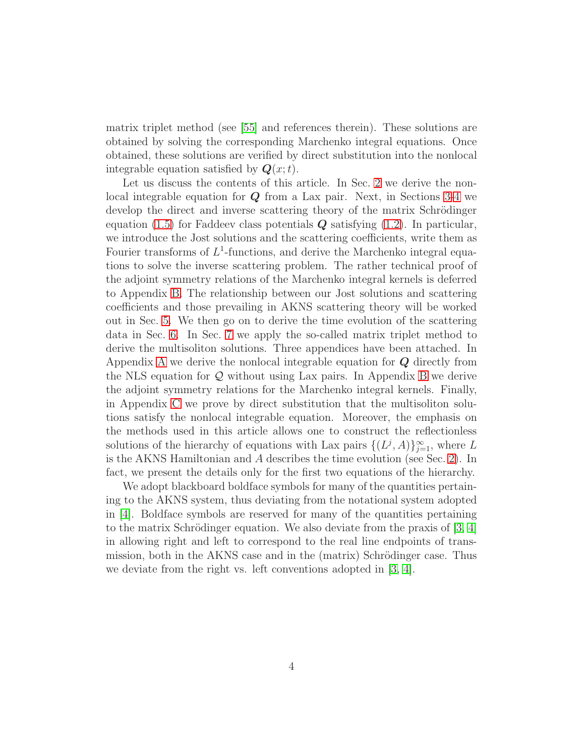matrix triplet method (see [55] and references therein). These solutions are obtained by solving the corresponding Marchenko integral equations. Once obtained, these solutions are verified by direct substitution into the nonlocal integrable equation satisfied by $\boldsymbol{Q}(x;t)$.

Let us discuss the contents of this article. In Sec. 2 we derive the nonlocal integrable equation for $\boldsymbol{Q}$ from a Lax pair. Next, in Sections 3-4 we develop the direct and inverse scattering theory of the matrix Schrödinger equation (1.5) for Faddeev class potentials $\boldsymbol{Q}$ satisfying (1.2). In particular, we introduce the Jost solutions and the scattering coefficients, write them as Fourier transforms of $L^1$-functions, and derive the Marchenko integral equations to solve the inverse scattering problem. The rather technical proof of the adjoint symmetry relations of the Marchenko integral kernels is deferred to Appendix B. The relationship between our Jost solutions and scattering coefficients and those prevailing in AKNS scattering theory will be worked out in Sec. 5. We then go on to derive the time evolution of the scattering data in Sec. 6. In Sec. 7 we apply the so-called matrix triplet method to derive the multisoliton solutions. Three appendices have been attached. In Appendix A we derive the nonlocal integrable equation for $\boldsymbol{Q}$ directly from the NLS equation for $\mathcal{Q}$ without using Lax pairs. In Appendix B we derive the adjoint symmetry relations for the Marchenko integral kernels. Finally, in Appendix C we prove by direct substitution that the multisoliton solutions satisfy the nonlocal integrable equation. Moreover, the emphasis on the methods used in this article allows one to construct the reflectionless solutions of the hierarchy of equations with Lax pairs $\{(L^j, A)\}_{j=1}^{\infty}$, where $L$ is the AKNS Hamiltonian and $A$ describes the time evolution (see Sec. 2). In fact, we present the details only for the first two equations of the hierarchy.

We adopt blackboard boldface symbols for many of the quantities pertaining to the AKNS system, thus deviating from the notational system adopted in [4]. Boldface symbols are reserved for many of the quantities pertaining to the matrix Schrödinger equation. We also deviate from the praxis of [3, 4] in allowing right and left to correspond to the real line endpoints of transmission, both in the AKNS case and in the (matrix) Schrödinger case. Thus we deviate from the right vs. left conventions adopted in [3, 4].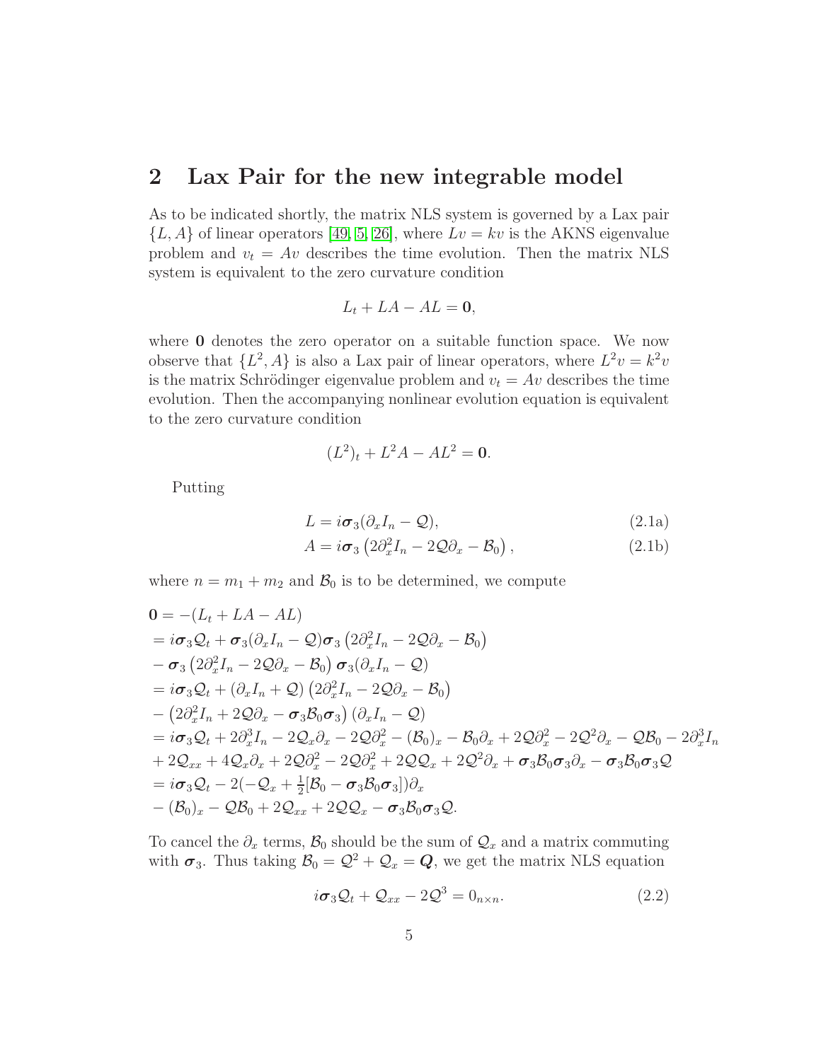## 2 Lax Pair for the new integrable model

As to be indicated shortly, the matrix NLS system is governed by a Lax pair $\{L, A\}$ of linear operators [49, 5, 26], where $Lv = kv$ is the AKNS eigenvalue problem and $v_t = Av$ describes the time evolution. Then the matrix NLS system is equivalent to the zero curvature condition

$$L_t + LA - AL = \mathbf{0},$$

where $\mathbf{0}$ denotes the zero operator on a suitable function space. We now observe that $\{L^2, A\}$ is also a Lax pair of linear operators, where $L^2 v = k^2 v$ is the matrix Schrödinger eigenvalue problem and $v_t = Av$ describes the time evolution. Then the accompanying nonlinear evolution equation is equivalent to the zero curvature condition

$$(L^2)_t + L^2 A - AL^2 = \mathbf{0}.$$

Putting

$$L = i\boldsymbol{\sigma}_3(\partial_x I_n - \mathcal{Q}), \tag{2.1a}$$

$$A = i\boldsymbol{\sigma}_3\left(2\partial_x^2 I_n - 2\mathcal{Q}\partial_x - \mathcal{B}_0\right), \tag{2.1b}$$

where $n = m_1 + m_2$ and $\mathcal{B}_0$ is to be determined, we compute

$$\begin{aligned}
\mathbf{0} &= -(L_t + LA - AL) \\
&= i\boldsymbol{\sigma}_3\mathcal{Q}_t + \boldsymbol{\sigma}_3(\partial_x I_n - \mathcal{Q})\boldsymbol{\sigma}_3\left(2\partial_x^2 I_n - 2\mathcal{Q}\partial_x - \mathcal{B}_0\right) \\
&\quad - \boldsymbol{\sigma}_3\left(2\partial_x^2 I_n - 2\mathcal{Q}\partial_x - \mathcal{B}_0\right)\boldsymbol{\sigma}_3(\partial_x I_n - \mathcal{Q}) \\
&= i\boldsymbol{\sigma}_3\mathcal{Q}_t + (\partial_x I_n + \mathcal{Q})\left(2\partial_x^2 I_n - 2\mathcal{Q}\partial_x - \mathcal{B}_0\right) \\
&\quad - \left(2\partial_x^2 I_n + 2\mathcal{Q}\partial_x - \boldsymbol{\sigma}_3\mathcal{B}_0\boldsymbol{\sigma}_3\right)(\partial_x I_n - \mathcal{Q}) \\
&= i\boldsymbol{\sigma}_3\mathcal{Q}_t + 2\partial_x^3 I_n - 2\mathcal{Q}_x\partial_x - 2\mathcal{Q}\partial_x^2 - (\mathcal{B}_0)_x - \mathcal{B}_0\partial_x + 2\mathcal{Q}\partial_x^2 - 2\mathcal{Q}^2\partial_x - \mathcal{Q}\mathcal{B}_0 - 2\partial_x^3 I_n \\
&\quad + 2\mathcal{Q}_{xx} + 4\mathcal{Q}_x\partial_x + 2\mathcal{Q}\partial_x^2 - 2\mathcal{Q}\partial_x^2 + 2\mathcal{Q}\mathcal{Q}_x + 2\mathcal{Q}^2\partial_x + \boldsymbol{\sigma}_3\mathcal{B}_0\boldsymbol{\sigma}_3\partial_x - \boldsymbol{\sigma}_3\mathcal{B}_0\boldsymbol{\sigma}_3\mathcal{Q} \\
&= i\boldsymbol{\sigma}_3\mathcal{Q}_t - 2(-\mathcal{Q}_x + \tfrac{1}{2}[\mathcal{B}_0 - \boldsymbol{\sigma}_3\mathcal{B}_0\boldsymbol{\sigma}_3])\partial_x \\
&\quad - (\mathcal{B}_0)_x - \mathcal{Q}\mathcal{B}_0 + 2\mathcal{Q}_{xx} + 2\mathcal{Q}\mathcal{Q}_x - \boldsymbol{\sigma}_3\mathcal{B}_0\boldsymbol{\sigma}_3\mathcal{Q}.
\end{aligned}$$

To cancel the $\partial_x$ terms, $\mathcal{B}_0$ should be the sum of $\mathcal{Q}_x$ and a matrix commuting with $\boldsymbol{\sigma}_3$. Thus taking $\mathcal{B}_0 = \mathcal{Q}^2 + \mathcal{Q}_x = \boldsymbol{Q}$, we get the matrix NLS equation

$$i\boldsymbol{\sigma}_3\mathcal{Q}_t + \mathcal{Q}_{xx} - 2\mathcal{Q}^3 = 0_{n\times n}. \tag{2.2}$$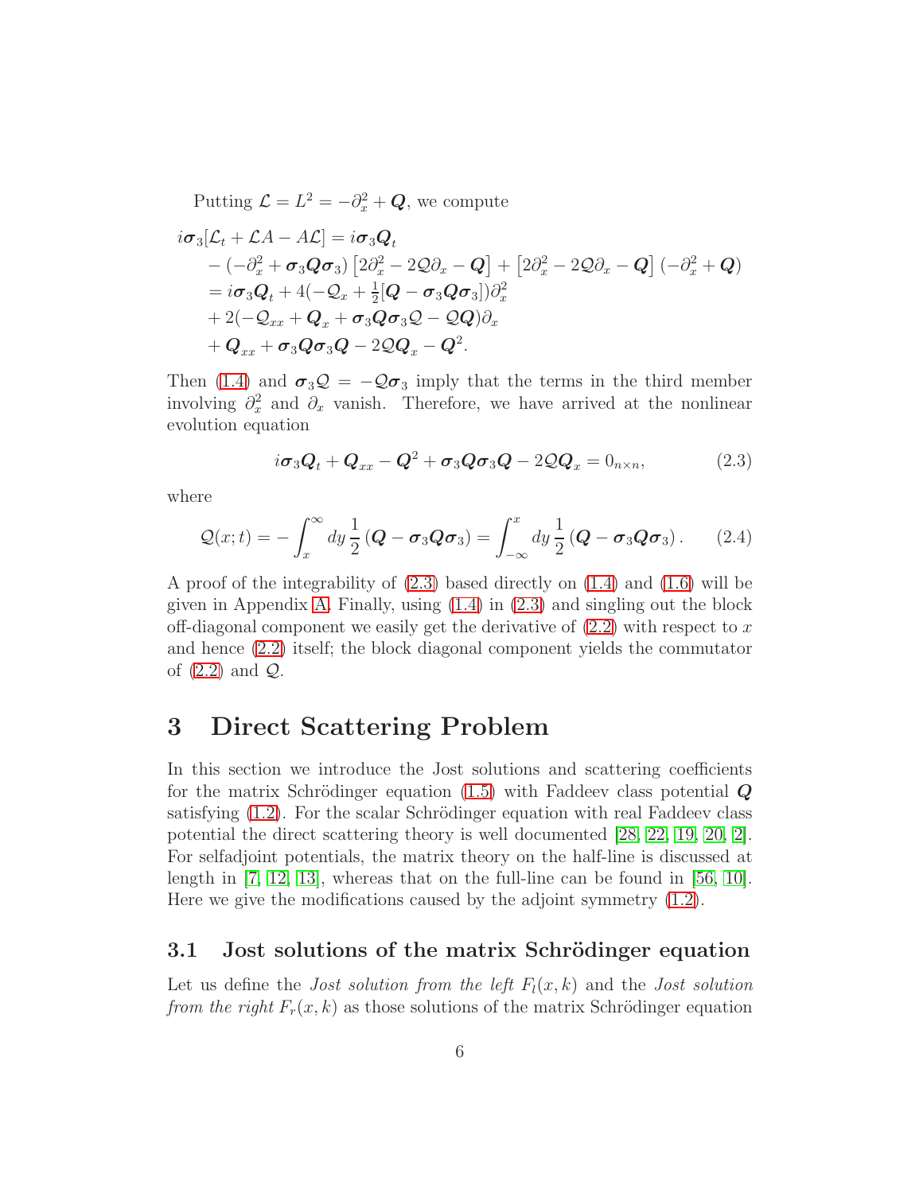Putting $\mathcal{L} = L^2 = -\partial_x^2 + \boldsymbol{Q}$, we compute

$$
\begin{aligned}
i\boldsymbol{\sigma}_3[\mathcal{L}_t + \mathcal{L}A - A\mathcal{L}] &= i\boldsymbol{\sigma}_3\boldsymbol{Q}_t \\
&\quad - (-\partial_x^2 + \boldsymbol{\sigma}_3\boldsymbol{Q}\boldsymbol{\sigma}_3)\left[2\partial_x^2 - 2\mathcal{Q}\partial_x - \boldsymbol{Q}\right] + \left[2\partial_x^2 - 2\mathcal{Q}\partial_x - \boldsymbol{Q}\right](-\partial_x^2 + \boldsymbol{Q}) \\
&= i\boldsymbol{\sigma}_3\boldsymbol{Q}_t + 4(-\mathcal{Q}_x + \tfrac{1}{2}[\boldsymbol{Q} - \boldsymbol{\sigma}_3\boldsymbol{Q}\boldsymbol{\sigma}_3])\partial_x^2 \\
&\quad + 2(-\mathcal{Q}_{xx} + \boldsymbol{Q}_x + \boldsymbol{\sigma}_3\boldsymbol{Q}\boldsymbol{\sigma}_3\mathcal{Q} - \mathcal{Q}\boldsymbol{Q})\partial_x \\
&\quad + \boldsymbol{Q}_{xx} + \boldsymbol{\sigma}_3\boldsymbol{Q}\boldsymbol{\sigma}_3\boldsymbol{Q} - 2\mathcal{Q}\boldsymbol{Q}_x - \boldsymbol{Q}^2.
\end{aligned}
$$

Then (1.4) and $\boldsymbol{\sigma}_3\mathcal{Q} = -\mathcal{Q}\boldsymbol{\sigma}_3$ imply that the terms in the third member involving $\partial_x^2$ and $\partial_x$ vanish. Therefore, we have arrived at the nonlinear evolution equation

$$
i\boldsymbol{\sigma}_3\boldsymbol{Q}_t + \boldsymbol{Q}_{xx} - \boldsymbol{Q}^2 + \boldsymbol{\sigma}_3\boldsymbol{Q}\boldsymbol{\sigma}_3\boldsymbol{Q} - 2\mathcal{Q}\boldsymbol{Q}_x = 0_{n\times n}, \tag{2.3}
$$

where

$$
\mathcal{Q}(x;t) = -\int_x^\infty dy\, \frac{1}{2}\left(\boldsymbol{Q} - \boldsymbol{\sigma}_3\boldsymbol{Q}\boldsymbol{\sigma}_3\right) = \int_{-\infty}^x dy\, \frac{1}{2}\left(\boldsymbol{Q} - \boldsymbol{\sigma}_3\boldsymbol{Q}\boldsymbol{\sigma}_3\right). \tag{2.4}
$$

A proof of the integrability of (2.3) based directly on (1.4) and (1.6) will be given in Appendix A. Finally, using (1.4) in (2.3) and singling out the block off-diagonal component we easily get the derivative of (2.2) with respect to $x$ and hence (2.2) itself; the block diagonal component yields the commutator of (2.2) and $\mathcal{Q}$.

# 3 Direct Scattering Problem

In this section we introduce the Jost solutions and scattering coefficients for the matrix Schrödinger equation (1.5) with Faddeev class potential $\boldsymbol{Q}$ satisfying (1.2). For the scalar Schrödinger equation with real Faddeev class potential the direct scattering theory is well documented [28, 22, 19, 20, 2]. For selfadjoint potentials, the matrix theory on the half-line is discussed at length in [7, 12, 13], whereas that on the full-line can be found in [56, 10]. Here we give the modifications caused by the adjoint symmetry (1.2).

## 3.1 Jost solutions of the matrix Schrödinger equation

Let us define the *Jost solution from the left* $F_l(x,k)$ and the *Jost solution from the right* $F_r(x,k)$ as those solutions of the matrix Schrödinger equation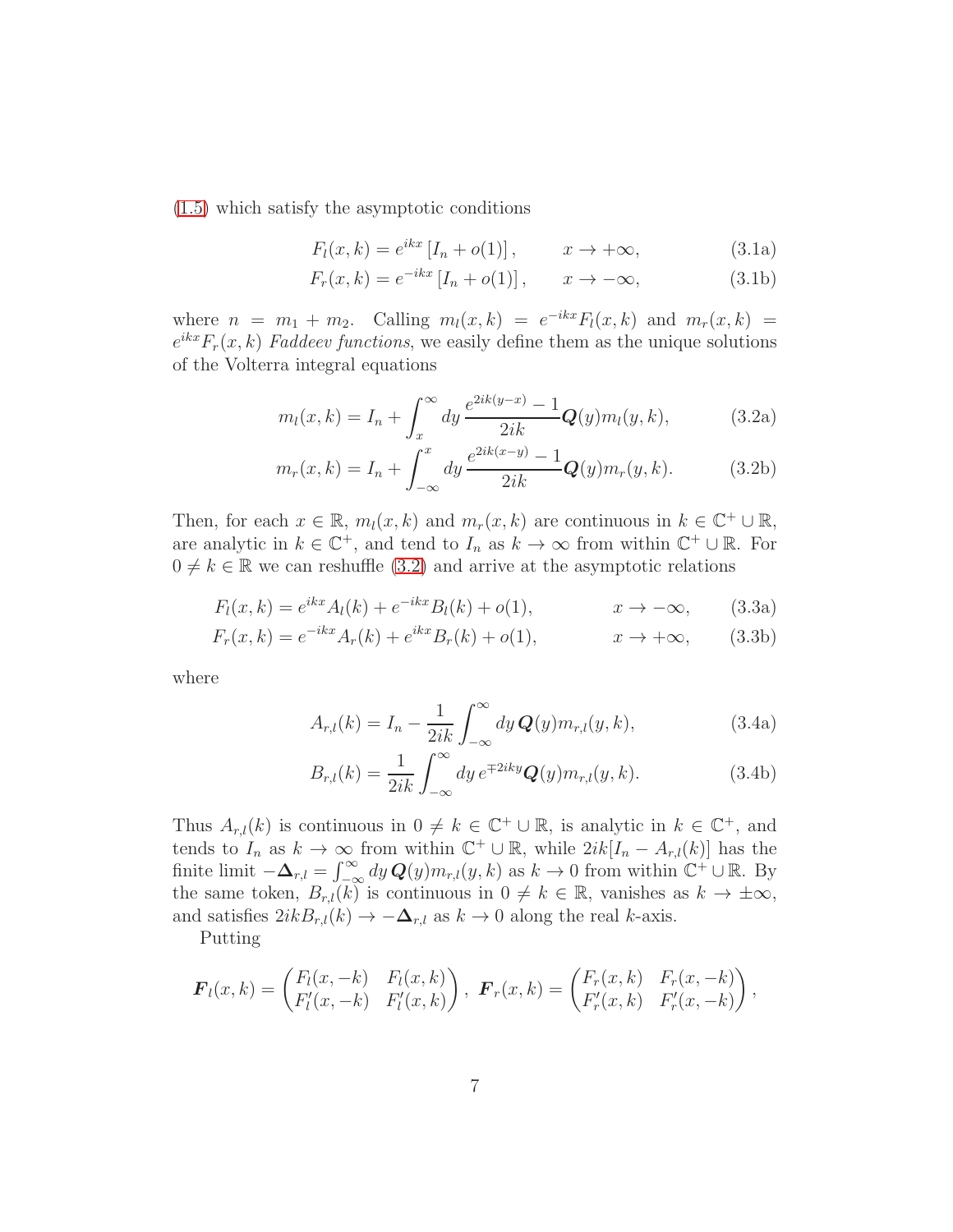(1.5) which satisfy the asymptotic conditions

$$F_l(x,k) = e^{ikx}\left[I_n + o(1)\right], \qquad x \to +\infty, \tag{3.1a}$$

$$F_r(x,k) = e^{-ikx}\left[I_n + o(1)\right], \qquad x \to -\infty, \tag{3.1b}$$

where $n = m_1 + m_2$. Calling $m_l(x,k) = e^{-ikx}F_l(x,k)$ and $m_r(x,k) = e^{ikx}F_r(x,k)$ *Faddeev functions*, we easily define them as the unique solutions of the Volterra integral equations

$$m_l(x,k) = I_n + \int_x^\infty dy\, \frac{e^{2ik(y-x)}-1}{2ik}\boldsymbol{Q}(y)m_l(y,k), \tag{3.2a}$$

$$m_r(x,k) = I_n + \int_{-\infty}^x dy\, \frac{e^{2ik(x-y)}-1}{2ik}\boldsymbol{Q}(y)m_r(y,k). \tag{3.2b}$$

Then, for each $x \in \mathbb{R}$, $m_l(x,k)$ and $m_r(x,k)$ are continuous in $k \in \mathbb{C}^+ \cup \mathbb{R}$, are analytic in $k \in \mathbb{C}^+$, and tend to $I_n$ as $k \to \infty$ from within $\mathbb{C}^+ \cup \mathbb{R}$. For $0 \neq k \in \mathbb{R}$ we can reshuffle (3.2) and arrive at the asymptotic relations

$$F_l(x,k) = e^{ikx}A_l(k) + e^{-ikx}B_l(k) + o(1), \qquad x \to -\infty, \tag{3.3a}$$

$$F_r(x,k) = e^{-ikx}A_r(k) + e^{ikx}B_r(k) + o(1), \qquad x \to +\infty, \tag{3.3b}$$

where

$$A_{r,l}(k) = I_n - \frac{1}{2ik}\int_{-\infty}^\infty dy\, \boldsymbol{Q}(y)m_{r,l}(y,k), \tag{3.4a}$$

$$B_{r,l}(k) = \frac{1}{2ik}\int_{-\infty}^\infty dy\, e^{\mp 2iky}\boldsymbol{Q}(y)m_{r,l}(y,k). \tag{3.4b}$$

Thus $A_{r,l}(k)$ is continuous in $0 \neq k \in \mathbb{C}^+ \cup \mathbb{R}$, is analytic in $k \in \mathbb{C}^+$, and tends to $I_n$ as $k \to \infty$ from within $\mathbb{C}^+ \cup \mathbb{R}$, while $2ik[I_n - A_{r,l}(k)]$ has the finite limit $-\boldsymbol{\Delta}_{r,l} = \int_{-\infty}^\infty dy\, \boldsymbol{Q}(y)m_{r,l}(y,k)$ as $k \to 0$ from within $\mathbb{C}^+ \cup \mathbb{R}$. By the same token, $B_{r,l}(k)$ is continuous in $0 \neq k \in \mathbb{R}$, vanishes as $k \to \pm\infty$, and satisfies $2ikB_{r,l}(k) \to -\boldsymbol{\Delta}_{r,l}$ as $k \to 0$ along the real $k$-axis.

Putting

$$\boldsymbol{F}_l(x,k) = \begin{pmatrix} F_l(x,-k) & F_l(x,k) \\ F_l'(x,-k) & F_l'(x,k) \end{pmatrix}, \quad \boldsymbol{F}_r(x,k) = \begin{pmatrix} F_r(x,k) & F_r(x,-k) \\ F_r'(x,k) & F_r'(x,-k) \end{pmatrix},$$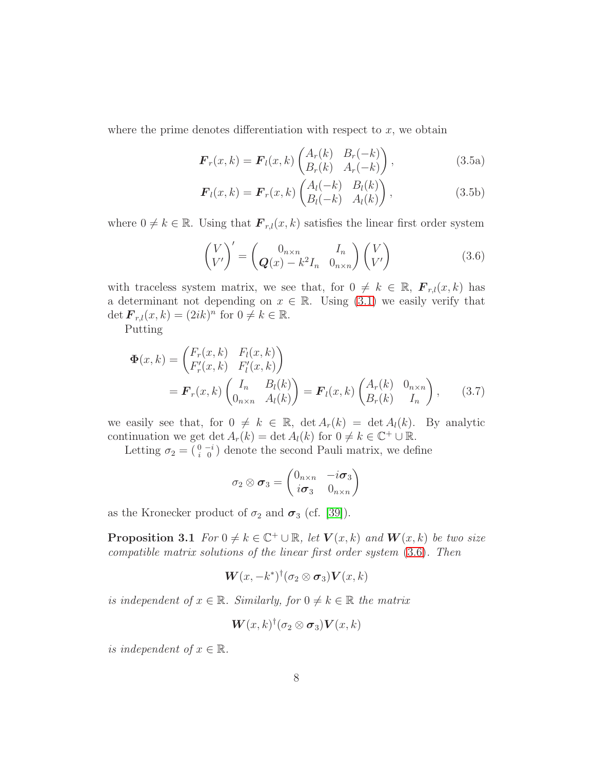where the prime denotes differentiation with respect to $x$, we obtain

$$\boldsymbol{F}_r(x,k) = \boldsymbol{F}_l(x,k) \begin{pmatrix} A_r(k) & B_r(-k) \\ B_r(k) & A_r(-k) \end{pmatrix}, \tag{3.5a}$$

$$\boldsymbol{F}_l(x,k) = \boldsymbol{F}_r(x,k) \begin{pmatrix} A_l(-k) & B_l(k) \\ B_l(-k) & A_l(k) \end{pmatrix}, \tag{3.5b}$$

where $0 \neq k \in \mathbb{R}$. Using that $\boldsymbol{F}_{r,l}(x,k)$ satisfies the linear first order system

$$\begin{pmatrix} V \\ V' \end{pmatrix}' = \begin{pmatrix} 0_{n\times n} & I_n \\ \boldsymbol{Q}(x) - k^2 I_n & 0_{n\times n} \end{pmatrix} \begin{pmatrix} V \\ V' \end{pmatrix} \tag{3.6}$$

with traceless system matrix, we see that, for $0 \neq k \in \mathbb{R}$, $\boldsymbol{F}_{r,l}(x,k)$ has a determinant not depending on $x \in \mathbb{R}$. Using (3.1) we easily verify that $\det \boldsymbol{F}_{r,l}(x,k) = (2ik)^n$ for $0 \neq k \in \mathbb{R}$.

Putting

$$\begin{aligned}
\boldsymbol{\Phi}(x,k) &= \begin{pmatrix} F_r(x,k) & F_l(x,k) \\ F_r'(x,k) & F_l'(x,k) \end{pmatrix} \\
&= \boldsymbol{F}_r(x,k) \begin{pmatrix} I_n & B_l(k) \\ 0_{n\times n} & A_l(k) \end{pmatrix} = \boldsymbol{F}_l(x,k) \begin{pmatrix} A_r(k) & 0_{n\times n} \\ B_r(k) & I_n \end{pmatrix},
\end{aligned} \tag{3.7}$$

we easily see that, for $0 \neq k \in \mathbb{R}$, $\det A_r(k) = \det A_l(k)$. By analytic continuation we get $\det A_r(k) = \det A_l(k)$ for $0 \neq k \in \mathbb{C}^+ \cup \mathbb{R}$.

Letting $\sigma_2 = \left(\begin{smallmatrix} 0 & -i \\ i & 0 \end{smallmatrix}\right)$ denote the second Pauli matrix, we define

$$\sigma_2 \otimes \boldsymbol{\sigma}_3 = \begin{pmatrix} 0_{n\times n} & -i\boldsymbol{\sigma}_3 \\ i\boldsymbol{\sigma}_3 & 0_{n\times n} \end{pmatrix}$$

as the Kronecker product of $\sigma_2$ and $\boldsymbol{\sigma}_3$ (cf. [39]).

**Proposition 3.1** *For $0 \neq k \in \mathbb{C}^+ \cup \mathbb{R}$, let $\boldsymbol{V}(x,k)$ and $\boldsymbol{W}(x,k)$ be two size compatible matrix solutions of the linear first order system (3.6). Then*

$$\boldsymbol{W}(x,-k^*)^\dagger (\sigma_2 \otimes \boldsymbol{\sigma}_3) \boldsymbol{V}(x,k)$$

*is independent of $x \in \mathbb{R}$. Similarly, for $0 \neq k \in \mathbb{R}$ the matrix*

$$\boldsymbol{W}(x,k)^\dagger (\sigma_2 \otimes \boldsymbol{\sigma}_3) \boldsymbol{V}(x,k)$$

*is independent of $x \in \mathbb{R}$.*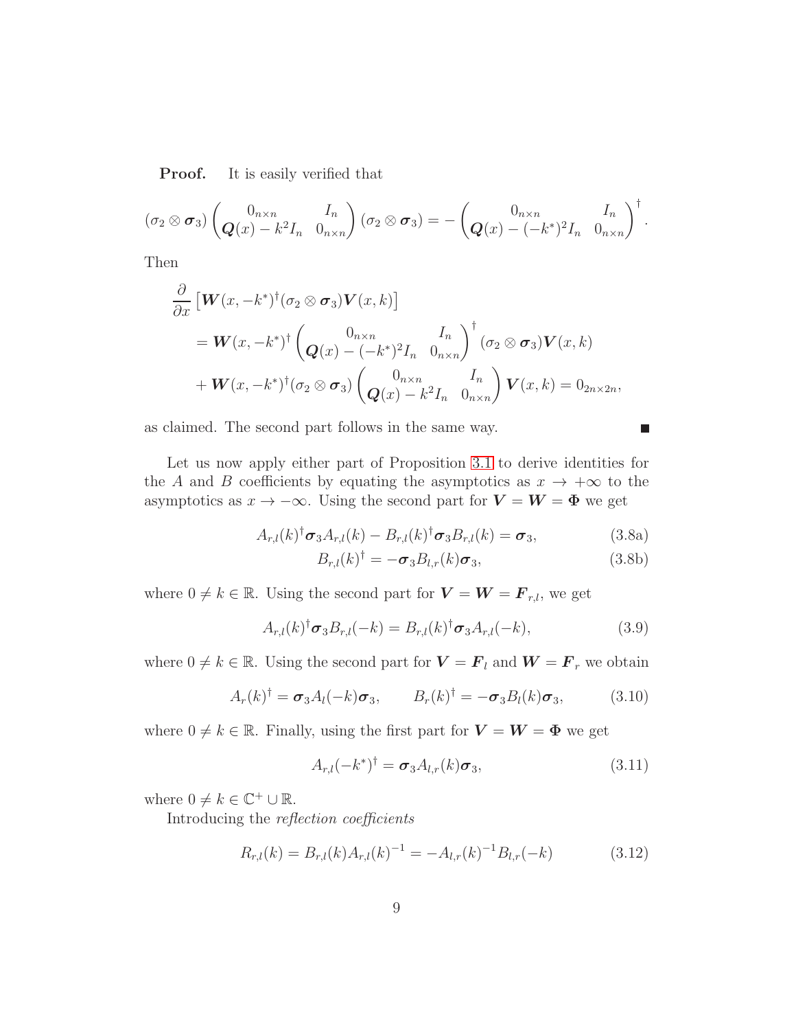**Proof.** It is easily verified that

$$(\sigma_2 \otimes \boldsymbol{\sigma}_3) \begin{pmatrix} 0_{n\times n} & I_n \\ \boldsymbol{Q}(x) - k^2 I_n & 0_{n\times n} \end{pmatrix} (\sigma_2 \otimes \boldsymbol{\sigma}_3) = - \begin{pmatrix} 0_{n\times n} & I_n \\ \boldsymbol{Q}(x) - (-k^*)^2 I_n & 0_{n\times n} \end{pmatrix}^\dagger .$$

Then

$$\begin{aligned} &\frac{\partial}{\partial x} \left[ \boldsymbol{W}(x,-k^*)^\dagger (\sigma_2 \otimes \boldsymbol{\sigma}_3) \boldsymbol{V}(x,k) \right] \\ &\quad = \boldsymbol{W}(x,-k^*)^\dagger \begin{pmatrix} 0_{n\times n} & I_n \\ \boldsymbol{Q}(x) - (-k^*)^2 I_n & 0_{n\times n} \end{pmatrix}^\dagger (\sigma_2 \otimes \boldsymbol{\sigma}_3) \boldsymbol{V}(x,k) \\ &\quad + \boldsymbol{W}(x,-k^*)^\dagger (\sigma_2 \otimes \boldsymbol{\sigma}_3) \begin{pmatrix} 0_{n\times n} & I_n \\ \boldsymbol{Q}(x) - k^2 I_n & 0_{n\times n} \end{pmatrix} \boldsymbol{V}(x,k) = 0_{2n\times 2n}, \end{aligned}$$

as claimed. The second part follows in the same way. ∎

Let us now apply either part of Proposition 3.1 to derive identities for the $A$ and $B$ coefficients by equating the asymptotics as $x \to +\infty$ to the asymptotics as $x \to -\infty$. Using the second part for $\boldsymbol{V} = \boldsymbol{W} = \boldsymbol{\Phi}$ we get

$$A_{r,l}(k)^\dagger \boldsymbol{\sigma}_3 A_{r,l}(k) - B_{r,l}(k)^\dagger \boldsymbol{\sigma}_3 B_{r,l}(k) = \boldsymbol{\sigma}_3, \tag{3.8a}$$

$$B_{r,l}(k)^\dagger = -\boldsymbol{\sigma}_3 B_{l,r}(k) \boldsymbol{\sigma}_3, \tag{3.8b}$$

where $0 \neq k \in \mathbb{R}$. Using the second part for $\boldsymbol{V} = \boldsymbol{W} = \boldsymbol{F}_{r,l}$, we get

$$A_{r,l}(k)^\dagger \boldsymbol{\sigma}_3 B_{r,l}(-k) = B_{r,l}(k)^\dagger \boldsymbol{\sigma}_3 A_{r,l}(-k), \tag{3.9}$$

where $0 \neq k \in \mathbb{R}$. Using the second part for $\boldsymbol{V} = \boldsymbol{F}_l$ and $\boldsymbol{W} = \boldsymbol{F}_r$ we obtain

$$A_r(k)^\dagger = \boldsymbol{\sigma}_3 A_l(-k) \boldsymbol{\sigma}_3, \qquad B_r(k)^\dagger = -\boldsymbol{\sigma}_3 B_l(k) \boldsymbol{\sigma}_3, \tag{3.10}$$

where $0 \neq k \in \mathbb{R}$. Finally, using the first part for $\boldsymbol{V} = \boldsymbol{W} = \boldsymbol{\Phi}$ we get

$$A_{r,l}(-k^*)^\dagger = \boldsymbol{\sigma}_3 A_{l,r}(k) \boldsymbol{\sigma}_3, \tag{3.11}$$

where $0 \neq k \in \mathbb{C}^+ \cup \mathbb{R}$.

Introducing the *reflection coefficients*

$$R_{r,l}(k) = B_{r,l}(k) A_{r,l}(k)^{-1} = -A_{l,r}(k)^{-1} B_{l,r}(-k) \tag{3.12}$$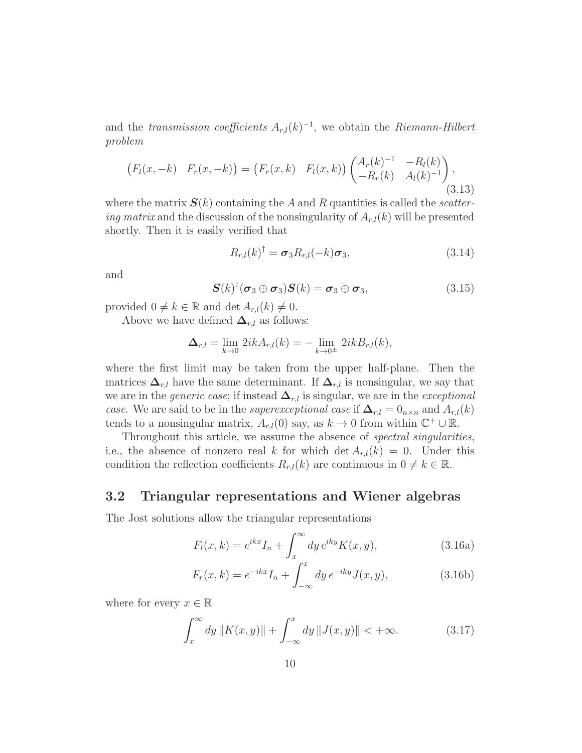and the *transmission coefficients* $A_{r,l}(k)^{-1}$, we obtain the *Riemann-Hilbert problem*

$$\begin{pmatrix} F_l(x,-k) & F_r(x,-k) \end{pmatrix} = \begin{pmatrix} F_r(x,k) & F_l(x,k) \end{pmatrix} \begin{pmatrix} A_r(k)^{-1} & -R_l(k) \\ -R_r(k) & A_l(k)^{-1} \end{pmatrix}, \tag{3.13}$$

where the matrix $\boldsymbol{S}(k)$ containing the $A$ and $R$ quantities is called the *scattering matrix* and the discussion of the nonsingularity of $A_{r,l}(k)$ will be presented shortly. Then it is easily verified that

$$R_{r,l}(k)^{\dagger} = \boldsymbol{\sigma}_3 R_{r,l}(-k) \boldsymbol{\sigma}_3, \tag{3.14}$$

and

$$\boldsymbol{S}(k)^{\dagger}(\boldsymbol{\sigma}_3 \oplus \boldsymbol{\sigma}_3)\boldsymbol{S}(k) = \boldsymbol{\sigma}_3 \oplus \boldsymbol{\sigma}_3, \tag{3.15}$$

provided $0 \neq k \in \mathbb{R}$ and $\det A_{r,l}(k) \neq 0$.

Above we have defined $\boldsymbol{\Delta}_{r,l}$ as follows:

$$\boldsymbol{\Delta}_{r,l} = \lim_{k \to 0} 2ikA_{r,l}(k) = -\lim_{k \to 0^{\pm}} 2ikB_{r,l}(k),$$

where the first limit may be taken from the upper half-plane. Then the matrices $\boldsymbol{\Delta}_{r,l}$ have the same determinant. If $\boldsymbol{\Delta}_{r,l}$ is nonsingular, we say that we are in the *generic case*; if instead $\boldsymbol{\Delta}_{r,l}$ is singular, we are in the *exceptional case.* We are said to be in the *superexceptional case* if $\boldsymbol{\Delta}_{r,l} = 0_{n \times n}$ and $A_{r,l}(k)$ tends to a nonsingular matrix, $A_{r,l}(0)$ say, as $k \to 0$ from within $\mathbb{C}^+ \cup \mathbb{R}$.

Throughout this article, we assume the absence of *spectral singularities*, i.e., the absence of nonzero real $k$ for which $\det A_{r,l}(k) = 0$. Under this condition the reflection coefficients $R_{r,l}(k)$ are continuous in $0 \neq k \in \mathbb{R}$.

## 3.2 Triangular representations and Wiener algebras

The Jost solutions allow the triangular representations

$$F_l(x,k) = e^{ikx} I_n + \int_x^{\infty} dy\, e^{iky} K(x,y), \tag{3.16a}$$

$$F_r(x,k) = e^{-ikx} I_n + \int_{-\infty}^{x} dy\, e^{-iky} J(x,y), \tag{3.16b}$$

where for every $x \in \mathbb{R}$

$$\int_x^{\infty} dy\, \|K(x,y)\| + \int_{-\infty}^{x} dy\, \|J(x,y)\| < +\infty. \tag{3.17}$$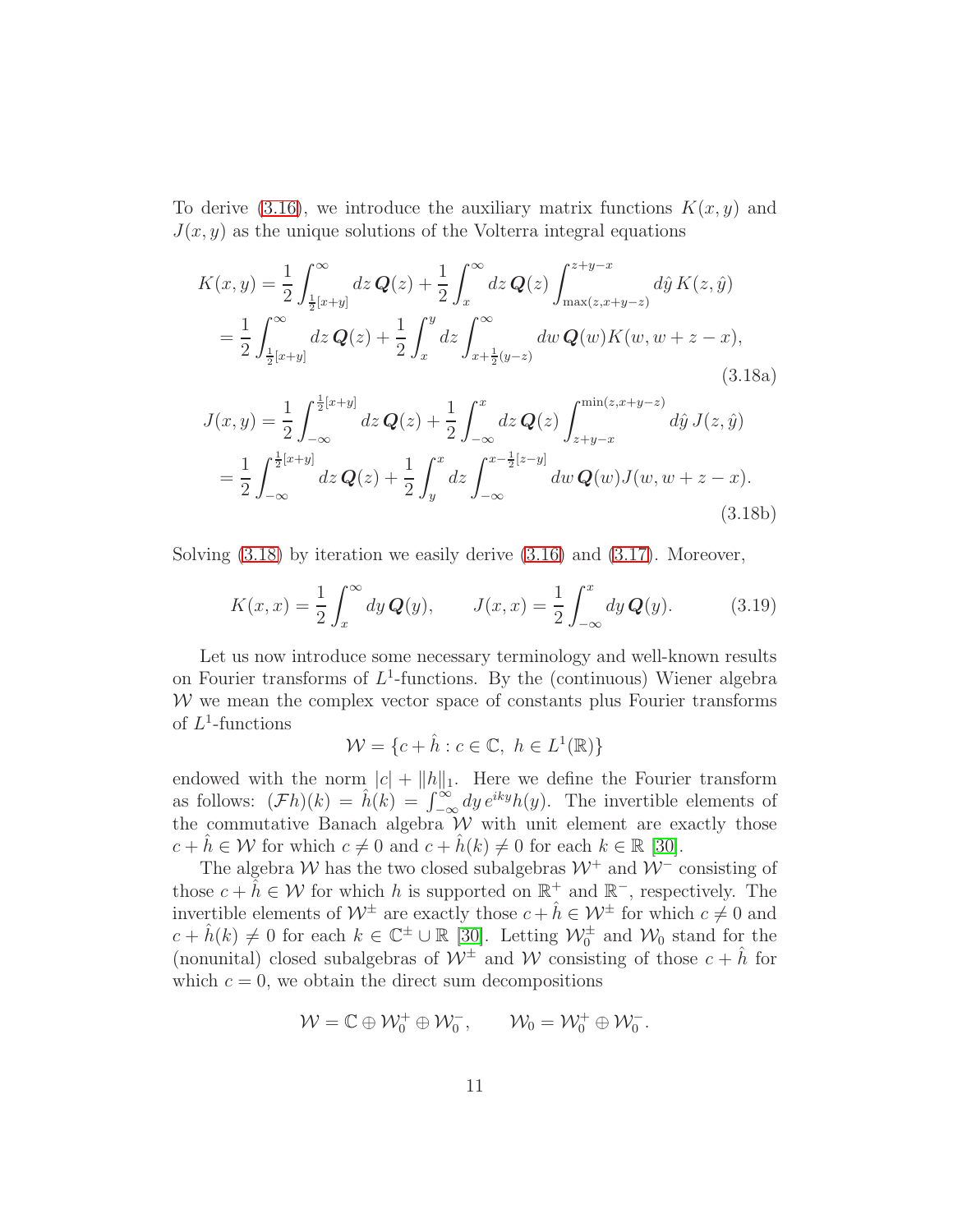To derive (3.16), we introduce the auxiliary matrix functions $K(x,y)$ and $J(x,y)$ as the unique solutions of the Volterra integral equations

$$
\begin{aligned}
K(x,y) &= \frac{1}{2}\int_{\frac{1}{2}[x+y]}^{\infty} dz\, \boldsymbol{Q}(z) + \frac{1}{2}\int_{x}^{\infty} dz\, \boldsymbol{Q}(z) \int_{\max(z,x+y-z)}^{z+y-x} d\hat{y}\, K(z,\hat{y}) \\
&= \frac{1}{2}\int_{\frac{1}{2}[x+y]}^{\infty} dz\, \boldsymbol{Q}(z) + \frac{1}{2}\int_{x}^{y} dz \int_{x+\frac{1}{2}(y-z)}^{\infty} dw\, \boldsymbol{Q}(w) K(w, w+z-x),
\end{aligned} \tag{3.18a}
$$

$$
\begin{aligned}
J(x,y) &= \frac{1}{2}\int_{-\infty}^{\frac{1}{2}[x+y]} dz\, \boldsymbol{Q}(z) + \frac{1}{2}\int_{-\infty}^{x} dz\, \boldsymbol{Q}(z) \int_{z+y-x}^{\min(z,x+y-z)} d\hat{y}\, J(z,\hat{y}) \\
&= \frac{1}{2}\int_{-\infty}^{\frac{1}{2}[x+y]} dz\, \boldsymbol{Q}(z) + \frac{1}{2}\int_{y}^{x} dz \int_{-\infty}^{x-\frac{1}{2}[z-y]} dw\, \boldsymbol{Q}(w) J(w, w+z-x).
\end{aligned} \tag{3.18b}
$$

Solving (3.18) by iteration we easily derive (3.16) and (3.17). Moreover,

$$
K(x,x) = \frac{1}{2}\int_{x}^{\infty} dy\, \boldsymbol{Q}(y), \qquad J(x,x) = \frac{1}{2}\int_{-\infty}^{x} dy\, \boldsymbol{Q}(y). \tag{3.19}
$$

Let us now introduce some necessary terminology and well-known results on Fourier transforms of $L^1$-functions. By the (continuous) Wiener algebra $\mathcal{W}$ we mean the complex vector space of constants plus Fourier transforms of $L^1$-functions

$$
\mathcal{W} = \{c + \hat{h} : c \in \mathbb{C},\ h \in L^1(\mathbb{R})\}
$$

endowed with the norm $|c| + \|h\|_1$. Here we define the Fourier transform as follows: $(\mathcal{F}h)(k) = \hat{h}(k) = \int_{-\infty}^{\infty} dy\, e^{iky} h(y)$. The invertible elements of the commutative Banach algebra $\mathcal{W}$ with unit element are exactly those $c + \hat{h} \in \mathcal{W}$ for which $c \neq 0$ and $c + \hat{h}(k) \neq 0$ for each $k \in \mathbb{R}$ [30].

The algebra $\mathcal{W}$ has the two closed subalgebras $\mathcal{W}^+$ and $\mathcal{W}^-$ consisting of those $c + \hat{h} \in \mathcal{W}$ for which $h$ is supported on $\mathbb{R}^+$ and $\mathbb{R}^-$, respectively. The invertible elements of $\mathcal{W}^\pm$ are exactly those $c + \hat{h} \in \mathcal{W}^\pm$ for which $c \neq 0$ and $c + \hat{h}(k) \neq 0$ for each $k \in \mathbb{C}^\pm \cup \mathbb{R}$ [30]. Letting $\mathcal{W}_0^\pm$ and $\mathcal{W}_0$ stand for the (nonunital) closed subalgebras of $\mathcal{W}^\pm$ and $\mathcal{W}$ consisting of those $c + \hat{h}$ for which $c = 0$, we obtain the direct sum decompositions

$$
\mathcal{W} = \mathbb{C} \oplus \mathcal{W}_0^+ \oplus \mathcal{W}_0^-, \qquad \mathcal{W}_0 = \mathcal{W}_0^+ \oplus \mathcal{W}_0^-.
$$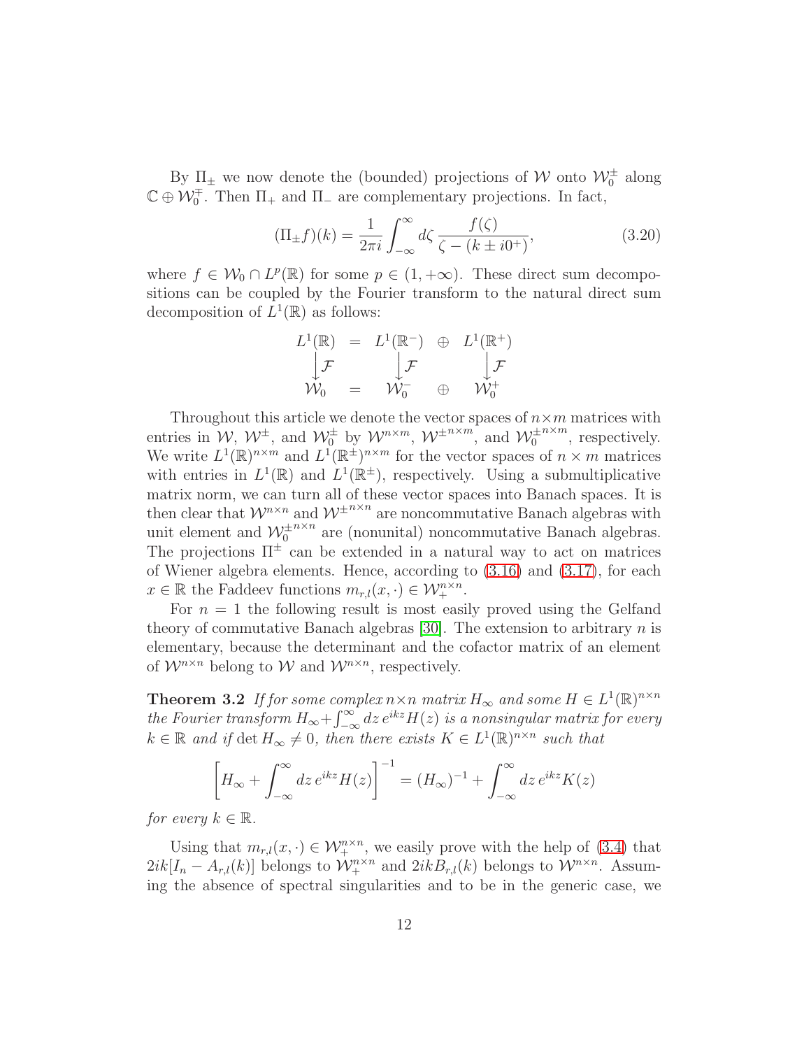By $\Pi_\pm$ we now denote the (bounded) projections of $\mathcal{W}$ onto $\mathcal{W}_0^\pm$ along $\mathbb{C} \oplus \mathcal{W}_0^\mp$. Then $\Pi_+$ and $\Pi_-$ are complementary projections. In fact,

$$(\Pi_\pm f)(k) = \frac{1}{2\pi i} \int_{-\infty}^{\infty} d\zeta \, \frac{f(\zeta)}{\zeta - (k \pm i0^+)}, \tag{3.20}$$

where $f \in \mathcal{W}_0 \cap L^p(\mathbb{R})$ for some $p \in (1, +\infty)$. These direct sum decompositions can be coupled by the Fourier transform to the natural direct sum decomposition of $L^1(\mathbb{R})$ as follows:

$$\begin{array}{ccccc} L^1(\mathbb{R}) & = & L^1(\mathbb{R}^-) & \oplus & L^1(\mathbb{R}^+) \\ \big\downarrow \mathcal{F} & & \big\downarrow \mathcal{F} & & \big\downarrow \mathcal{F} \\ \mathcal{W}_0 & = & \mathcal{W}_0^- & \oplus & \mathcal{W}_0^+ \end{array}$$

Throughout this article we denote the vector spaces of $n \times m$ matrices with entries in $\mathcal{W}$, $\mathcal{W}^\pm$, and $\mathcal{W}_0^\pm$ by $\mathcal{W}^{n\times m}$, $\mathcal{W}^{\pm\, n\times m}$, and $\mathcal{W}_0^{\pm\, n\times m}$, respectively. We write $L^1(\mathbb{R})^{n\times m}$ and $L^1(\mathbb{R}^\pm)^{n\times m}$ for the vector spaces of $n \times m$ matrices with entries in $L^1(\mathbb{R})$ and $L^1(\mathbb{R}^\pm)$, respectively. Using a submultiplicative matrix norm, we can turn all of these vector spaces into Banach spaces. It is then clear that $\mathcal{W}^{n\times n}$ and $\mathcal{W}^{\pm\, n\times n}$ are noncommutative Banach algebras with unit element and $\mathcal{W}_0^{\pm\, n\times n}$ are (nonunital) noncommutative Banach algebras. The projections $\Pi^\pm$ can be extended in a natural way to act on matrices of Wiener algebra elements. Hence, according to (3.16) and (3.17), for each $x \in \mathbb{R}$ the Faddeev functions $m_{r,l}(x, \cdot) \in \mathcal{W}_+^{n\times n}$.

For $n = 1$ the following result is most easily proved using the Gelfand theory of commutative Banach algebras [30]. The extension to arbitrary $n$ is elementary, because the determinant and the cofactor matrix of an element of $\mathcal{W}^{n\times n}$ belong to $\mathcal{W}$ and $\mathcal{W}^{n\times n}$, respectively.

**Theorem 3.2** *If for some complex $n\times n$ matrix $H_\infty$ and some $H \in L^1(\mathbb{R})^{n\times n}$ the Fourier transform $H_\infty + \int_{-\infty}^{\infty} dz \, e^{ikz} H(z)$ is a nonsingular matrix for every $k \in \mathbb{R}$ and if $\det H_\infty \neq 0$, then there exists $K \in L^1(\mathbb{R})^{n\times n}$ such that*

$$\left[ H_\infty + \int_{-\infty}^{\infty} dz \, e^{ikz} H(z) \right]^{-1} = (H_\infty)^{-1} + \int_{-\infty}^{\infty} dz \, e^{ikz} K(z)$$

*for every $k \in \mathbb{R}$.*

Using that $m_{r,l}(x, \cdot) \in \mathcal{W}_+^{n\times n}$, we easily prove with the help of (3.4) that $2ik[I_n - A_{r,l}(k)]$ belongs to $\mathcal{W}_+^{n\times n}$ and $2ikB_{r,l}(k)$ belongs to $\mathcal{W}^{n\times n}$. Assuming the absence of spectral singularities and to be in the generic case, we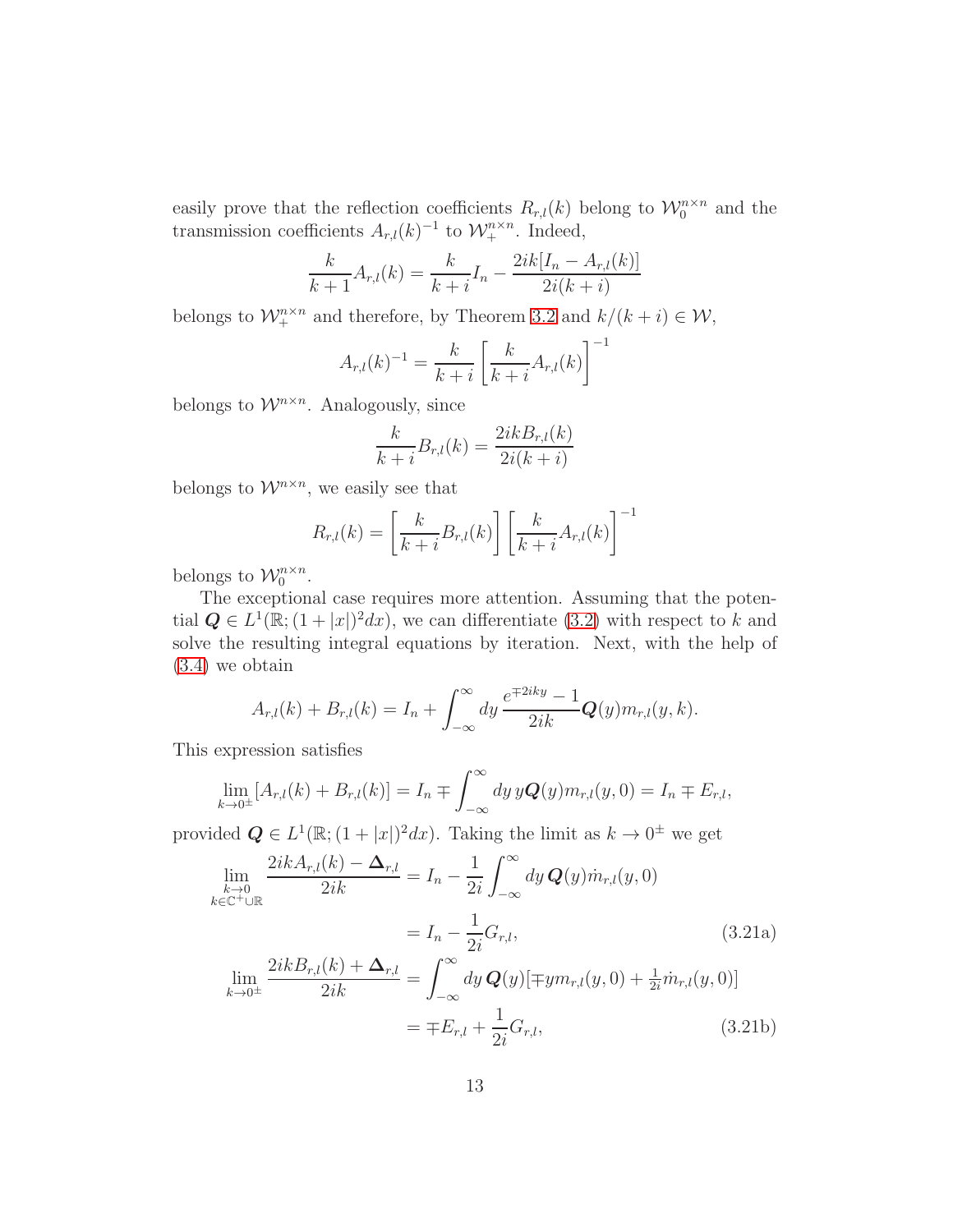easily prove that the reflection coefficients $R_{r,l}(k)$ belong to $\mathcal{W}_0^{n\times n}$ and the transmission coefficients $A_{r,l}(k)^{-1}$ to $\mathcal{W}_+^{n\times n}$. Indeed,

$$\frac{k}{k+1}A_{r,l}(k) = \frac{k}{k+i}I_n - \frac{2ik[I_n - A_{r,l}(k)]}{2i(k+i)}$$

belongs to $\mathcal{W}_+^{n\times n}$ and therefore, by Theorem 3.2 and $k/(k+i) \in \mathcal{W}$,

$$A_{r,l}(k)^{-1} = \frac{k}{k+i}\left[\frac{k}{k+i}A_{r,l}(k)\right]^{-1}$$

belongs to $\mathcal{W}^{n\times n}$. Analogously, since

$$\frac{k}{k+i}B_{r,l}(k) = \frac{2ikB_{r,l}(k)}{2i(k+i)}$$

belongs to $\mathcal{W}^{n\times n}$, we easily see that

$$R_{r,l}(k) = \left[\frac{k}{k+i}B_{r,l}(k)\right]\left[\frac{k}{k+i}A_{r,l}(k)\right]^{-1}$$

belongs to $\mathcal{W}_0^{n\times n}$.

The exceptional case requires more attention. Assuming that the potential $\boldsymbol{Q} \in L^1(\mathbb{R};(1+|x|)^2dx)$, we can differentiate (3.2) with respect to $k$ and solve the resulting integral equations by iteration. Next, with the help of (3.4) we obtain

$$A_{r,l}(k) + B_{r,l}(k) = I_n + \int_{-\infty}^{\infty} dy\, \frac{e^{\mp 2iky} - 1}{2ik}\boldsymbol{Q}(y)m_{r,l}(y,k).$$

This expression satisfies

$$\lim_{k\to 0^{\pm}}[A_{r,l}(k) + B_{r,l}(k)] = I_n \mp \int_{-\infty}^{\infty} dy\, y\boldsymbol{Q}(y)m_{r,l}(y,0) = I_n \mp E_{r,l},$$

provided $\boldsymbol{Q} \in L^1(\mathbb{R};(1+|x|)^2dx)$. Taking the limit as $k \to 0^{\pm}$ we get

$$\begin{aligned}
\lim_{\substack{k\to 0\\ k\in\mathbb{C}^+\cup\mathbb{R}}} \frac{2ikA_{r,l}(k) - \boldsymbol{\Delta}_{r,l}}{2ik} &= I_n - \frac{1}{2i}\int_{-\infty}^{\infty} dy\, \boldsymbol{Q}(y)\dot{m}_{r,l}(y,0) \\
&= I_n - \frac{1}{2i}G_{r,l}, \qquad\qquad (3.21a)\\
\lim_{k\to 0^{\pm}} \frac{2ikB_{r,l}(k) + \boldsymbol{\Delta}_{r,l}}{2ik} &= \int_{-\infty}^{\infty} dy\, \boldsymbol{Q}(y)[\mp y m_{r,l}(y,0) + \tfrac{1}{2i}\dot{m}_{r,l}(y,0)] \\
&= \mp E_{r,l} + \frac{1}{2i}G_{r,l}, \qquad\qquad (3.21b)
\end{aligned}$$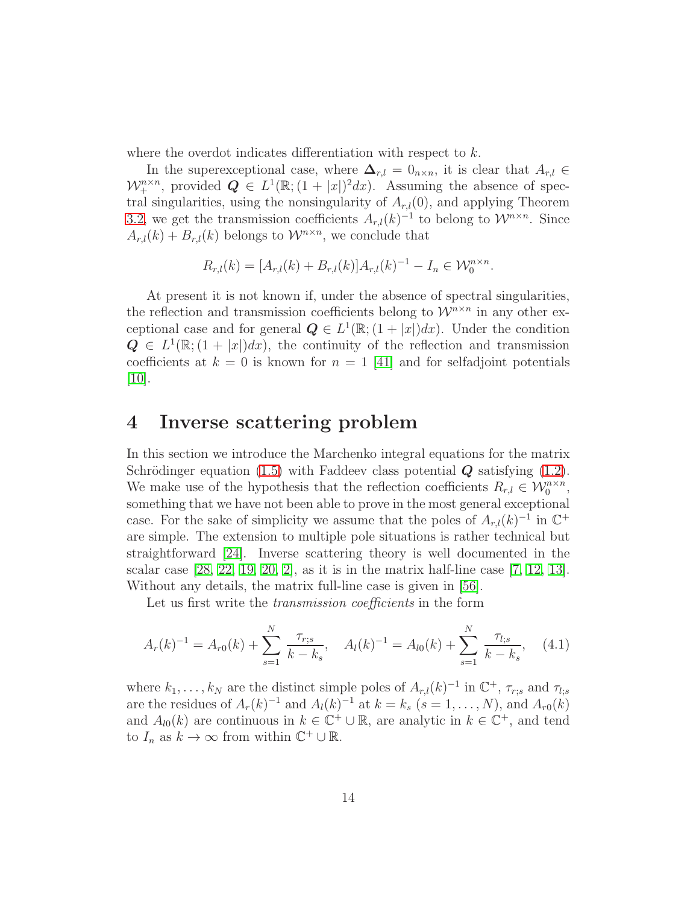where the overdot indicates differentiation with respect to $k$.

In the superexceptional case, where $\boldsymbol{\Delta}_{r,l} = 0_{n\times n}$, it is clear that $A_{r,l} \in \mathcal{W}_+^{n\times n}$, provided $\boldsymbol{Q} \in L^1(\mathbb{R}; (1+|x|)^2 dx)$. Assuming the absence of spectral singularities, using the nonsingularity of $A_{r,l}(0)$, and applying Theorem 3.2, we get the transmission coefficients $A_{r,l}(k)^{-1}$ to belong to $\mathcal{W}^{n\times n}$. Since $A_{r,l}(k) + B_{r,l}(k)$ belongs to $\mathcal{W}^{n\times n}$, we conclude that

$$R_{r,l}(k) = [A_{r,l}(k) + B_{r,l}(k)]A_{r,l}(k)^{-1} - I_n \in \mathcal{W}_0^{n\times n}.$$

At present it is not known if, under the absence of spectral singularities, the reflection and transmission coefficients belong to $\mathcal{W}^{n\times n}$ in any other exceptional case and for general $\boldsymbol{Q} \in L^1(\mathbb{R}; (1+|x|)dx)$. Under the condition $\boldsymbol{Q} \in L^1(\mathbb{R}; (1+|x|)dx)$, the continuity of the reflection and transmission coefficients at $k=0$ is known for $n=1$ [41] and for selfadjoint potentials [10].

# 4 Inverse scattering problem

In this section we introduce the Marchenko integral equations for the matrix Schrödinger equation (1.5) with Faddeev class potential $\boldsymbol{Q}$ satisfying (1.2). We make use of the hypothesis that the reflection coefficients $R_{r,l} \in \mathcal{W}_0^{n\times n}$, something that we have not been able to prove in the most general exceptional case. For the sake of simplicity we assume that the poles of $A_{r,l}(k)^{-1}$ in $\mathbb{C}^+$ are simple. The extension to multiple pole situations is rather technical but straightforward [24]. Inverse scattering theory is well documented in the scalar case [28, 22, 19, 20, 2], as it is in the matrix half-line case [7, 12, 13]. Without any details, the matrix full-line case is given in [56].

Let us first write the *transmission coefficients* in the form

$$A_r(k)^{-1} = A_{r0}(k) + \sum_{s=1}^{N} \frac{\tau_{r;s}}{k-k_s}, \quad A_l(k)^{-1} = A_{l0}(k) + \sum_{s=1}^{N} \frac{\tau_{l;s}}{k-k_s}, \quad (4.1)$$

where $k_1, \ldots, k_N$ are the distinct simple poles of $A_{r,l}(k)^{-1}$ in $\mathbb{C}^+$, $\tau_{r;s}$ and $\tau_{l;s}$ are the residues of $A_r(k)^{-1}$ and $A_l(k)^{-1}$ at $k = k_s$ $(s = 1, \ldots, N)$, and $A_{r0}(k)$ and $A_{l0}(k)$ are continuous in $k \in \mathbb{C}^+ \cup \mathbb{R}$, are analytic in $k \in \mathbb{C}^+$, and tend to $I_n$ as $k \to \infty$ from within $\mathbb{C}^+ \cup \mathbb{R}$.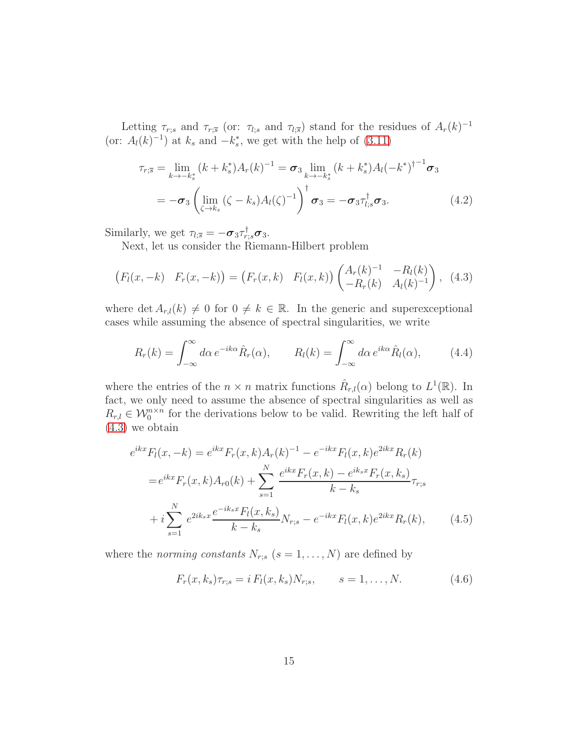Letting $\tau_{r;s}$ and $\tau_{r;\overline{s}}$ (or: $\tau_{l;s}$ and $\tau_{l;\overline{s}}$) stand for the residues of $A_r(k)^{-1}$ (or: $A_l(k)^{-1}$) at $k_s$ and $-k_s^*$, we get with the help of (3.11)

$$
\begin{aligned}
\tau_{r;\overline{s}} &= \lim_{k\to -k_s^*} (k+k_s^*) A_r(k)^{-1} = \boldsymbol{\sigma}_3 \lim_{k\to -k_s^*} (k+k_s^*) A_l(-k^*)^{\dagger^{-1}} \boldsymbol{\sigma}_3 \\
&= -\boldsymbol{\sigma}_3 \left( \lim_{\zeta\to k_s} (\zeta - k_s) A_l(\zeta)^{-1} \right)^{\dagger} \boldsymbol{\sigma}_3 = -\boldsymbol{\sigma}_3 \tau_{l;s}^{\dagger} \boldsymbol{\sigma}_3. 
\end{aligned} \tag{4.2}
$$

Similarly, we get $\tau_{l;\overline{s}} = -\boldsymbol{\sigma}_3 \tau_{r;s}^{\dagger} \boldsymbol{\sigma}_3$.

Next, let us consider the Riemann-Hilbert problem

$$
\begin{pmatrix} F_l(x,-k) & F_r(x,-k) \end{pmatrix} = \begin{pmatrix} F_r(x,k) & F_l(x,k) \end{pmatrix} \begin{pmatrix} A_r(k)^{-1} & -R_l(k) \\ -R_r(k) & A_l(k)^{-1} \end{pmatrix}, \tag{4.3}
$$

where $\det A_{r,l}(k) \neq 0$ for $0 \neq k \in \mathbb{R}$. In the generic and superexceptional cases while assuming the absence of spectral singularities, we write

$$
R_r(k) = \int_{-\infty}^{\infty} d\alpha \, e^{-ik\alpha} \hat{R}_r(\alpha), \qquad R_l(k) = \int_{-\infty}^{\infty} d\alpha \, e^{ik\alpha} \hat{R}_l(\alpha), \tag{4.4}
$$

where the entries of the $n \times n$ matrix functions $\hat{R}_{r,l}(\alpha)$ belong to $L^1(\mathbb{R})$. In fact, we only need to assume the absence of spectral singularities as well as $R_{r,l} \in \mathcal{W}_0^{n\times n}$ for the derivations below to be valid. Rewriting the left half of (4.3) we obtain

$$
\begin{aligned}
e^{ikx} F_l(x,-k) &= e^{ikx} F_r(x,k) A_r(k)^{-1} - e^{-ikx} F_l(x,k) e^{2ikx} R_r(k) \\
&= e^{ikx} F_r(x,k) A_{r0}(k) + \sum_{s=1}^{N} \frac{e^{ikx} F_r(x,k) - e^{ik_s x} F_r(x,k_s)}{k - k_s} \tau_{r;s} \\
&\quad + i \sum_{s=1}^{N} e^{2ik_s x} \frac{e^{-ik_s x} F_l(x,k_s)}{k - k_s} N_{r;s} - e^{-ikx} F_l(x,k) e^{2ikx} R_r(k),
\end{aligned} \tag{4.5}
$$

where the *norming constants* $N_{r;s}$ $(s = 1, \ldots, N)$ are defined by

$$
F_r(x,k_s) \tau_{r;s} = i\, F_l(x,k_s) N_{r;s}, \qquad s = 1, \ldots, N. \tag{4.6}
$$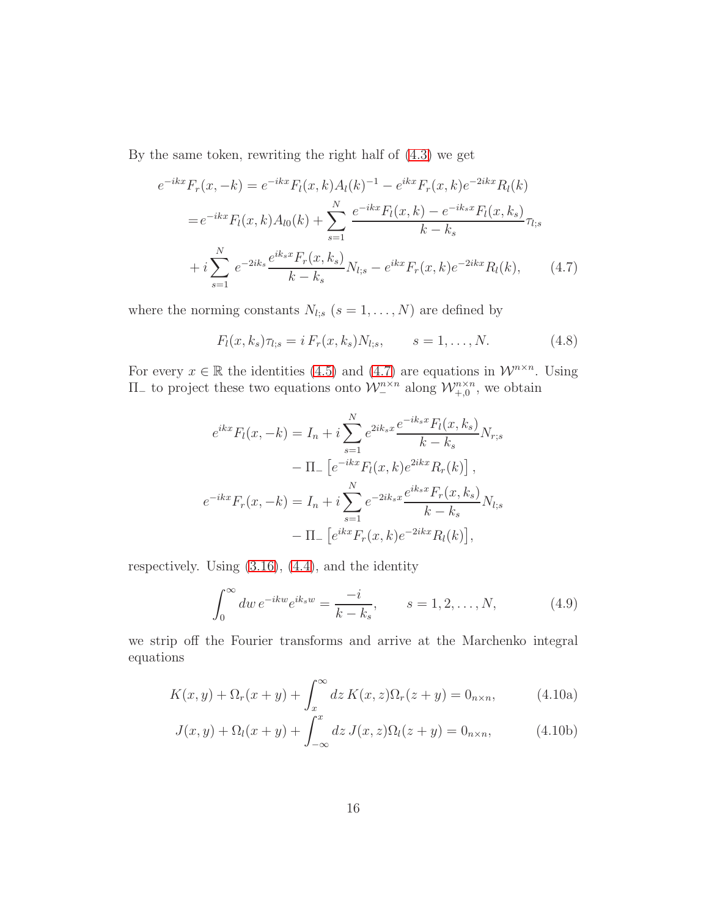By the same token, rewriting the right half of (4.3) we get

$$
\begin{aligned}
e^{-ikx}F_r(x,-k) &= e^{-ikx}F_l(x,k)A_l(k)^{-1} - e^{ikx}F_r(x,k)e^{-2ikx}R_l(k) \\
&= e^{-ikx}F_l(x,k)A_{l0}(k) + \sum_{s=1}^{N} \frac{e^{-ikx}F_l(x,k) - e^{-ik_s x}F_l(x,k_s)}{k-k_s}\tau_{l;s} \\
&\quad + i\sum_{s=1}^{N} e^{-2ik_s}\frac{e^{ik_s x}F_r(x,k_s)}{k-k_s}N_{l;s} - e^{ikx}F_r(x,k)e^{-2ikx}R_l(k), \qquad (4.7)
\end{aligned}
$$

where the norming constants $N_{l;s}$ $(s=1,\ldots,N)$ are defined by

$$
F_l(x,k_s)\tau_{l;s} = i\,F_r(x,k_s)N_{l;s}, \qquad s=1,\ldots,N. \tag{4.8}
$$

For every $x\in\mathbb{R}$ the identities (4.5) and (4.7) are equations in $\mathcal{W}^{n\times n}$. Using $\Pi_-$ to project these two equations onto $\mathcal{W}_-^{n\times n}$ along $\mathcal{W}_{+,0}^{n\times n}$, we obtain

$$
\begin{aligned}
e^{ikx}F_l(x,-k) &= I_n + i\sum_{s=1}^{N} e^{2ik_s x}\frac{e^{-ik_s x}F_l(x,k_s)}{k-k_s}N_{r;s} \\
&\qquad - \Pi_-\left[e^{-ikx}F_l(x,k)e^{2ikx}R_r(k)\right], \\
e^{-ikx}F_r(x,-k) &= I_n + i\sum_{s=1}^{N} e^{-2ik_s x}\frac{e^{ik_s x}F_r(x,k_s)}{k-k_s}N_{l;s} \\
&\qquad - \Pi_-\left[e^{ikx}F_r(x,k)e^{-2ikx}R_l(k)\right],
\end{aligned}
$$

respectively. Using (3.16), (4.4), and the identity

$$
\int_0^\infty dw\, e^{-ikw}e^{ik_s w} = \frac{-i}{k-k_s}, \qquad s=1,2,\ldots,N, \tag{4.9}
$$

we strip off the Fourier transforms and arrive at the Marchenko integral equations

$$
K(x,y) + \Omega_r(x+y) + \int_x^\infty dz\, K(x,z)\Omega_r(z+y) = 0_{n\times n}, \tag{4.10a}
$$

$$
J(x,y) + \Omega_l(x+y) + \int_{-\infty}^x dz\, J(x,z)\Omega_l(z+y) = 0_{n\times n}, \tag{4.10b}
$$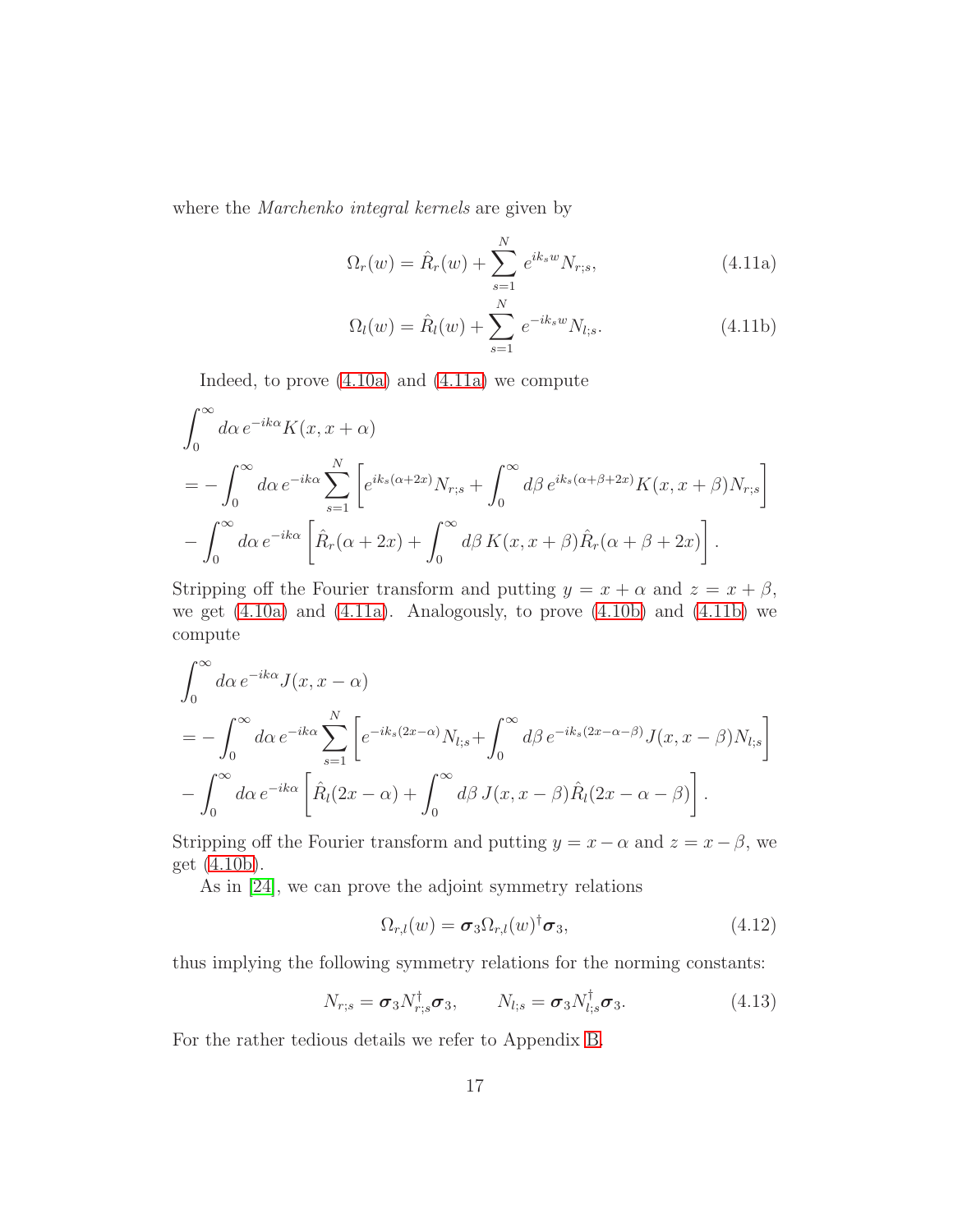where the *Marchenko integral kernels* are given by

$$\Omega_r(w) = \hat{R}_r(w) + \sum_{s=1}^{N} e^{ik_s w} N_{r;s}, \tag{4.11a}$$

$$\Omega_l(w) = \hat{R}_l(w) + \sum_{s=1}^{N} e^{-ik_s w} N_{l;s}. \tag{4.11b}$$

Indeed, to prove (4.10a) and (4.11a) we compute

$$\begin{aligned}
&\int_0^\infty d\alpha\, e^{-ik\alpha} K(x, x+\alpha) \\
&= -\int_0^\infty d\alpha\, e^{-ik\alpha} \sum_{s=1}^{N} \left[ e^{ik_s(\alpha+2x)} N_{r;s} + \int_0^\infty d\beta\, e^{ik_s(\alpha+\beta+2x)} K(x, x+\beta) N_{r;s} \right] \\
&\quad - \int_0^\infty d\alpha\, e^{-ik\alpha} \left[ \hat{R}_r(\alpha+2x) + \int_0^\infty d\beta\, K(x, x+\beta) \hat{R}_r(\alpha+\beta+2x) \right].
\end{aligned}$$

Stripping off the Fourier transform and putting $y = x + \alpha$ and $z = x + \beta$, we get (4.10a) and (4.11a). Analogously, to prove (4.10b) and (4.11b) we compute

$$\begin{aligned}
&\int_0^\infty d\alpha\, e^{-ik\alpha} J(x, x-\alpha) \\
&= -\int_0^\infty d\alpha\, e^{-ik\alpha} \sum_{s=1}^{N} \left[ e^{-ik_s(2x-\alpha)} N_{l;s} + \int_0^\infty d\beta\, e^{-ik_s(2x-\alpha-\beta)} J(x, x-\beta) N_{l;s} \right] \\
&\quad - \int_0^\infty d\alpha\, e^{-ik\alpha} \left[ \hat{R}_l(2x-\alpha) + \int_0^\infty d\beta\, J(x, x-\beta) \hat{R}_l(2x-\alpha-\beta) \right].
\end{aligned}$$

Stripping off the Fourier transform and putting $y = x - \alpha$ and $z = x - \beta$, we get (4.10b).

As in [24], we can prove the adjoint symmetry relations

$$\Omega_{r,l}(w) = \boldsymbol{\sigma}_3 \Omega_{r,l}(w)^\dagger \boldsymbol{\sigma}_3, \tag{4.12}$$

thus implying the following symmetry relations for the norming constants:

$$N_{r;s} = \boldsymbol{\sigma}_3 N_{r;s}^\dagger \boldsymbol{\sigma}_3, \qquad N_{l;s} = \boldsymbol{\sigma}_3 N_{l;s}^\dagger \boldsymbol{\sigma}_3. \tag{4.13}$$

For the rather tedious details we refer to Appendix B.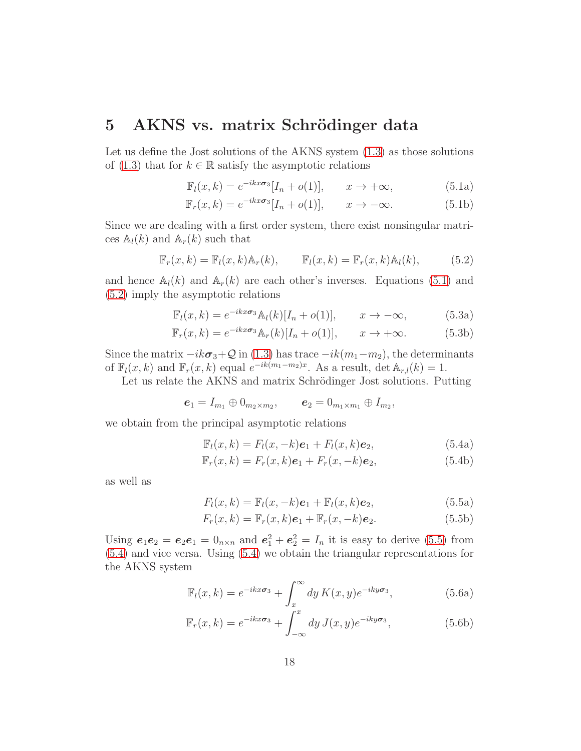## 5 AKNS vs. matrix Schrödinger data

Let us define the Jost solutions of the AKNS system (1.3) as those solutions of (1.3) that for $k \in \mathbb{R}$ satisfy the asymptotic relations

$$\mathbb{F}_l(x,k) = e^{-ikx\boldsymbol{\sigma}_3}[I_n + o(1)], \qquad x \to +\infty, \tag{5.1a}$$

$$\mathbb{F}_r(x,k) = e^{-ikx\boldsymbol{\sigma}_3}[I_n + o(1)], \qquad x \to -\infty. \tag{5.1b}$$

Since we are dealing with a first order system, there exist nonsingular matrices $\mathbb{A}_l(k)$ and $\mathbb{A}_r(k)$ such that

$$\mathbb{F}_r(x,k) = \mathbb{F}_l(x,k)\mathbb{A}_r(k), \qquad \mathbb{F}_l(x,k) = \mathbb{F}_r(x,k)\mathbb{A}_l(k), \tag{5.2}$$

and hence $\mathbb{A}_l(k)$ and $\mathbb{A}_r(k)$ are each other's inverses. Equations (5.1) and (5.2) imply the asymptotic relations

$$\mathbb{F}_l(x,k) = e^{-ikx\boldsymbol{\sigma}_3}\mathbb{A}_l(k)[I_n + o(1)], \qquad x \to -\infty, \tag{5.3a}$$

$$\mathbb{F}_r(x,k) = e^{-ikx\boldsymbol{\sigma}_3}\mathbb{A}_r(k)[I_n + o(1)], \qquad x \to +\infty. \tag{5.3b}$$

Since the matrix $-ik\boldsymbol{\sigma}_3 + \mathcal{Q}$ in (1.3) has trace $-ik(m_1 - m_2)$, the determinants of $\mathbb{F}_l(x,k)$ and $\mathbb{F}_r(x,k)$ equal $e^{-ik(m_1-m_2)x}$. As a result, $\det \mathbb{A}_{r,l}(k) = 1$.

Let us relate the AKNS and matrix Schrödinger Jost solutions. Putting

$$\boldsymbol{e}_1 = I_{m_1} \oplus 0_{m_2 \times m_2}, \qquad \boldsymbol{e}_2 = 0_{m_1 \times m_1} \oplus I_{m_2},$$

we obtain from the principal asymptotic relations

$$\mathbb{F}_l(x,k) = F_l(x,-k)\boldsymbol{e}_1 + F_l(x,k)\boldsymbol{e}_2, \tag{5.4a}$$

$$\mathbb{F}_r(x,k) = F_r(x,k)\boldsymbol{e}_1 + F_r(x,-k)\boldsymbol{e}_2, \tag{5.4b}$$

as well as

$$F_l(x,k) = \mathbb{F}_l(x,-k)\boldsymbol{e}_1 + \mathbb{F}_l(x,k)\boldsymbol{e}_2, \tag{5.5a}$$

$$F_r(x,k) = \mathbb{F}_r(x,k)\boldsymbol{e}_1 + \mathbb{F}_r(x,-k)\boldsymbol{e}_2. \tag{5.5b}$$

Using $\boldsymbol{e}_1\boldsymbol{e}_2 = \boldsymbol{e}_2\boldsymbol{e}_1 = 0_{n\times n}$ and $\boldsymbol{e}_1^2 + \boldsymbol{e}_2^2 = I_n$ it is easy to derive (5.5) from (5.4) and vice versa. Using (5.4) we obtain the triangular representations for the AKNS system

$$\mathbb{F}_l(x,k) = e^{-ikx\boldsymbol{\sigma}_3} + \int_x^\infty dy\, K(x,y)e^{-iky\boldsymbol{\sigma}_3}, \tag{5.6a}$$

$$\mathbb{F}_r(x,k) = e^{-ikx\boldsymbol{\sigma}_3} + \int_{-\infty}^x dy\, J(x,y)e^{-iky\boldsymbol{\sigma}_3}, \tag{5.6b}$$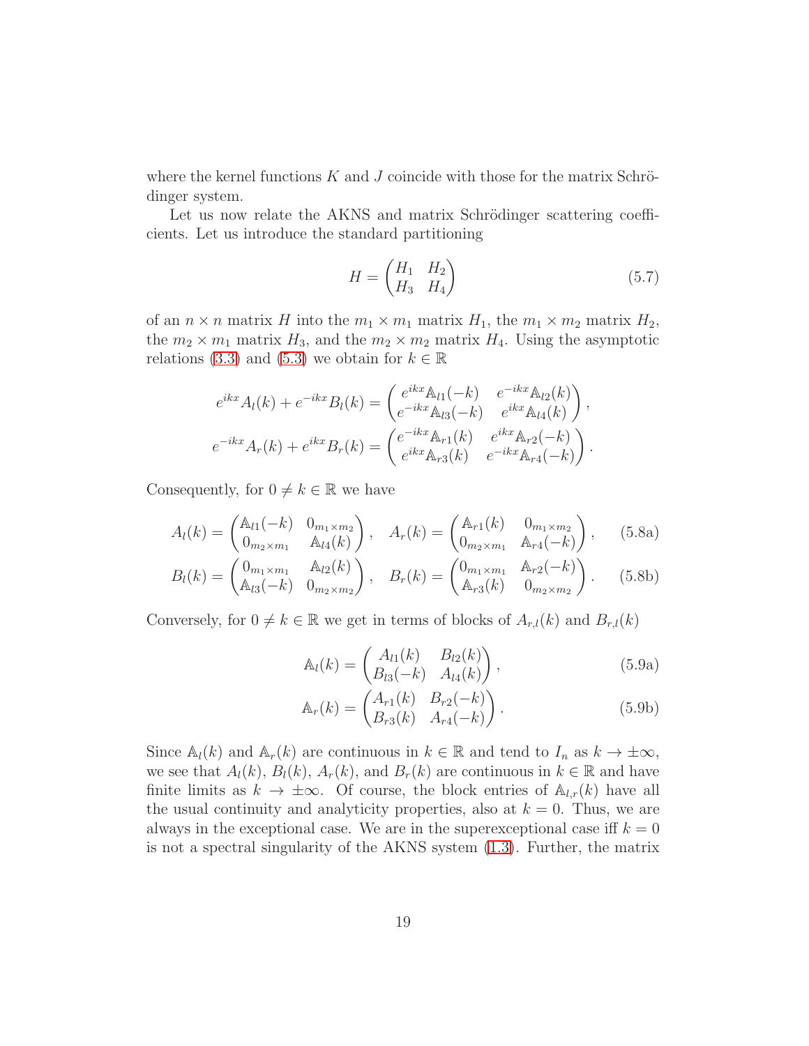where the kernel functions $K$ and $J$ coincide with those for the matrix Schrödinger system.

Let us now relate the AKNS and matrix Schrödinger scattering coefficients. Let us introduce the standard partitioning

$$H = \begin{pmatrix} H_1 & H_2 \\ H_3 & H_4 \end{pmatrix} \tag{5.7}$$

of an $n \times n$ matrix $H$ into the $m_1 \times m_1$ matrix $H_1$, the $m_1 \times m_2$ matrix $H_2$, the $m_2 \times m_1$ matrix $H_3$, and the $m_2 \times m_2$ matrix $H_4$. Using the asymptotic relations (3.3) and (5.3) we obtain for $k \in \mathbb{R}$

$$e^{ikx} A_l(k) + e^{-ikx} B_l(k) = \begin{pmatrix} e^{ikx} \mathbb{A}_{l1}(-k) & e^{-ikx} \mathbb{A}_{l2}(k) \\ e^{-ikx} \mathbb{A}_{l3}(-k) & e^{ikx} \mathbb{A}_{l4}(k) \end{pmatrix},$$

$$e^{-ikx} A_r(k) + e^{ikx} B_r(k) = \begin{pmatrix} e^{-ikx} \mathbb{A}_{r1}(k) & e^{ikx} \mathbb{A}_{r2}(-k) \\ e^{ikx} \mathbb{A}_{r3}(k) & e^{-ikx} \mathbb{A}_{r4}(-k) \end{pmatrix}.$$

Consequently, for $0 \neq k \in \mathbb{R}$ we have

$$A_l(k) = \begin{pmatrix} \mathbb{A}_{l1}(-k) & 0_{m_1 \times m_2} \\ 0_{m_2 \times m_1} & \mathbb{A}_{l4}(k) \end{pmatrix}, \quad A_r(k) = \begin{pmatrix} \mathbb{A}_{r1}(k) & 0_{m_1 \times m_2} \\ 0_{m_2 \times m_1} & \mathbb{A}_{r4}(-k) \end{pmatrix}, \tag{5.8a}$$

$$B_l(k) = \begin{pmatrix} 0_{m_1 \times m_1} & \mathbb{A}_{l2}(k) \\ \mathbb{A}_{l3}(-k) & 0_{m_2 \times m_2} \end{pmatrix}, \quad B_r(k) = \begin{pmatrix} 0_{m_1 \times m_1} & \mathbb{A}_{r2}(-k) \\ \mathbb{A}_{r3}(k) & 0_{m_2 \times m_2} \end{pmatrix}. \tag{5.8b}$$

Conversely, for $0 \neq k \in \mathbb{R}$ we get in terms of blocks of $A_{r,l}(k)$ and $B_{r,l}(k)$

$$\mathbb{A}_l(k) = \begin{pmatrix} A_{l1}(k) & B_{l2}(k) \\ B_{l3}(-k) & A_{l4}(k) \end{pmatrix}, \tag{5.9a}$$

$$\mathbb{A}_r(k) = \begin{pmatrix} A_{r1}(k) & B_{r2}(-k) \\ B_{r3}(k) & A_{r4}(-k) \end{pmatrix}. \tag{5.9b}$$

Since $\mathbb{A}_l(k)$ and $\mathbb{A}_r(k)$ are continuous in $k \in \mathbb{R}$ and tend to $I_n$ as $k \to \pm\infty$, we see that $A_l(k)$, $B_l(k)$, $A_r(k)$, and $B_r(k)$ are continuous in $k \in \mathbb{R}$ and have finite limits as $k \to \pm\infty$. Of course, the block entries of $\mathbb{A}_{l,r}(k)$ have all the usual continuity and analyticity properties, also at $k = 0$. Thus, we are always in the exceptional case. We are in the superexceptional case iff $k = 0$ is not a spectral singularity of the AKNS system (1.3). Further, the matrix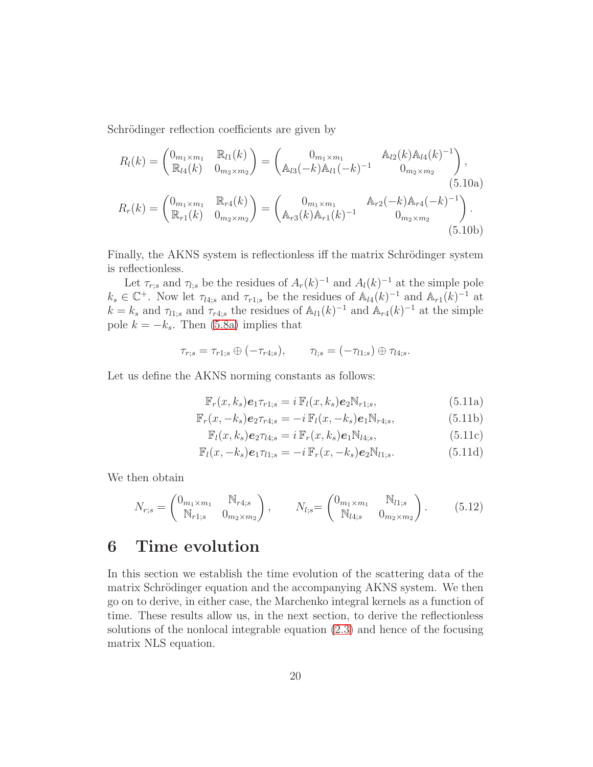Schrödinger reflection coefficients are given by

$$R_l(k) = \begin{pmatrix} 0_{m_1\times m_1} & \mathbb{R}_{l1}(k) \\ \mathbb{R}_{l4}(k) & 0_{m_2\times m_2} \end{pmatrix} = \begin{pmatrix} 0_{m_1\times m_1} & \mathbb{A}_{l2}(k)\mathbb{A}_{l4}(k)^{-1} \\ \mathbb{A}_{l3}(-k)\mathbb{A}_{l1}(-k)^{-1} & 0_{m_2\times m_2} \end{pmatrix}, \tag{5.10a}$$

$$R_r(k) = \begin{pmatrix} 0_{m_1\times m_1} & \mathbb{R}_{r4}(k) \\ \mathbb{R}_{r1}(k) & 0_{m_2\times m_2} \end{pmatrix} = \begin{pmatrix} 0_{m_1\times m_1} & \mathbb{A}_{r2}(-k)\mathbb{A}_{r4}(-k)^{-1} \\ \mathbb{A}_{r3}(k)\mathbb{A}_{r1}(k)^{-1} & 0_{m_2\times m_2} \end{pmatrix}. \tag{5.10b}$$

Finally, the AKNS system is reflectionless iff the matrix Schrödinger system is reflectionless.

Let $\tau_{r;s}$ and $\tau_{l;s}$ be the residues of $A_r(k)^{-1}$ and $A_l(k)^{-1}$ at the simple pole $k_s \in \mathbb{C}^+$. Now let $\tau_{l4;s}$ and $\tau_{r1;s}$ be the residues of $\mathbb{A}_{l4}(k)^{-1}$ and $\mathbb{A}_{r1}(k)^{-1}$ at $k = k_s$ and $\tau_{l1;s}$ and $\tau_{r4;s}$ the residues of $\mathbb{A}_{l1}(k)^{-1}$ and $\mathbb{A}_{r4}(k)^{-1}$ at the simple pole $k = -k_s$. Then (5.8a) implies that

$$\tau_{r;s} = \tau_{r1;s} \oplus (-\tau_{r4;s}), \qquad \tau_{l;s} = (-\tau_{l1;s}) \oplus \tau_{l4;s}.$$

Let us define the AKNS norming constants as follows:

$$\mathbb{F}_r(x,k_s)\boldsymbol{e}_1\tau_{r1;s} = i\,\mathbb{F}_l(x,k_s)\boldsymbol{e}_2\mathbb{N}_{r1;s}, \tag{5.11a}$$

$$\mathbb{F}_r(x,-k_s)\boldsymbol{e}_2\tau_{r4;s} = -i\,\mathbb{F}_l(x,-k_s)\boldsymbol{e}_1\mathbb{N}_{r4;s}, \tag{5.11b}$$

$$\mathbb{F}_l(x,k_s)\boldsymbol{e}_2\tau_{l4;s} = i\,\mathbb{F}_r(x,k_s)\boldsymbol{e}_1\mathbb{N}_{l4;s}, \tag{5.11c}$$

$$\mathbb{F}_l(x,-k_s)\boldsymbol{e}_1\tau_{l1;s} = -i\,\mathbb{F}_r(x,-k_s)\boldsymbol{e}_2\mathbb{N}_{l1;s}. \tag{5.11d}$$

We then obtain

$$N_{r;s} = \begin{pmatrix} 0_{m_1\times m_1} & \mathbb{N}_{r4;s} \\ \mathbb{N}_{r1;s} & 0_{m_2\times m_2} \end{pmatrix}, \qquad N_{l;s} = \begin{pmatrix} 0_{m_1\times m_1} & \mathbb{N}_{l1;s} \\ \mathbb{N}_{l4;s} & 0_{m_2\times m_2} \end{pmatrix}. \tag{5.12}$$

# 6 Time evolution

In this section we establish the time evolution of the scattering data of the matrix Schrödinger equation and the accompanying AKNS system. We then go on to derive, in either case, the Marchenko integral kernels as a function of time. These results allow us, in the next section, to derive the reflectionless solutions of the nonlocal integrable equation (2.3) and hence of the focusing matrix NLS equation.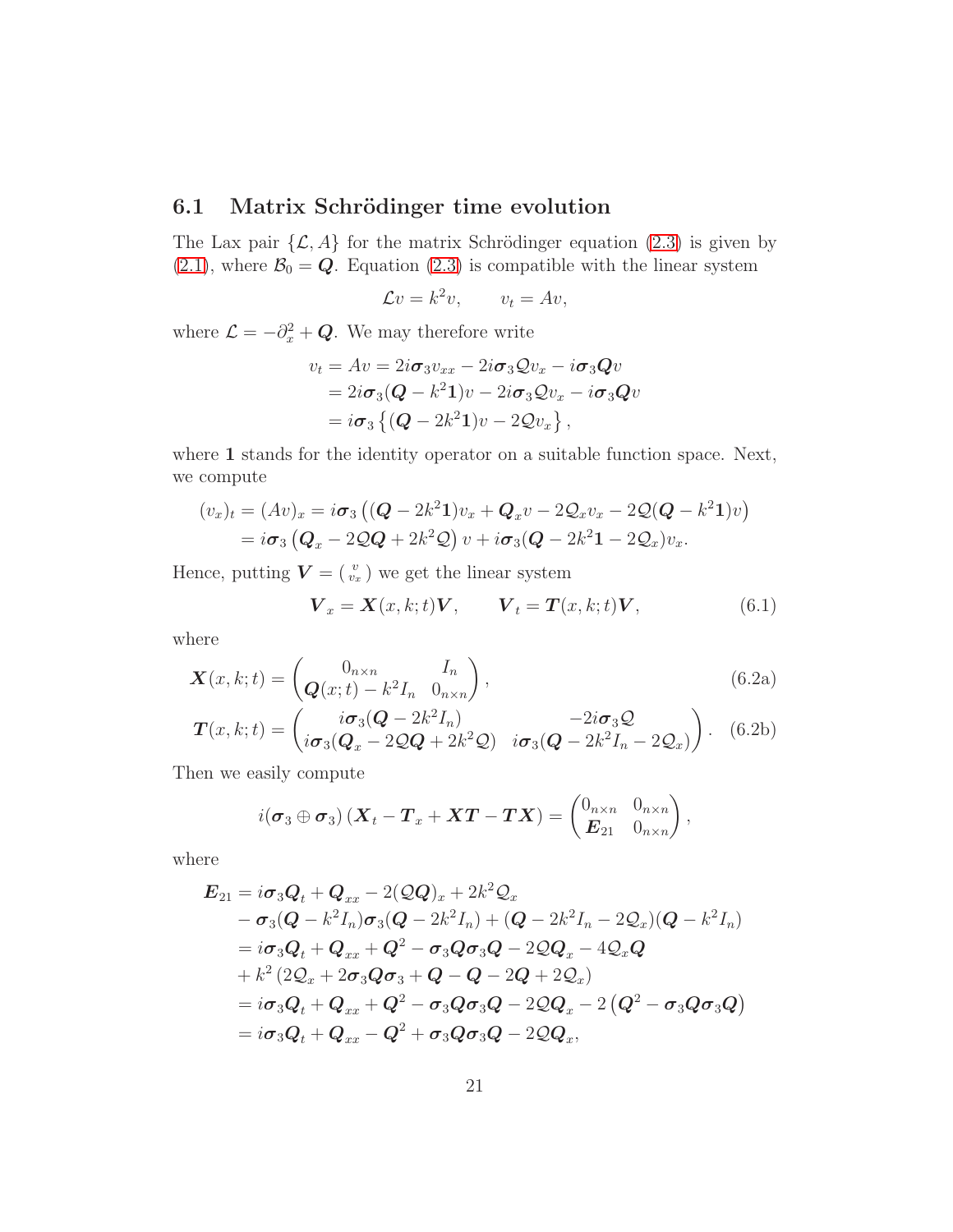## 6.1 Matrix Schrödinger time evolution

The Lax pair $\{\mathcal{L}, A\}$ for the matrix Schrödinger equation (2.3) is given by (2.1), where $\mathcal{B}_0 = \boldsymbol{Q}$. Equation (2.3) is compatible with the linear system

$$\mathcal{L}v = k^2 v, \qquad v_t = Av,$$

where $\mathcal{L} = -\partial_x^2 + \boldsymbol{Q}$. We may therefore write

$$\begin{aligned}
v_t = Av &= 2i\boldsymbol{\sigma}_3 v_{xx} - 2i\boldsymbol{\sigma}_3 \mathcal{Q} v_x - i\boldsymbol{\sigma}_3 \boldsymbol{Q} v \\
&= 2i\boldsymbol{\sigma}_3(\boldsymbol{Q} - k^2\mathbf{1})v - 2i\boldsymbol{\sigma}_3 \mathcal{Q} v_x - i\boldsymbol{\sigma}_3 \boldsymbol{Q} v \\
&= i\boldsymbol{\sigma}_3 \left\{ (\boldsymbol{Q} - 2k^2\mathbf{1})v - 2\mathcal{Q} v_x \right\},
\end{aligned}$$

where $\mathbf{1}$ stands for the identity operator on a suitable function space. Next, we compute

$$\begin{aligned}
(v_x)_t = (Av)_x &= i\boldsymbol{\sigma}_3 \left( (\boldsymbol{Q} - 2k^2\mathbf{1})v_x + \boldsymbol{Q}_x v - 2\mathcal{Q}_x v_x - 2\mathcal{Q}(\boldsymbol{Q} - k^2\mathbf{1})v \right) \\
&= i\boldsymbol{\sigma}_3 \left( \boldsymbol{Q}_x - 2\mathcal{Q}\boldsymbol{Q} + 2k^2\mathcal{Q} \right) v + i\boldsymbol{\sigma}_3 (\boldsymbol{Q} - 2k^2\mathbf{1} - 2\mathcal{Q}_x) v_x.
\end{aligned}$$

Hence, putting $\boldsymbol{V} = \left( \begin{smallmatrix} v \\ v_x \end{smallmatrix} \right)$ we get the linear system

$$\boldsymbol{V}_x = \boldsymbol{X}(x, k; t)\boldsymbol{V}, \qquad \boldsymbol{V}_t = \boldsymbol{T}(x, k; t)\boldsymbol{V}, \tag{6.1}$$

where

$$\boldsymbol{X}(x, k; t) = \begin{pmatrix} 0_{n\times n} & I_n \\ \boldsymbol{Q}(x; t) - k^2 I_n & 0_{n\times n} \end{pmatrix}, \tag{6.2a}$$

$$\boldsymbol{T}(x, k; t) = \begin{pmatrix} i\boldsymbol{\sigma}_3(\boldsymbol{Q} - 2k^2 I_n) & -2i\boldsymbol{\sigma}_3\mathcal{Q} \\ i\boldsymbol{\sigma}_3(\boldsymbol{Q}_x - 2\mathcal{Q}\boldsymbol{Q} + 2k^2\mathcal{Q}) & i\boldsymbol{\sigma}_3(\boldsymbol{Q} - 2k^2 I_n - 2\mathcal{Q}_x) \end{pmatrix}. \tag{6.2b}$$

Then we easily compute

$$i(\boldsymbol{\sigma}_3 \oplus \boldsymbol{\sigma}_3)\left(\boldsymbol{X}_t - \boldsymbol{T}_x + \boldsymbol{X}\boldsymbol{T} - \boldsymbol{T}\boldsymbol{X}\right) = \begin{pmatrix} 0_{n\times n} & 0_{n\times n} \\ \boldsymbol{E}_{21} & 0_{n\times n} \end{pmatrix},$$

where

$$\begin{aligned}
\boldsymbol{E}_{21} &= i\boldsymbol{\sigma}_3\boldsymbol{Q}_t + \boldsymbol{Q}_{xx} - 2(\mathcal{Q}\boldsymbol{Q})_x + 2k^2\mathcal{Q}_x \\
&\quad - \boldsymbol{\sigma}_3(\boldsymbol{Q} - k^2 I_n)\boldsymbol{\sigma}_3(\boldsymbol{Q} - 2k^2 I_n) + (\boldsymbol{Q} - 2k^2 I_n - 2\mathcal{Q}_x)(\boldsymbol{Q} - k^2 I_n) \\
&= i\boldsymbol{\sigma}_3\boldsymbol{Q}_t + \boldsymbol{Q}_{xx} + \boldsymbol{Q}^2 - \boldsymbol{\sigma}_3\boldsymbol{Q}\boldsymbol{\sigma}_3\boldsymbol{Q} - 2\mathcal{Q}\boldsymbol{Q}_x - 4\mathcal{Q}_x\boldsymbol{Q} \\
&\quad + k^2\left(2\mathcal{Q}_x + 2\boldsymbol{\sigma}_3\boldsymbol{Q}\boldsymbol{\sigma}_3 + \boldsymbol{Q} - \boldsymbol{Q} - 2\boldsymbol{Q} + 2\mathcal{Q}_x\right) \\
&= i\boldsymbol{\sigma}_3\boldsymbol{Q}_t + \boldsymbol{Q}_{xx} + \boldsymbol{Q}^2 - \boldsymbol{\sigma}_3\boldsymbol{Q}\boldsymbol{\sigma}_3\boldsymbol{Q} - 2\mathcal{Q}\boldsymbol{Q}_x - 2\left(\boldsymbol{Q}^2 - \boldsymbol{\sigma}_3\boldsymbol{Q}\boldsymbol{\sigma}_3\boldsymbol{Q}\right) \\
&= i\boldsymbol{\sigma}_3\boldsymbol{Q}_t + \boldsymbol{Q}_{xx} - \boldsymbol{Q}^2 + \boldsymbol{\sigma}_3\boldsymbol{Q}\boldsymbol{\sigma}_3\boldsymbol{Q} - 2\mathcal{Q}\boldsymbol{Q}_x,
\end{aligned}$$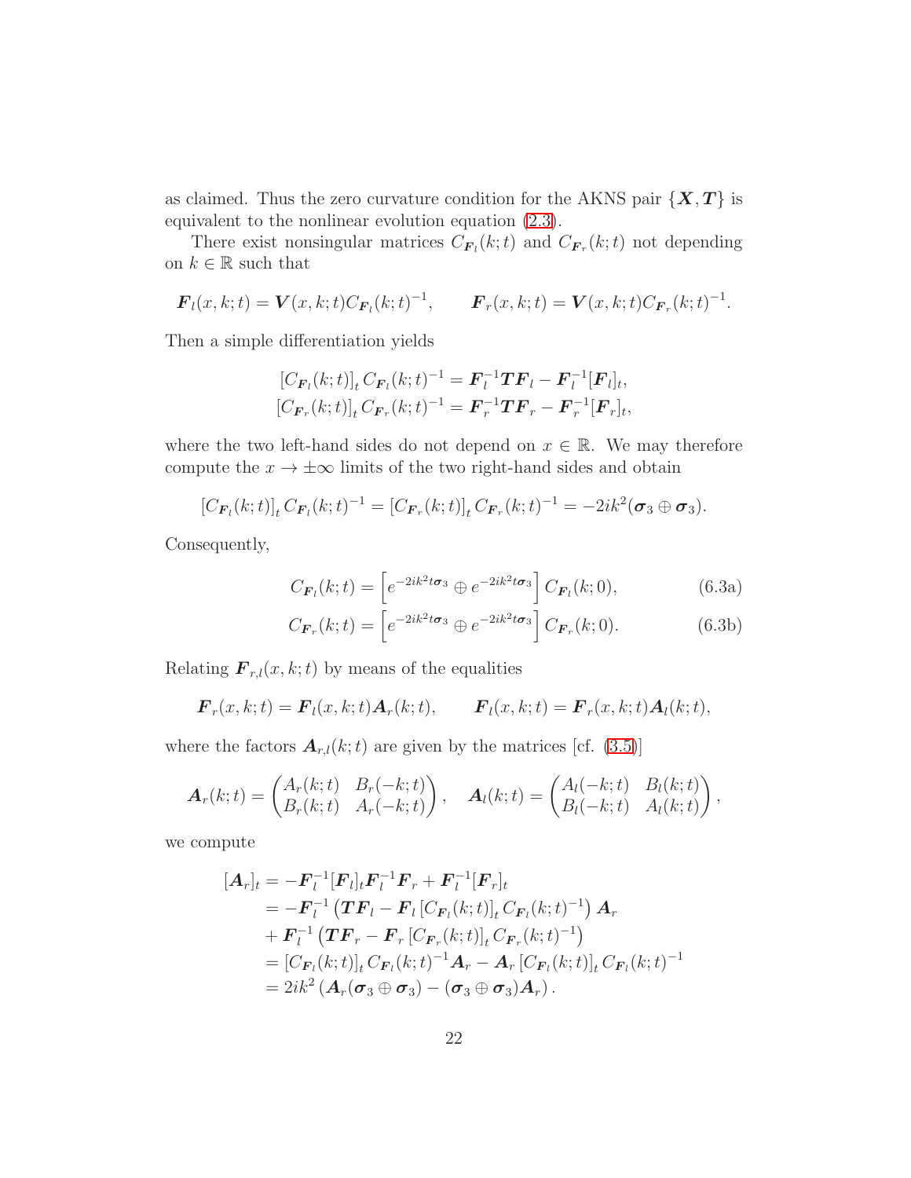as claimed. Thus the zero curvature condition for the AKNS pair $\{\boldsymbol{X}, \boldsymbol{T}\}$ is equivalent to the nonlinear evolution equation (2.3).

There exist nonsingular matrices $C_{\boldsymbol{F}_l}(k;t)$ and $C_{\boldsymbol{F}_r}(k;t)$ not depending on $k \in \mathbb{R}$ such that

$$\boldsymbol{F}_l(x,k;t) = \boldsymbol{V}(x,k;t) C_{\boldsymbol{F}_l}(k;t)^{-1}, \qquad \boldsymbol{F}_r(x,k;t) = \boldsymbol{V}(x,k;t) C_{\boldsymbol{F}_r}(k;t)^{-1}.$$

Then a simple differentiation yields

$$\begin{aligned}
\left[C_{\boldsymbol{F}_l}(k;t)\right]_t C_{\boldsymbol{F}_l}(k;t)^{-1} &= \boldsymbol{F}_l^{-1} \boldsymbol{T} \boldsymbol{F}_l - \boldsymbol{F}_l^{-1} [\boldsymbol{F}_l]_t, \\
\left[C_{\boldsymbol{F}_r}(k;t)\right]_t C_{\boldsymbol{F}_r}(k;t)^{-1} &= \boldsymbol{F}_r^{-1} \boldsymbol{T} \boldsymbol{F}_r - \boldsymbol{F}_r^{-1} [\boldsymbol{F}_r]_t,
\end{aligned}$$

where the two left-hand sides do not depend on $x \in \mathbb{R}$. We may therefore compute the $x \to \pm\infty$ limits of the two right-hand sides and obtain

$$\left[C_{\boldsymbol{F}_l}(k;t)\right]_t C_{\boldsymbol{F}_l}(k;t)^{-1} = \left[C_{\boldsymbol{F}_r}(k;t)\right]_t C_{\boldsymbol{F}_r}(k;t)^{-1} = -2ik^2(\boldsymbol{\sigma}_3 \oplus \boldsymbol{\sigma}_3).$$

Consequently,

$$C_{\boldsymbol{F}_l}(k;t) = \left[e^{-2ik^2t\boldsymbol{\sigma}_3} \oplus e^{-2ik^2t\boldsymbol{\sigma}_3}\right] C_{\boldsymbol{F}_l}(k;0), \tag{6.3a}$$

$$C_{\boldsymbol{F}_r}(k;t) = \left[e^{-2ik^2t\boldsymbol{\sigma}_3} \oplus e^{-2ik^2t\boldsymbol{\sigma}_3}\right] C_{\boldsymbol{F}_r}(k;0). \tag{6.3b}$$

Relating $\boldsymbol{F}_{r,l}(x,k;t)$ by means of the equalities

$$\boldsymbol{F}_r(x,k;t) = \boldsymbol{F}_l(x,k;t) \boldsymbol{A}_r(k;t), \qquad \boldsymbol{F}_l(x,k;t) = \boldsymbol{F}_r(x,k;t) \boldsymbol{A}_l(k;t),$$

where the factors $\boldsymbol{A}_{r,l}(k;t)$ are given by the matrices [cf. (3.5)]

$$\boldsymbol{A}_r(k;t) = \begin{pmatrix} A_r(k;t) & B_r(-k;t) \\ B_r(k;t) & A_r(-k;t) \end{pmatrix}, \quad \boldsymbol{A}_l(k;t) = \begin{pmatrix} A_l(-k;t) & B_l(k;t) \\ B_l(-k;t) & A_l(k;t) \end{pmatrix},$$

we compute

$$\begin{aligned}
[\boldsymbol{A}_r]_t &= -\boldsymbol{F}_l^{-1} [\boldsymbol{F}_l]_t \boldsymbol{F}_l^{-1} \boldsymbol{F}_r + \boldsymbol{F}_l^{-1} [\boldsymbol{F}_r]_t \\
&= -\boldsymbol{F}_l^{-1} \left( \boldsymbol{T} \boldsymbol{F}_l - \boldsymbol{F}_l \left[C_{\boldsymbol{F}_l}(k;t)\right]_t C_{\boldsymbol{F}_l}(k;t)^{-1} \right) \boldsymbol{A}_r \\
&\quad + \boldsymbol{F}_l^{-1} \left( \boldsymbol{T} \boldsymbol{F}_r - \boldsymbol{F}_r \left[C_{\boldsymbol{F}_r}(k;t)\right]_t C_{\boldsymbol{F}_r}(k;t)^{-1} \right) \\
&= \left[C_{\boldsymbol{F}_l}(k;t)\right]_t C_{\boldsymbol{F}_l}(k;t)^{-1} \boldsymbol{A}_r - \boldsymbol{A}_r \left[C_{\boldsymbol{F}_l}(k;t)\right]_t C_{\boldsymbol{F}_l}(k;t)^{-1} \\
&= 2ik^2 \left( \boldsymbol{A}_r (\boldsymbol{\sigma}_3 \oplus \boldsymbol{\sigma}_3) - (\boldsymbol{\sigma}_3 \oplus \boldsymbol{\sigma}_3) \boldsymbol{A}_r \right).
\end{aligned}$$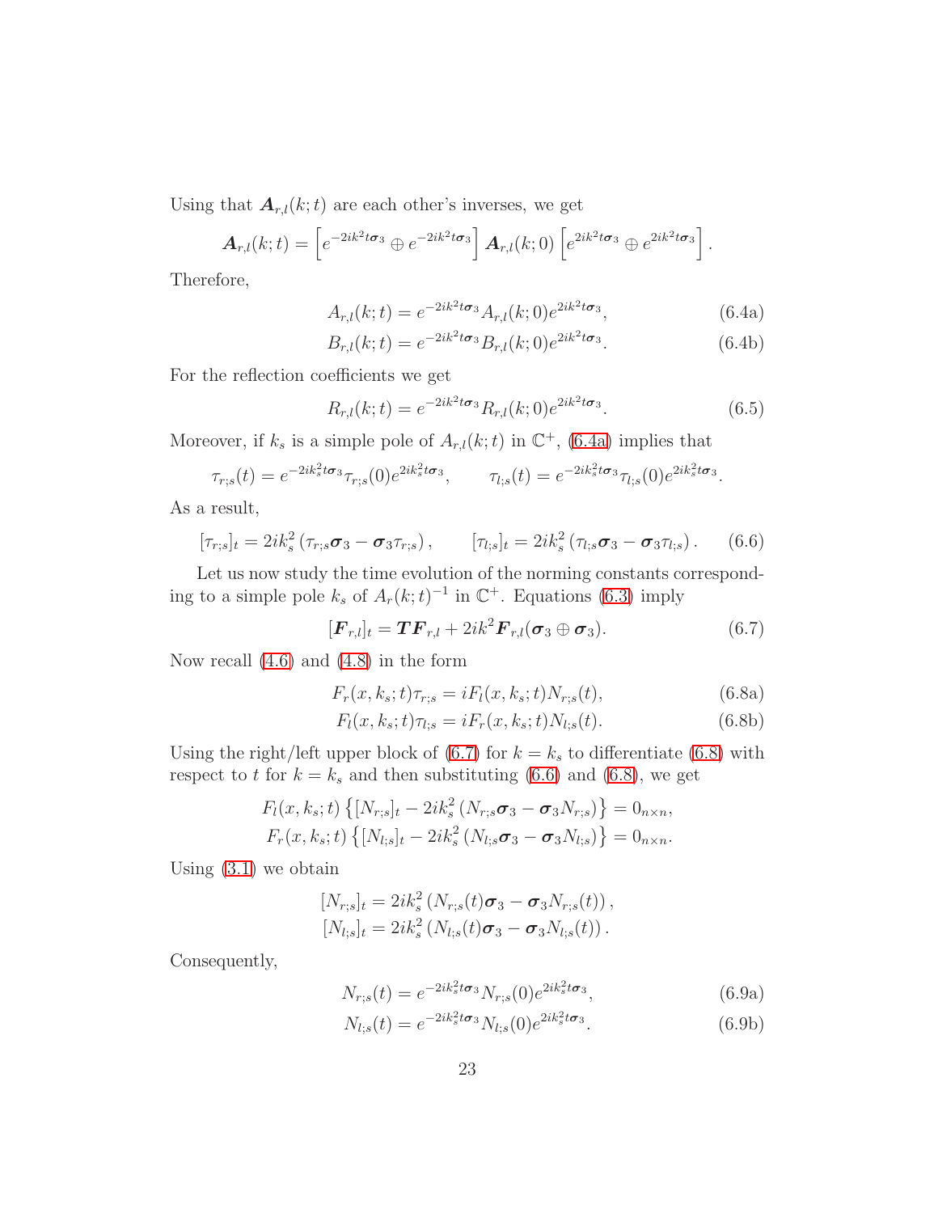Using that $\boldsymbol{A}_{r,l}(k;t)$ are each other's inverses, we get

$$\boldsymbol{A}_{r,l}(k;t) = \left[e^{-2ik^2t\boldsymbol{\sigma}_3} \oplus e^{-2ik^2t\boldsymbol{\sigma}_3}\right] \boldsymbol{A}_{r,l}(k;0) \left[e^{2ik^2t\boldsymbol{\sigma}_3} \oplus e^{2ik^2t\boldsymbol{\sigma}_3}\right].$$

Therefore,

$$A_{r,l}(k;t) = e^{-2ik^2t\boldsymbol{\sigma}_3} A_{r,l}(k;0) e^{2ik^2t\boldsymbol{\sigma}_3}, \tag{6.4a}$$

$$B_{r,l}(k;t) = e^{-2ik^2t\boldsymbol{\sigma}_3} B_{r,l}(k;0) e^{2ik^2t\boldsymbol{\sigma}_3}. \tag{6.4b}$$

For the reflection coefficients we get

$$R_{r,l}(k;t) = e^{-2ik^2t\boldsymbol{\sigma}_3} R_{r,l}(k;0) e^{2ik^2t\boldsymbol{\sigma}_3}. \tag{6.5}$$

Moreover, if $k_s$ is a simple pole of $A_{r,l}(k;t)$ in $\mathbb{C}^+$, (6.4a) implies that

$$\tau_{r;s}(t) = e^{-2ik_s^2t\boldsymbol{\sigma}_3} \tau_{r;s}(0) e^{2ik_s^2t\boldsymbol{\sigma}_3}, \qquad \tau_{l;s}(t) = e^{-2ik_s^2t\boldsymbol{\sigma}_3} \tau_{l;s}(0) e^{2ik_s^2t\boldsymbol{\sigma}_3}.$$

As a result,

$$[\tau_{r;s}]_t = 2ik_s^2 \left(\tau_{r;s}\boldsymbol{\sigma}_3 - \boldsymbol{\sigma}_3\tau_{r;s}\right), \qquad [\tau_{l;s}]_t = 2ik_s^2 \left(\tau_{l;s}\boldsymbol{\sigma}_3 - \boldsymbol{\sigma}_3\tau_{l;s}\right). \tag{6.6}$$

Let us now study the time evolution of the norming constants corresponding to a simple pole $k_s$ of $A_r(k;t)^{-1}$ in $\mathbb{C}^+$. Equations (6.3) imply

$$[\boldsymbol{F}_{r,l}]_t = \boldsymbol{T}\boldsymbol{F}_{r,l} + 2ik^2\boldsymbol{F}_{r,l}(\boldsymbol{\sigma}_3 \oplus \boldsymbol{\sigma}_3). \tag{6.7}$$

Now recall (4.6) and (4.8) in the form

$$F_r(x,k_s;t)\tau_{r;s} = iF_l(x,k_s;t)N_{r;s}(t), \tag{6.8a}$$

$$F_l(x,k_s;t)\tau_{l;s} = iF_r(x,k_s;t)N_{l;s}(t). \tag{6.8b}$$

Using the right/left upper block of (6.7) for $k = k_s$ to differentiate (6.8) with respect to $t$ for $k = k_s$ and then substituting (6.6) and (6.8), we get

$$F_l(x,k_s;t)\left\{[N_{r;s}]_t - 2ik_s^2\left(N_{r;s}\boldsymbol{\sigma}_3 - \boldsymbol{\sigma}_3N_{r;s}\right)\right\} = 0_{n\times n},$$

$$F_r(x,k_s;t)\left\{[N_{l;s}]_t - 2ik_s^2\left(N_{l;s}\boldsymbol{\sigma}_3 - \boldsymbol{\sigma}_3N_{l;s}\right)\right\} = 0_{n\times n}.$$

Using (3.1) we obtain

$$[N_{r;s}]_t = 2ik_s^2\left(N_{r;s}(t)\boldsymbol{\sigma}_3 - \boldsymbol{\sigma}_3N_{r;s}(t)\right),$$

$$[N_{l;s}]_t = 2ik_s^2\left(N_{l;s}(t)\boldsymbol{\sigma}_3 - \boldsymbol{\sigma}_3N_{l;s}(t)\right).$$

Consequently,

$$N_{r;s}(t) = e^{-2ik_s^2t\boldsymbol{\sigma}_3} N_{r;s}(0) e^{2ik_s^2t\boldsymbol{\sigma}_3}, \tag{6.9a}$$

$$N_{l;s}(t) = e^{-2ik_s^2t\boldsymbol{\sigma}_3} N_{l;s}(0) e^{2ik_s^2t\boldsymbol{\sigma}_3}. \tag{6.9b}$$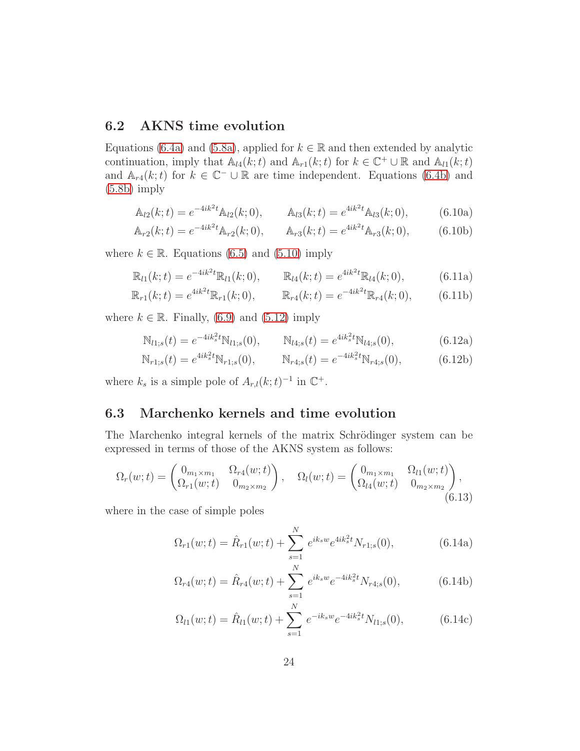## 6.2 AKNS time evolution

Equations (6.4a) and (5.8a), applied for $k \in \mathbb{R}$ and then extended by analytic continuation, imply that $\mathbb{A}_{l4}(k;t)$ and $\mathbb{A}_{r1}(k;t)$ for $k \in \mathbb{C}^+ \cup \mathbb{R}$ and $\mathbb{A}_{l1}(k;t)$ and $\mathbb{A}_{r4}(k;t)$ for $k \in \mathbb{C}^- \cup \mathbb{R}$ are time independent. Equations (6.4b) and (5.8b) imply

$$\mathbb{A}_{l2}(k;t) = e^{-4ik^2t}\mathbb{A}_{l2}(k;0), \qquad \mathbb{A}_{l3}(k;t) = e^{4ik^2t}\mathbb{A}_{l3}(k;0), \tag{6.10a}$$

$$\mathbb{A}_{r2}(k;t) = e^{-4ik^2t}\mathbb{A}_{r2}(k;0), \qquad \mathbb{A}_{r3}(k;t) = e^{4ik^2t}\mathbb{A}_{r3}(k;0), \tag{6.10b}$$

where $k \in \mathbb{R}$. Equations (6.5) and (5.10) imply

$$\mathbb{R}_{l1}(k;t) = e^{-4ik^2t}\mathbb{R}_{l1}(k;0), \qquad \mathbb{R}_{l4}(k;t) = e^{4ik^2t}\mathbb{R}_{l4}(k;0), \tag{6.11a}$$

$$\mathbb{R}_{r1}(k;t) = e^{4ik^2t}\mathbb{R}_{r1}(k;0), \qquad \mathbb{R}_{r4}(k;t) = e^{-4ik^2t}\mathbb{R}_{r4}(k;0), \tag{6.11b}$$

where $k \in \mathbb{R}$. Finally, (6.9) and (5.12) imply

$$\mathbb{N}_{l1;s}(t) = e^{-4ik_s^2t}\mathbb{N}_{l1;s}(0), \qquad \mathbb{N}_{l4;s}(t) = e^{4ik_s^2t}\mathbb{N}_{l4;s}(0), \tag{6.12a}$$

$$\mathbb{N}_{r1;s}(t) = e^{4ik_s^2t}\mathbb{N}_{r1;s}(0), \qquad \mathbb{N}_{r4;s}(t) = e^{-4ik_s^2t}\mathbb{N}_{r4;s}(0), \tag{6.12b}$$

where $k_s$ is a simple pole of $A_{r,l}(k;t)^{-1}$ in $\mathbb{C}^+$.

## 6.3 Marchenko kernels and time evolution

The Marchenko integral kernels of the matrix Schrödinger system can be expressed in terms of those of the AKNS system as follows:

$$\Omega_r(w;t) = \begin{pmatrix} 0_{m_1\times m_1} & \Omega_{r4}(w;t) \\ \Omega_{r1}(w;t) & 0_{m_2\times m_2} \end{pmatrix}, \quad \Omega_l(w;t) = \begin{pmatrix} 0_{m_1\times m_1} & \Omega_{l1}(w;t) \\ \Omega_{l4}(w;t) & 0_{m_2\times m_2} \end{pmatrix}, \tag{6.13}$$

where in the case of simple poles

$$\Omega_{r1}(w;t) = \hat{R}_{r1}(w;t) + \sum_{s=1}^{N} e^{ik_sw}e^{4ik_s^2t}N_{r1;s}(0), \tag{6.14a}$$

$$\Omega_{r4}(w;t) = \hat{R}_{r4}(w;t) + \sum_{s=1}^{N} e^{ik_sw}e^{-4ik_s^2t}N_{r4;s}(0), \tag{6.14b}$$

$$\Omega_{l1}(w;t) = \hat{R}_{l1}(w;t) + \sum_{s=1}^{N} e^{-ik_sw}e^{-4ik_s^2t}N_{l1;s}(0), \tag{6.14c}$$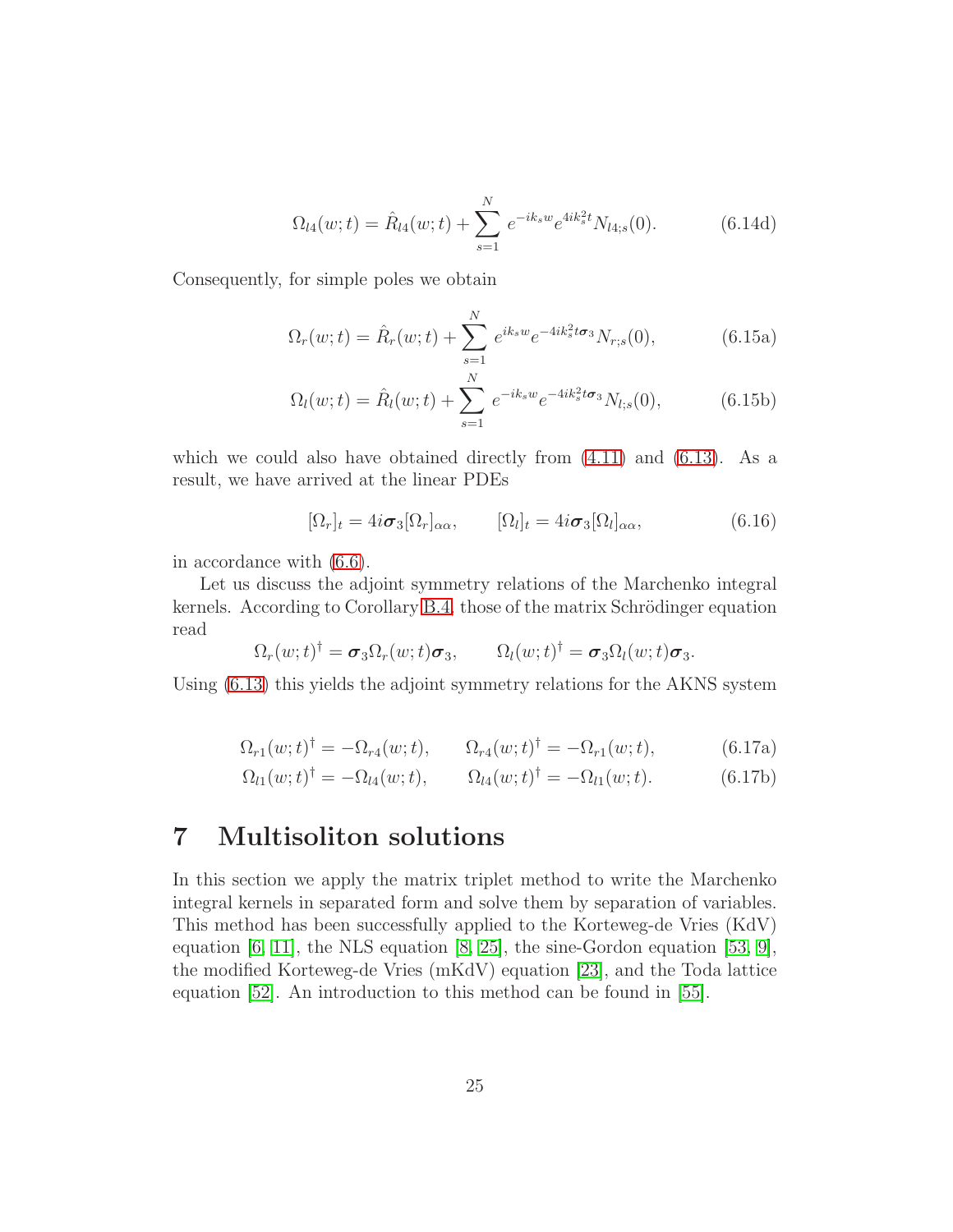$$\Omega_{l4}(w;t) = \hat{R}_{l4}(w;t) + \sum_{s=1}^{N} e^{-ik_s w} e^{4ik_s^2 t} N_{l4;s}(0). \tag{6.14d}$$

Consequently, for simple poles we obtain

$$\Omega_r(w;t) = \hat{R}_r(w;t) + \sum_{s=1}^{N} e^{ik_s w} e^{-4ik_s^2 t \boldsymbol{\sigma}_3} N_{r;s}(0), \tag{6.15a}$$

$$\Omega_l(w;t) = \hat{R}_l(w;t) + \sum_{s=1}^{N} e^{-ik_s w} e^{-4ik_s^2 t \boldsymbol{\sigma}_3} N_{l;s}(0), \tag{6.15b}$$

which we could also have obtained directly from (4.11) and (6.13). As a result, we have arrived at the linear PDEs

$$[\Omega_r]_t = 4i\boldsymbol{\sigma}_3 [\Omega_r]_{\alpha\alpha}, \qquad [\Omega_l]_t = 4i\boldsymbol{\sigma}_3 [\Omega_l]_{\alpha\alpha}, \tag{6.16}$$

in accordance with (6.6).

Let us discuss the adjoint symmetry relations of the Marchenko integral kernels. According to Corollary B.4, those of the matrix Schrödinger equation read

$$\Omega_r(w;t)^\dagger = \boldsymbol{\sigma}_3 \Omega_r(w;t) \boldsymbol{\sigma}_3, \qquad \Omega_l(w;t)^\dagger = \boldsymbol{\sigma}_3 \Omega_l(w;t) \boldsymbol{\sigma}_3.$$

Using (6.13) this yields the adjoint symmetry relations for the AKNS system

$$\Omega_{r1}(w;t)^\dagger = -\Omega_{r4}(w;t), \qquad \Omega_{r4}(w;t)^\dagger = -\Omega_{r1}(w;t), \tag{6.17a}$$

$$\Omega_{l1}(w;t)^\dagger = -\Omega_{l4}(w;t), \qquad \Omega_{l4}(w;t)^\dagger = -\Omega_{l1}(w;t). \tag{6.17b}$$

# 7 Multisoliton solutions

In this section we apply the matrix triplet method to write the Marchenko integral kernels in separated form and solve them by separation of variables. This method has been successfully applied to the Korteweg-de Vries (KdV) equation [6, 11], the NLS equation [8, 25], the sine-Gordon equation [53, 9], the modified Korteweg-de Vries (mKdV) equation [23], and the Toda lattice equation [52]. An introduction to this method can be found in [55].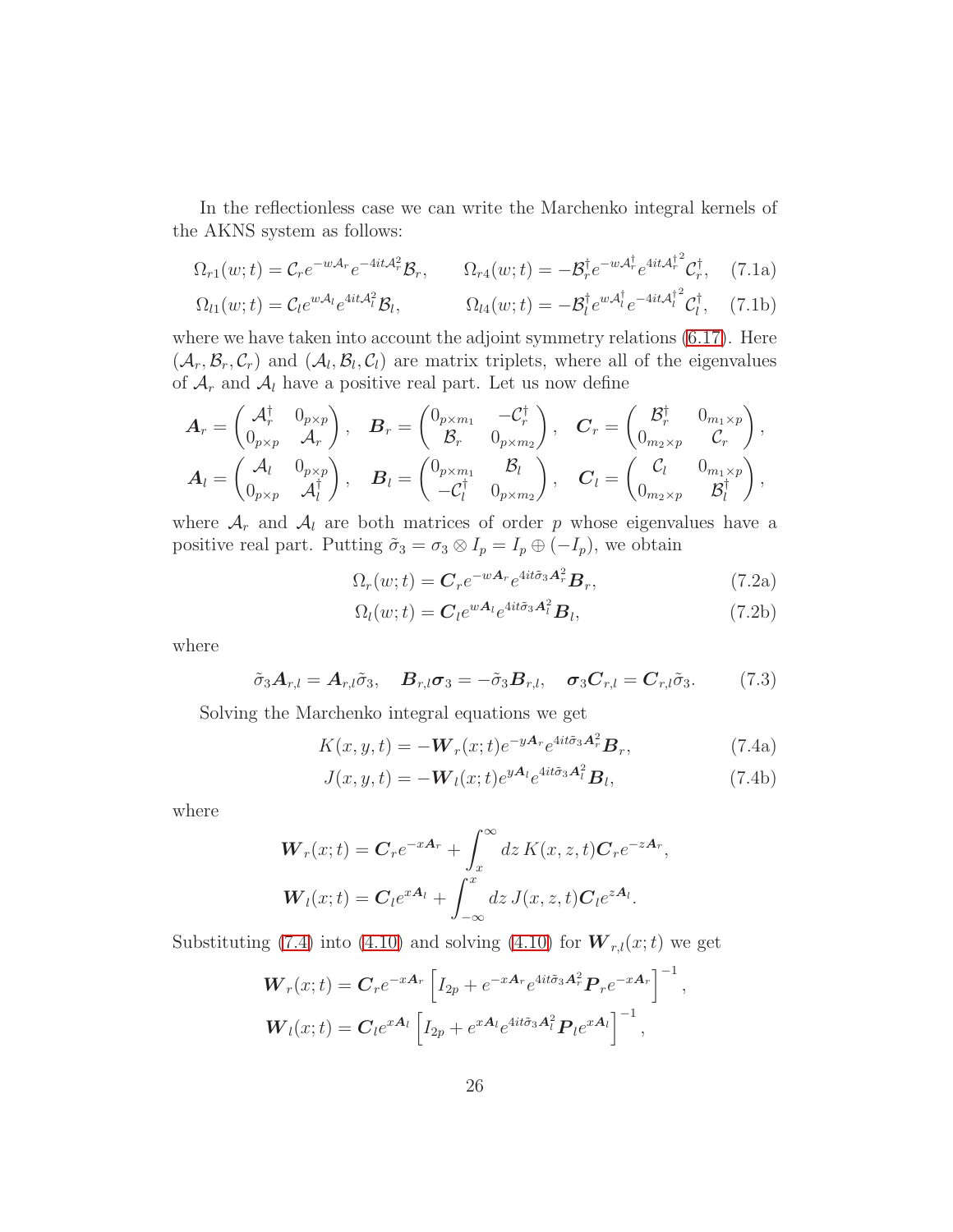In the reflectionless case we can write the Marchenko integral kernels of the AKNS system as follows:

$$\Omega_{r1}(w;t) = \mathcal{C}_r e^{-w\mathcal{A}_r} e^{-4it\mathcal{A}_r^2} \mathcal{B}_r, \qquad \Omega_{r4}(w;t) = -\mathcal{B}_r^\dagger e^{-w\mathcal{A}_r^\dagger} e^{4it\mathcal{A}_r^{\dagger 2}} \mathcal{C}_r^\dagger, \tag{7.1a}$$

$$\Omega_{l1}(w;t) = \mathcal{C}_l e^{w\mathcal{A}_l} e^{4it\mathcal{A}_l^2} \mathcal{B}_l, \qquad \Omega_{l4}(w;t) = -\mathcal{B}_l^\dagger e^{w\mathcal{A}_l^\dagger} e^{-4it\mathcal{A}_l^{\dagger 2}} \mathcal{C}_l^\dagger, \tag{7.1b}$$

where we have taken into account the adjoint symmetry relations (6.17). Here $(\mathcal{A}_r, \mathcal{B}_r, \mathcal{C}_r)$ and $(\mathcal{A}_l, \mathcal{B}_l, \mathcal{C}_l)$ are matrix triplets, where all of the eigenvalues of $\mathcal{A}_r$ and $\mathcal{A}_l$ have a positive real part. Let us now define

$$\boldsymbol{A}_r = \begin{pmatrix} \mathcal{A}_r^\dagger & 0_{p\times p} \\ 0_{p\times p} & \mathcal{A}_r \end{pmatrix}, \quad \boldsymbol{B}_r = \begin{pmatrix} 0_{p\times m_1} & -\mathcal{C}_r^\dagger \\ \mathcal{B}_r & 0_{p\times m_2} \end{pmatrix}, \quad \boldsymbol{C}_r = \begin{pmatrix} \mathcal{B}_r^\dagger & 0_{m_1\times p} \\ 0_{m_2\times p} & \mathcal{C}_r \end{pmatrix},$$

$$\boldsymbol{A}_l = \begin{pmatrix} \mathcal{A}_l & 0_{p\times p} \\ 0_{p\times p} & \mathcal{A}_l^\dagger \end{pmatrix}, \quad \boldsymbol{B}_l = \begin{pmatrix} 0_{p\times m_1} & \mathcal{B}_l \\ -\mathcal{C}_l^\dagger & 0_{p\times m_2} \end{pmatrix}, \quad \boldsymbol{C}_l = \begin{pmatrix} \mathcal{C}_l & 0_{m_1\times p} \\ 0_{m_2\times p} & \mathcal{B}_l^\dagger \end{pmatrix},$$

where $\mathcal{A}_r$ and $\mathcal{A}_l$ are both matrices of order $p$ whose eigenvalues have a positive real part. Putting $\tilde{\sigma}_3 = \sigma_3 \otimes I_p = I_p \oplus (-I_p)$, we obtain

$$\Omega_r(w;t) = \boldsymbol{C}_r e^{-w\boldsymbol{A}_r} e^{4it\tilde{\sigma}_3 \boldsymbol{A}_r^2} \boldsymbol{B}_r, \tag{7.2a}$$

$$\Omega_l(w;t) = \boldsymbol{C}_l e^{w\boldsymbol{A}_l} e^{4it\tilde{\sigma}_3 \boldsymbol{A}_l^2} \boldsymbol{B}_l, \tag{7.2b}$$

where

$$\tilde{\sigma}_3 \boldsymbol{A}_{r,l} = \boldsymbol{A}_{r,l} \tilde{\sigma}_3, \quad \boldsymbol{B}_{r,l} \boldsymbol{\sigma}_3 = -\tilde{\sigma}_3 \boldsymbol{B}_{r,l}, \quad \boldsymbol{\sigma}_3 \boldsymbol{C}_{r,l} = \boldsymbol{C}_{r,l} \tilde{\sigma}_3. \tag{7.3}$$

Solving the Marchenko integral equations we get

$$K(x,y,t) = -\boldsymbol{W}_r(x;t) e^{-y\boldsymbol{A}_r} e^{4it\tilde{\sigma}_3 \boldsymbol{A}_r^2} \boldsymbol{B}_r, \tag{7.4a}$$

$$J(x,y,t) = -\boldsymbol{W}_l(x;t) e^{y\boldsymbol{A}_l} e^{4it\tilde{\sigma}_3 \boldsymbol{A}_l^2} \boldsymbol{B}_l, \tag{7.4b}$$

where

$$\boldsymbol{W}_r(x;t) = \boldsymbol{C}_r e^{-x\boldsymbol{A}_r} + \int_x^\infty dz\, K(x,z,t) \boldsymbol{C}_r e^{-z\boldsymbol{A}_r},$$

$$\boldsymbol{W}_l(x;t) = \boldsymbol{C}_l e^{x\boldsymbol{A}_l} + \int_{-\infty}^x dz\, J(x,z,t) \boldsymbol{C}_l e^{z\boldsymbol{A}_l}.$$

Substituting (7.4) into (4.10) and solving (4.10) for $\boldsymbol{W}_{r,l}(x;t)$ we get

$$\boldsymbol{W}_r(x;t) = \boldsymbol{C}_r e^{-x\boldsymbol{A}_r} \left[ I_{2p} + e^{-x\boldsymbol{A}_r} e^{4it\tilde{\sigma}_3 \boldsymbol{A}_r^2} \boldsymbol{P}_r e^{-x\boldsymbol{A}_r} \right]^{-1},$$

$$\boldsymbol{W}_l(x;t) = \boldsymbol{C}_l e^{x\boldsymbol{A}_l} \left[ I_{2p} + e^{x\boldsymbol{A}_l} e^{4it\tilde{\sigma}_3 \boldsymbol{A}_l^2} \boldsymbol{P}_l e^{x\boldsymbol{A}_l} \right]^{-1},$$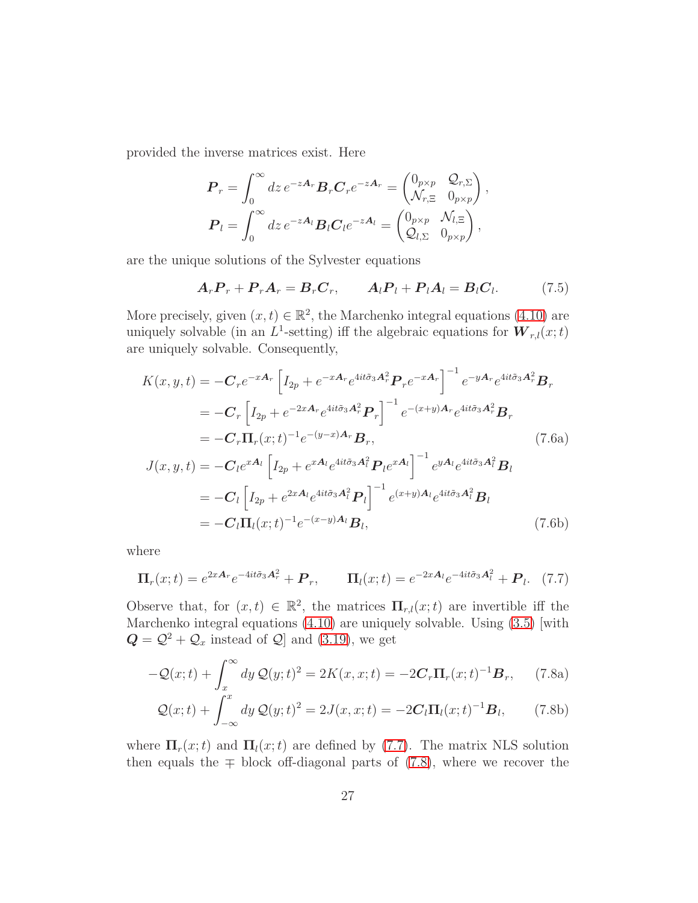provided the inverse matrices exist. Here

$$
\boldsymbol{P}_r = \int_0^\infty dz\, e^{-z\boldsymbol{A}_r}\boldsymbol{B}_r\boldsymbol{C}_r e^{-z\boldsymbol{A}_r} = \begin{pmatrix} 0_{p\times p} & \mathcal{Q}_{r,\Sigma} \\ \mathcal{N}_{r,\Xi} & 0_{p\times p}\end{pmatrix},
$$

$$
\boldsymbol{P}_l = \int_0^\infty dz\, e^{-z\boldsymbol{A}_l}\boldsymbol{B}_l\boldsymbol{C}_l e^{-z\boldsymbol{A}_l} = \begin{pmatrix} 0_{p\times p} & \mathcal{N}_{l,\Xi} \\ \mathcal{Q}_{l,\Sigma} & 0_{p\times p}\end{pmatrix},
$$

are the unique solutions of the Sylvester equations

$$
\boldsymbol{A}_r\boldsymbol{P}_r + \boldsymbol{P}_r\boldsymbol{A}_r = \boldsymbol{B}_r\boldsymbol{C}_r, \qquad \boldsymbol{A}_l\boldsymbol{P}_l + \boldsymbol{P}_l\boldsymbol{A}_l = \boldsymbol{B}_l\boldsymbol{C}_l. \tag{7.5}
$$

More precisely, given $(x,t)\in\mathbb{R}^2$, the Marchenko integral equations (4.10) are uniquely solvable (in an $L^1$-setting) iff the algebraic equations for $\boldsymbol{W}_{r,l}(x;t)$ are uniquely solvable. Consequently,

$$
\begin{aligned}
K(x,y,t) &= -\boldsymbol{C}_r e^{-x\boldsymbol{A}_r}\left[I_{2p} + e^{-x\boldsymbol{A}_r}e^{4it\tilde{\sigma}_3\boldsymbol{A}_r^2}\boldsymbol{P}_r e^{-x\boldsymbol{A}_r}\right]^{-1} e^{-y\boldsymbol{A}_r}e^{4it\tilde{\sigma}_3\boldsymbol{A}_r^2}\boldsymbol{B}_r \\
&= -\boldsymbol{C}_r\left[I_{2p} + e^{-2x\boldsymbol{A}_r}e^{4it\tilde{\sigma}_3\boldsymbol{A}_r^2}\boldsymbol{P}_r\right]^{-1} e^{-(x+y)\boldsymbol{A}_r}e^{4it\tilde{\sigma}_3\boldsymbol{A}_r^2}\boldsymbol{B}_r \\
&= -\boldsymbol{C}_r\boldsymbol{\Pi}_r(x;t)^{-1}e^{-(y-x)\boldsymbol{A}_r}\boldsymbol{B}_r, 
\end{aligned}\tag{7.6a}
$$

$$
\begin{aligned}
J(x,y,t) &= -\boldsymbol{C}_l e^{x\boldsymbol{A}_l}\left[I_{2p} + e^{x\boldsymbol{A}_l}e^{4it\tilde{\sigma}_3\boldsymbol{A}_l^2}\boldsymbol{P}_l e^{x\boldsymbol{A}_l}\right]^{-1} e^{y\boldsymbol{A}_l}e^{4it\tilde{\sigma}_3\boldsymbol{A}_l^2}\boldsymbol{B}_l \\
&= -\boldsymbol{C}_l\left[I_{2p} + e^{2x\boldsymbol{A}_l}e^{4it\tilde{\sigma}_3\boldsymbol{A}_l^2}\boldsymbol{P}_l\right]^{-1} e^{(x+y)\boldsymbol{A}_l}e^{4it\tilde{\sigma}_3\boldsymbol{A}_l^2}\boldsymbol{B}_l \\
&= -\boldsymbol{C}_l\boldsymbol{\Pi}_l(x;t)^{-1}e^{-(x-y)\boldsymbol{A}_l}\boldsymbol{B}_l,
\end{aligned}\tag{7.6b}
$$

where

$$
\boldsymbol{\Pi}_r(x;t) = e^{2x\boldsymbol{A}_r}e^{-4it\tilde{\sigma}_3\boldsymbol{A}_r^2} + \boldsymbol{P}_r, \qquad \boldsymbol{\Pi}_l(x;t) = e^{-2x\boldsymbol{A}_l}e^{-4it\tilde{\sigma}_3\boldsymbol{A}_l^2} + \boldsymbol{P}_l. \tag{7.7}
$$

Observe that, for $(x,t)\in\mathbb{R}^2$, the matrices $\boldsymbol{\Pi}_{r,l}(x;t)$ are invertible iff the Marchenko integral equations (4.10) are uniquely solvable. Using (3.5) [with $\boldsymbol{Q} = \mathcal{Q}^2 + \mathcal{Q}_x$ instead of $\mathcal{Q}$] and (3.19), we get

$$
-\mathcal{Q}(x;t) + \int_x^\infty dy\, \mathcal{Q}(y;t)^2 = 2K(x,x;t) = -2\boldsymbol{C}_r\boldsymbol{\Pi}_r(x;t)^{-1}\boldsymbol{B}_r, \tag{7.8a}
$$

$$
\mathcal{Q}(x;t) + \int_{-\infty}^x dy\, \mathcal{Q}(y;t)^2 = 2J(x,x;t) = -2\boldsymbol{C}_l\boldsymbol{\Pi}_l(x;t)^{-1}\boldsymbol{B}_l, \tag{7.8b}
$$

where $\boldsymbol{\Pi}_r(x;t)$ and $\boldsymbol{\Pi}_l(x;t)$ are defined by (7.7). The matrix NLS solution then equals the $\mp$ block off-diagonal parts of (7.8), where we recover the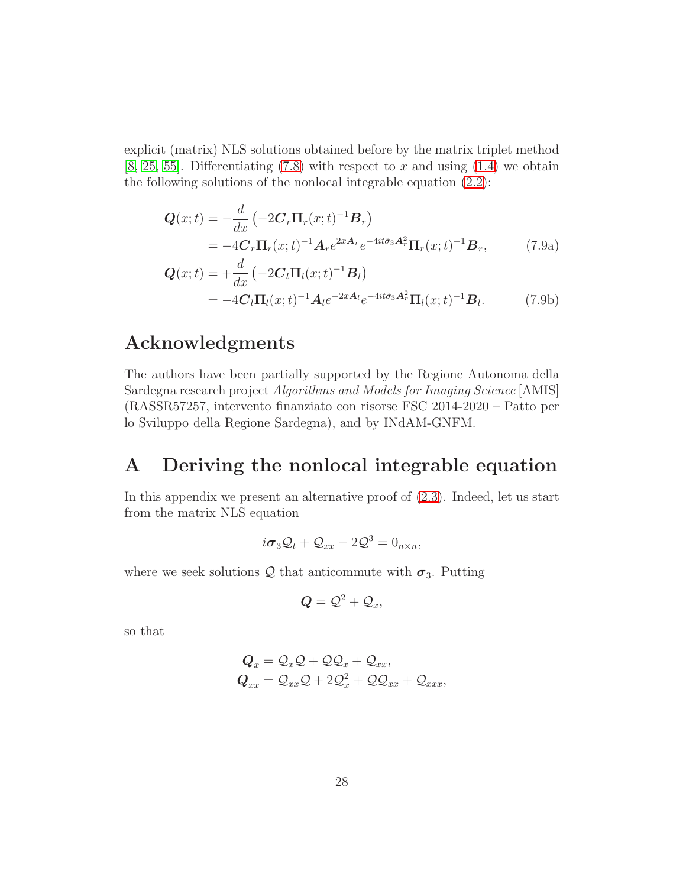explicit (matrix) NLS solutions obtained before by the matrix triplet method [8, 25, 55]. Differentiating (7.8) with respect to $x$ and using (1.4) we obtain the following solutions of the nonlocal integrable equation (2.2):

$$
\begin{aligned}
\boldsymbol{Q}(x;t) &= -\frac{d}{dx}\left(-2\boldsymbol{C}_r\boldsymbol{\Pi}_r(x;t)^{-1}\boldsymbol{B}_r\right) \\
&= -4\boldsymbol{C}_r\boldsymbol{\Pi}_r(x;t)^{-1}\boldsymbol{A}_r e^{2x\boldsymbol{A}_r}e^{-4it\tilde{\sigma}_3\boldsymbol{A}_r^2}\boldsymbol{\Pi}_r(x;t)^{-1}\boldsymbol{B}_r, \qquad (7.9a)\\
\boldsymbol{Q}(x;t) &= +\frac{d}{dx}\left(-2\boldsymbol{C}_l\boldsymbol{\Pi}_l(x;t)^{-1}\boldsymbol{B}_l\right) \\
&= -4\boldsymbol{C}_l\boldsymbol{\Pi}_l(x;t)^{-1}\boldsymbol{A}_l e^{-2x\boldsymbol{A}_l}e^{-4it\tilde{\sigma}_3\boldsymbol{A}_l^2}\boldsymbol{\Pi}_l(x;t)^{-1}\boldsymbol{B}_l. \qquad (7.9b)
\end{aligned}
$$

# Acknowledgments

The authors have been partially supported by the Regione Autonoma della Sardegna research project *Algorithms and Models for Imaging Science* [AMIS] (RASSR57257, intervento finanziato con risorse FSC 2014-2020 – Patto per lo Sviluppo della Regione Sardegna), and by INdAM-GNFM.

# A Deriving the nonlocal integrable equation

In this appendix we present an alternative proof of (2.3). Indeed, let us start from the matrix NLS equation

$$
i\boldsymbol{\sigma}_3\mathcal{Q}_t + \mathcal{Q}_{xx} - 2\mathcal{Q}^3 = 0_{n\times n},
$$

where we seek solutions $\mathcal{Q}$ that anticommute with $\boldsymbol{\sigma}_3$. Putting

$$
\boldsymbol{Q} = \mathcal{Q}^2 + \mathcal{Q}_x,
$$

so that

$$
\begin{aligned}
\boldsymbol{Q}_x &= \mathcal{Q}_x\mathcal{Q} + \mathcal{Q}\mathcal{Q}_x + \mathcal{Q}_{xx}, \\
\boldsymbol{Q}_{xx} &= \mathcal{Q}_{xx}\mathcal{Q} + 2\mathcal{Q}_x^2 + \mathcal{Q}\mathcal{Q}_{xx} + \mathcal{Q}_{xxx},
\end{aligned}
$$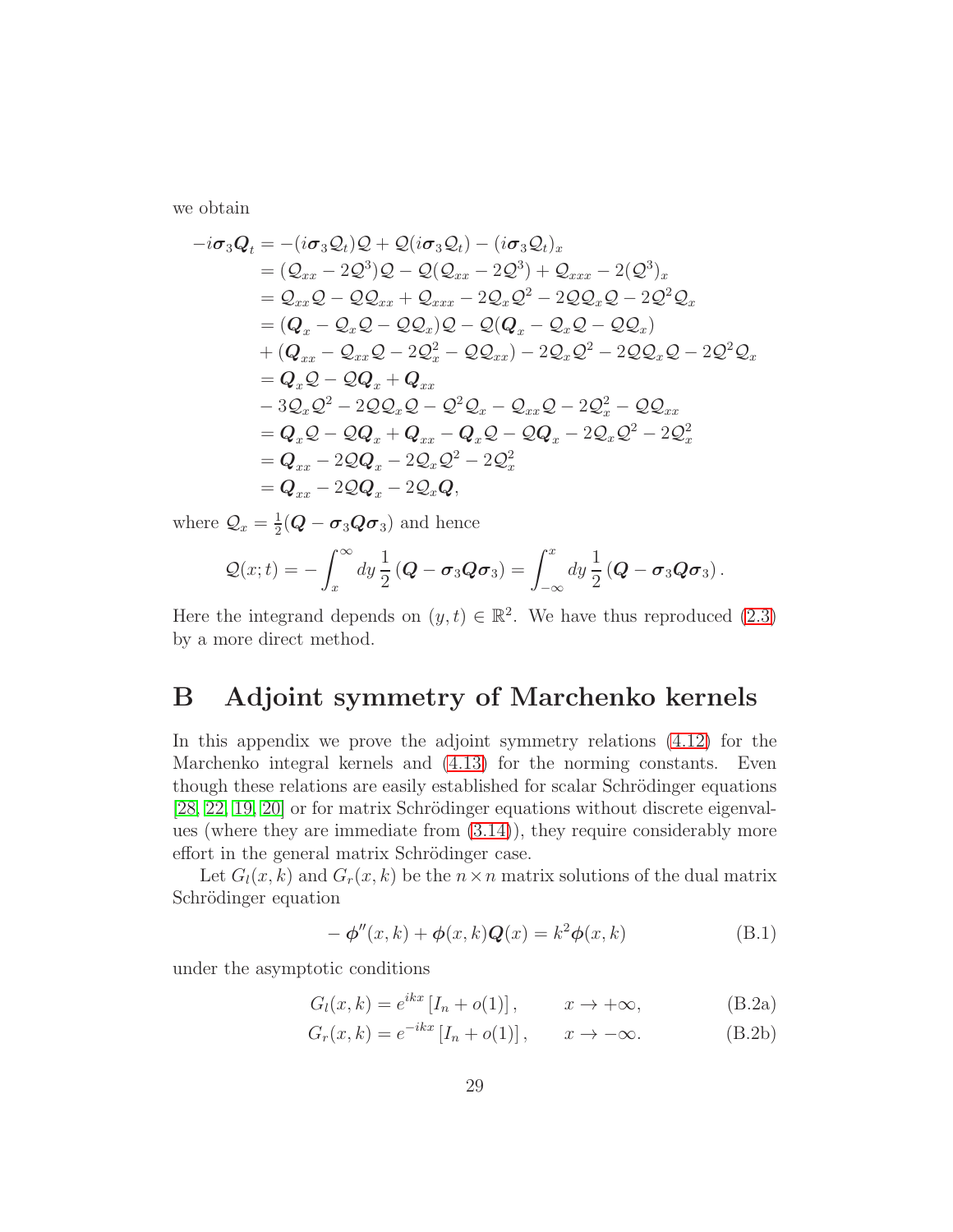we obtain

$$
\begin{aligned}
-i\boldsymbol{\sigma}_3\boldsymbol{Q}_t &= -(i\boldsymbol{\sigma}_3\mathcal{Q}_t)\mathcal{Q} + \mathcal{Q}(i\boldsymbol{\sigma}_3\mathcal{Q}_t) - (i\boldsymbol{\sigma}_3\mathcal{Q}_t)_x \\
&= (\mathcal{Q}_{xx} - 2\mathcal{Q}^3)\mathcal{Q} - \mathcal{Q}(\mathcal{Q}_{xx} - 2\mathcal{Q}^3) + \mathcal{Q}_{xxx} - 2(\mathcal{Q}^3)_x \\
&= \mathcal{Q}_{xx}\mathcal{Q} - \mathcal{Q}\mathcal{Q}_{xx} + \mathcal{Q}_{xxx} - 2\mathcal{Q}_x\mathcal{Q}^2 - 2\mathcal{Q}\mathcal{Q}_x\mathcal{Q} - 2\mathcal{Q}^2\mathcal{Q}_x \\
&= (\boldsymbol{Q}_x - \mathcal{Q}_x\mathcal{Q} - \mathcal{Q}\mathcal{Q}_x)\mathcal{Q} - \mathcal{Q}(\boldsymbol{Q}_x - \mathcal{Q}_x\mathcal{Q} - \mathcal{Q}\mathcal{Q}_x) \\
&\quad + (\boldsymbol{Q}_{xx} - \mathcal{Q}_{xx}\mathcal{Q} - 2\mathcal{Q}_x^2 - \mathcal{Q}\mathcal{Q}_{xx}) - 2\mathcal{Q}_x\mathcal{Q}^2 - 2\mathcal{Q}\mathcal{Q}_x\mathcal{Q} - 2\mathcal{Q}^2\mathcal{Q}_x \\
&= \boldsymbol{Q}_x\mathcal{Q} - \mathcal{Q}\boldsymbol{Q}_x + \boldsymbol{Q}_{xx} \\
&\quad - 3\mathcal{Q}_x\mathcal{Q}^2 - 2\mathcal{Q}\mathcal{Q}_x\mathcal{Q} - \mathcal{Q}^2\mathcal{Q}_x - \mathcal{Q}_{xx}\mathcal{Q} - 2\mathcal{Q}_x^2 - \mathcal{Q}\mathcal{Q}_{xx} \\
&= \boldsymbol{Q}_x\mathcal{Q} - \mathcal{Q}\boldsymbol{Q}_x + \boldsymbol{Q}_{xx} - \boldsymbol{Q}_x\mathcal{Q} - \mathcal{Q}\boldsymbol{Q}_x - 2\mathcal{Q}_x\mathcal{Q}^2 - 2\mathcal{Q}_x^2 \\
&= \boldsymbol{Q}_{xx} - 2\mathcal{Q}\boldsymbol{Q}_x - 2\mathcal{Q}_x\mathcal{Q}^2 - 2\mathcal{Q}_x^2 \\
&= \boldsymbol{Q}_{xx} - 2\mathcal{Q}\boldsymbol{Q}_x - 2\mathcal{Q}_x\boldsymbol{Q},
\end{aligned}
$$

where $\mathcal{Q}_x = \frac{1}{2}(\boldsymbol{Q} - \boldsymbol{\sigma}_3\boldsymbol{Q}\boldsymbol{\sigma}_3)$ and hence

$$
\mathcal{Q}(x;t) = -\int_x^\infty dy\, \frac{1}{2}\left(\boldsymbol{Q} - \boldsymbol{\sigma}_3\boldsymbol{Q}\boldsymbol{\sigma}_3\right) = \int_{-\infty}^x dy\, \frac{1}{2}\left(\boldsymbol{Q} - \boldsymbol{\sigma}_3\boldsymbol{Q}\boldsymbol{\sigma}_3\right).
$$

Here the integrand depends on $(y,t) \in \mathbb{R}^2$. We have thus reproduced (2.3) by a more direct method.

# B Adjoint symmetry of Marchenko kernels

In this appendix we prove the adjoint symmetry relations (4.12) for the Marchenko integral kernels and (4.13) for the norming constants. Even though these relations are easily established for scalar Schrödinger equations [28, 22, 19, 20] or for matrix Schrödinger equations without discrete eigenvalues (where they are immediate from (3.14)), they require considerably more effort in the general matrix Schrödinger case.

Let $G_l(x,k)$ and $G_r(x,k)$ be the $n \times n$ matrix solutions of the dual matrix Schrödinger equation

$$
-\boldsymbol{\phi}''(x,k) + \boldsymbol{\phi}(x,k)\boldsymbol{Q}(x) = k^2\boldsymbol{\phi}(x,k) \tag{B.1}
$$

under the asymptotic conditions

$$
G_l(x,k) = e^{ikx}\left[I_n + o(1)\right], \qquad x \to +\infty, \tag{B.2a}
$$

$$
G_r(x,k) = e^{-ikx}\left[I_n + o(1)\right], \qquad x \to -\infty. \tag{B.2b}
$$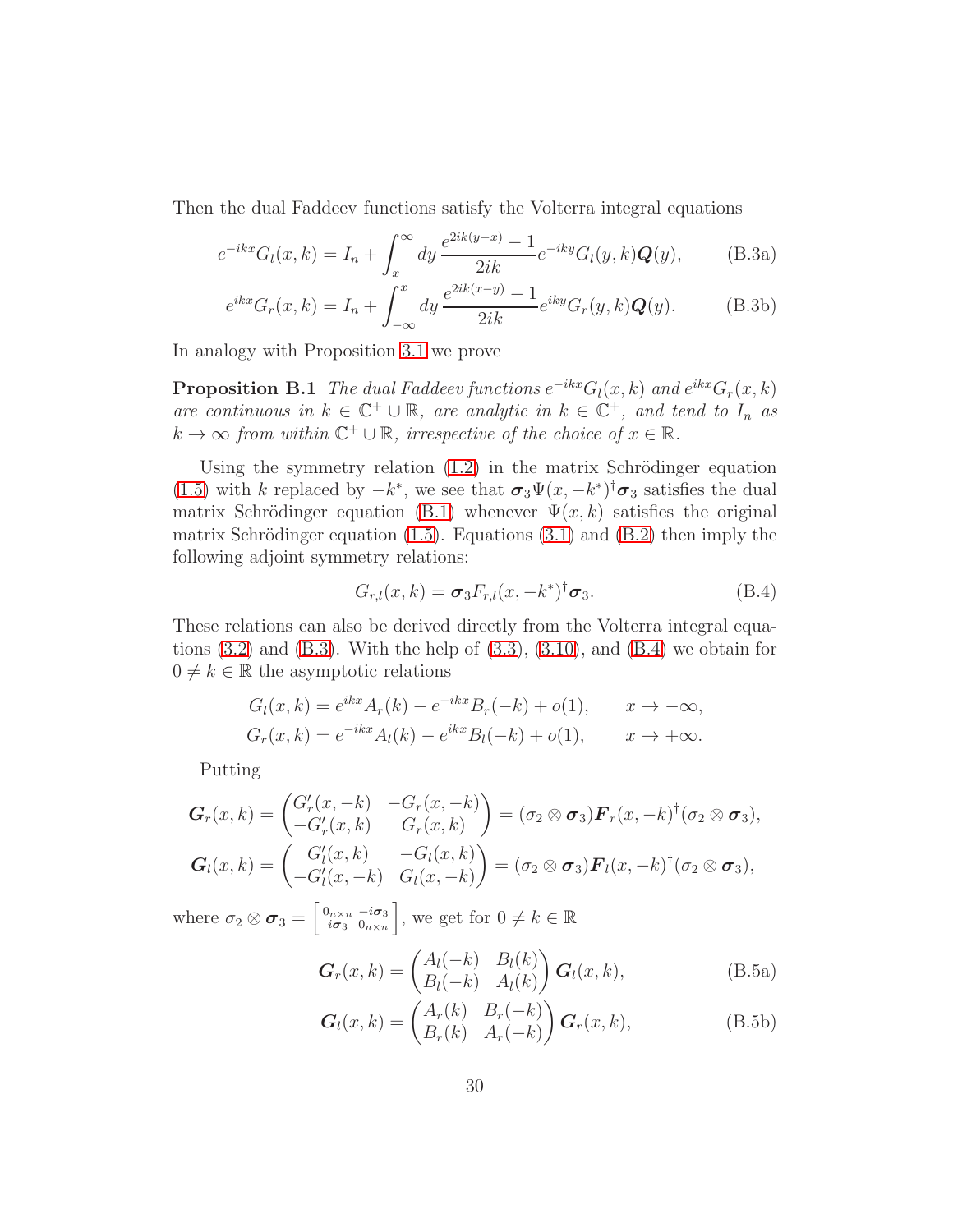Then the dual Faddeev functions satisfy the Volterra integral equations

$$e^{-ikx}G_l(x,k) = I_n + \int_x^\infty dy\, \frac{e^{2ik(y-x)}-1}{2ik} e^{-iky} G_l(y,k) \boldsymbol{Q}(y), \tag{B.3a}$$

$$e^{ikx}G_r(x,k) = I_n + \int_{-\infty}^x dy\, \frac{e^{2ik(x-y)}-1}{2ik} e^{iky} G_r(y,k) \boldsymbol{Q}(y). \tag{B.3b}$$

In analogy with Proposition 3.1 we prove

**Proposition B.1** *The dual Faddeev functions $e^{-ikx}G_l(x,k)$ and $e^{ikx}G_r(x,k)$ are continuous in $k \in \mathbb{C}^+ \cup \mathbb{R}$, are analytic in $k \in \mathbb{C}^+$, and tend to $I_n$ as $k \to \infty$ from within $\mathbb{C}^+ \cup \mathbb{R}$, irrespective of the choice of $x \in \mathbb{R}$.*

Using the symmetry relation (1.2) in the matrix Schrödinger equation (1.5) with $k$ replaced by $-k^*$, we see that $\boldsymbol{\sigma}_3 \Psi(x,-k^*)^\dagger \boldsymbol{\sigma}_3$ satisfies the dual matrix Schrödinger equation (B.1) whenever $\Psi(x,k)$ satisfies the original matrix Schrödinger equation (1.5). Equations (3.1) and (B.2) then imply the following adjoint symmetry relations:

$$G_{r,l}(x,k) = \boldsymbol{\sigma}_3 F_{r,l}(x,-k^*)^\dagger \boldsymbol{\sigma}_3. \tag{B.4}$$

These relations can also be derived directly from the Volterra integral equations (3.2) and (B.3). With the help of (3.3), (3.10), and (B.4) we obtain for $0 \neq k \in \mathbb{R}$ the asymptotic relations

$$G_l(x,k) = e^{ikx} A_r(k) - e^{-ikx} B_r(-k) + o(1), \qquad x \to -\infty,$$
$$G_r(x,k) = e^{-ikx} A_l(k) - e^{ikx} B_l(-k) + o(1), \qquad x \to +\infty.$$

Putting

$$\boldsymbol{G}_r(x,k) = \begin{pmatrix} G_r'(x,-k) & -G_r(x,-k) \\ -G_r'(x,k) & G_r(x,k) \end{pmatrix} = (\sigma_2 \otimes \boldsymbol{\sigma}_3) \boldsymbol{F}_r(x,-k)^\dagger (\sigma_2 \otimes \boldsymbol{\sigma}_3),$$

$$\boldsymbol{G}_l(x,k) = \begin{pmatrix} G_l'(x,k) & -G_l(x,k) \\ -G_l'(x,-k) & G_l(x,-k) \end{pmatrix} = (\sigma_2 \otimes \boldsymbol{\sigma}_3) \boldsymbol{F}_l(x,-k)^\dagger (\sigma_2 \otimes \boldsymbol{\sigma}_3),$$

where $\sigma_2 \otimes \boldsymbol{\sigma}_3 = \begin{bmatrix} 0_{n\times n} & -i\boldsymbol{\sigma}_3 \\ i\boldsymbol{\sigma}_3 & 0_{n\times n} \end{bmatrix}$, we get for $0 \neq k \in \mathbb{R}$

$$\boldsymbol{G}_r(x,k) = \begin{pmatrix} A_l(-k) & B_l(k) \\ B_l(-k) & A_l(k) \end{pmatrix} \boldsymbol{G}_l(x,k), \tag{B.5a}$$

$$\boldsymbol{G}_l(x,k) = \begin{pmatrix} A_r(k) & B_r(-k) \\ B_r(k) & A_r(-k) \end{pmatrix} \boldsymbol{G}_r(x,k), \tag{B.5b}$$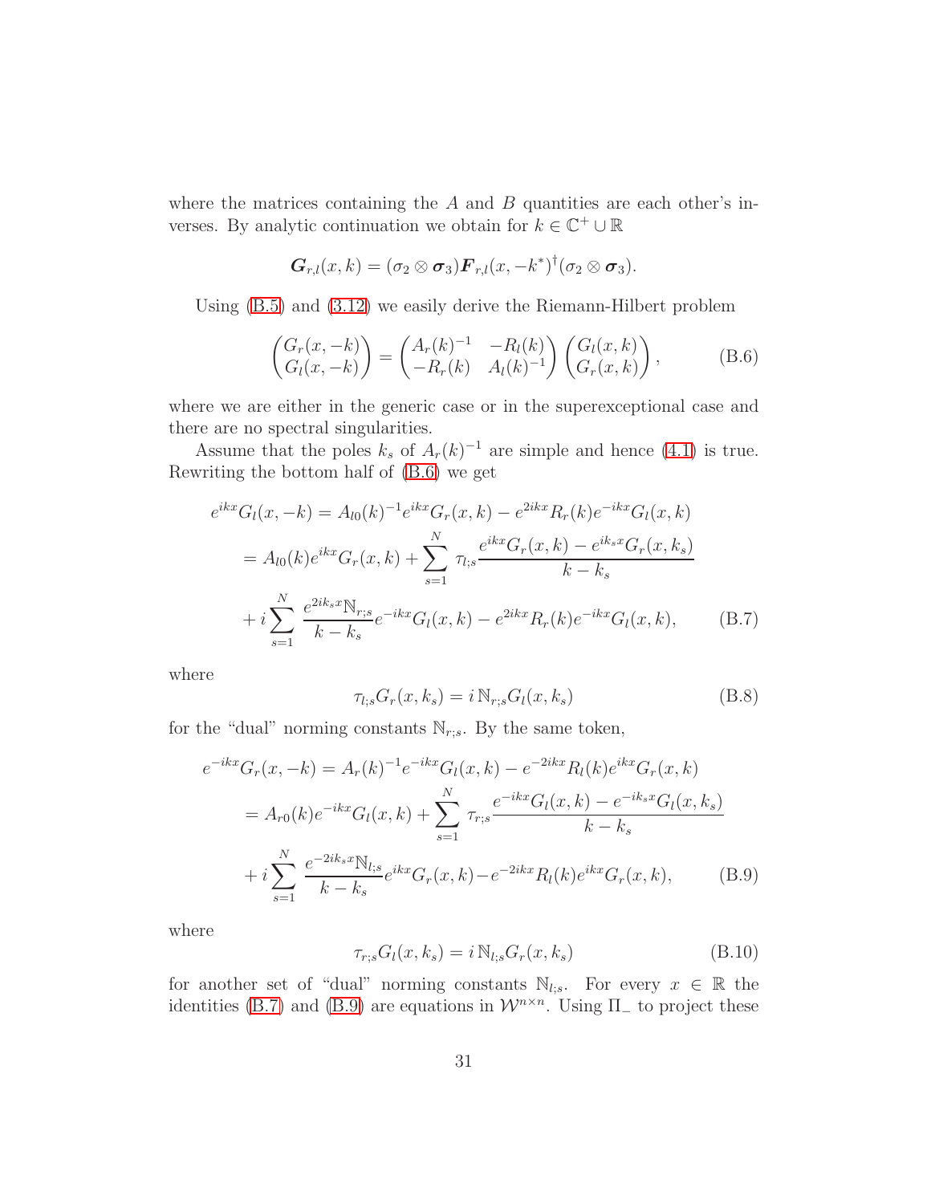where the matrices containing the $A$ and $B$ quantities are each other's inverses. By analytic continuation we obtain for $k \in \mathbb{C}^+ \cup \mathbb{R}$

$$\boldsymbol{G}_{r,l}(x,k) = (\sigma_2 \otimes \boldsymbol{\sigma}_3)\boldsymbol{F}_{r,l}(x,-k^*)^\dagger(\sigma_2 \otimes \boldsymbol{\sigma}_3).$$

Using (B.5) and (3.12) we easily derive the Riemann-Hilbert problem

$$\begin{pmatrix} G_r(x,-k) \\ G_l(x,-k) \end{pmatrix} = \begin{pmatrix} A_r(k)^{-1} & -R_l(k) \\ -R_r(k) & A_l(k)^{-1} \end{pmatrix} \begin{pmatrix} G_l(x,k) \\ G_r(x,k) \end{pmatrix}, \tag{B.6}$$

where we are either in the generic case or in the superexceptional case and there are no spectral singularities.

Assume that the poles $k_s$ of $A_r(k)^{-1}$ are simple and hence (4.1) is true. Rewriting the bottom half of (B.6) we get

$$\begin{aligned} e^{ikx}G_l(x,-k) &= A_{l0}(k)^{-1}e^{ikx}G_r(x,k) - e^{2ikx}R_r(k)e^{-ikx}G_l(x,k) \\ &= A_{l0}(k)e^{ikx}G_r(x,k) + \sum_{s=1}^N \tau_{l;s}\frac{e^{ikx}G_r(x,k) - e^{ik_sx}G_r(x,k_s)}{k-k_s} \\ &\quad + i\sum_{s=1}^N \frac{e^{2ik_sx}\mathbb{N}_{r;s}}{k-k_s}e^{-ikx}G_l(x,k) - e^{2ikx}R_r(k)e^{-ikx}G_l(x,k), \end{aligned} \tag{B.7}$$

where

$$\tau_{l;s}G_r(x,k_s) = i\,\mathbb{N}_{r;s}G_l(x,k_s) \tag{B.8}$$

for the "dual" norming constants $\mathbb{N}_{r;s}$. By the same token,

$$\begin{aligned} e^{-ikx}G_r(x,-k) &= A_r(k)^{-1}e^{-ikx}G_l(x,k) - e^{-2ikx}R_l(k)e^{ikx}G_r(x,k) \\ &= A_{r0}(k)e^{-ikx}G_l(x,k) + \sum_{s=1}^N \tau_{r;s}\frac{e^{-ikx}G_l(x,k) - e^{-ik_sx}G_l(x,k_s)}{k-k_s} \\ &\quad + i\sum_{s=1}^N \frac{e^{-2ik_sx}\mathbb{N}_{l;s}}{k-k_s}e^{ikx}G_r(x,k) - e^{-2ikx}R_l(k)e^{ikx}G_r(x,k), \end{aligned} \tag{B.9}$$

where

$$\tau_{r;s}G_l(x,k_s) = i\,\mathbb{N}_{l;s}G_r(x,k_s) \tag{B.10}$$

for another set of "dual" norming constants $\mathbb{N}_{l;s}$. For every $x \in \mathbb{R}$ the identities (B.7) and (B.9) are equations in $\mathcal{W}^{n\times n}$. Using $\Pi_-$ to project these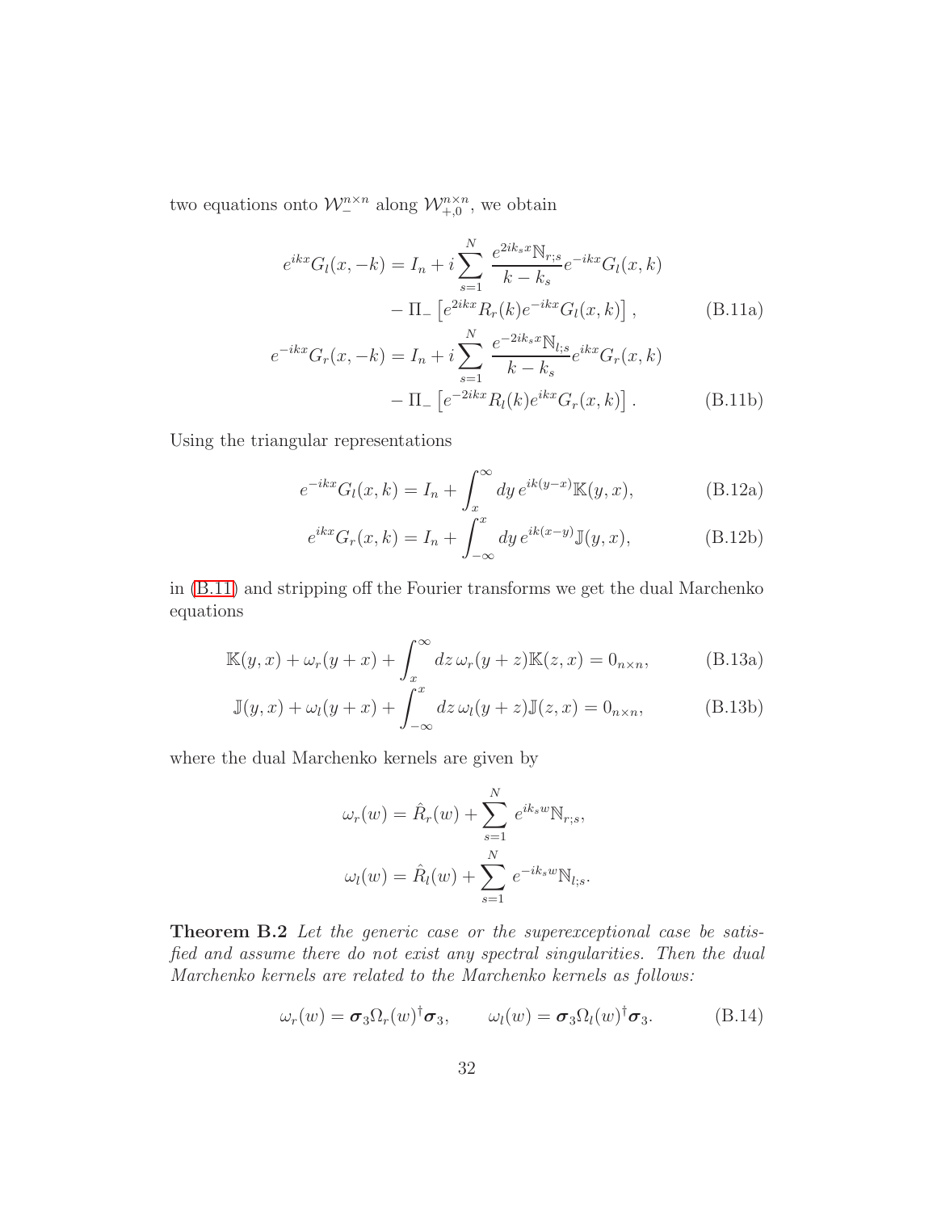two equations onto $\mathcal{W}_-^{n\times n}$ along $\mathcal{W}_{+,0}^{n\times n}$, we obtain

$$
\begin{aligned}
e^{ikx}G_l(x,-k) &= I_n + i\sum_{s=1}^{N} \frac{e^{2ik_sx}\mathbb{N}_{r;s}}{k-k_s} e^{-ikx}G_l(x,k) \\
&\quad - \Pi_-\left[e^{2ikx}R_r(k)e^{-ikx}G_l(x,k)\right], \qquad \text{(B.11a)}\\
e^{-ikx}G_r(x,-k) &= I_n + i\sum_{s=1}^{N} \frac{e^{-2ik_sx}\mathbb{N}_{l;s}}{k-k_s} e^{ikx}G_r(x,k) \\
&\quad - \Pi_-\left[e^{-2ikx}R_l(k)e^{ikx}G_r(x,k)\right]. \qquad \text{(B.11b)}
\end{aligned}
$$

Using the triangular representations

$$
e^{-ikx}G_l(x,k) = I_n + \int_x^\infty dy\, e^{ik(y-x)}\mathbb{K}(y,x), \qquad \text{(B.12a)}
$$

$$
e^{ikx}G_r(x,k) = I_n + \int_{-\infty}^x dy\, e^{ik(x-y)}\mathbb{J}(y,x), \qquad \text{(B.12b)}
$$

in (B.11) and stripping off the Fourier transforms we get the dual Marchenko equations

$$
\mathbb{K}(y,x) + \omega_r(y+x) + \int_x^\infty dz\, \omega_r(y+z)\mathbb{K}(z,x) = 0_{n\times n}, \qquad \text{(B.13a)}
$$

$$
\mathbb{J}(y,x) + \omega_l(y+x) + \int_{-\infty}^x dz\, \omega_l(y+z)\mathbb{J}(z,x) = 0_{n\times n}, \qquad \text{(B.13b)}
$$

where the dual Marchenko kernels are given by

$$
\omega_r(w) = \hat{R}_r(w) + \sum_{s=1}^{N} e^{ik_sw}\mathbb{N}_{r;s},
$$

$$
\omega_l(w) = \hat{R}_l(w) + \sum_{s=1}^{N} e^{-ik_sw}\mathbb{N}_{l;s}.
$$

**Theorem B.2** *Let the generic case or the superexceptional case be satisfied and assume there do not exist any spectral singularities. Then the dual Marchenko kernels are related to the Marchenko kernels as follows:*

$$
\omega_r(w) = \boldsymbol{\sigma}_3\Omega_r(w)^\dagger\boldsymbol{\sigma}_3, \qquad \omega_l(w) = \boldsymbol{\sigma}_3\Omega_l(w)^\dagger\boldsymbol{\sigma}_3. \qquad \text{(B.14)}
$$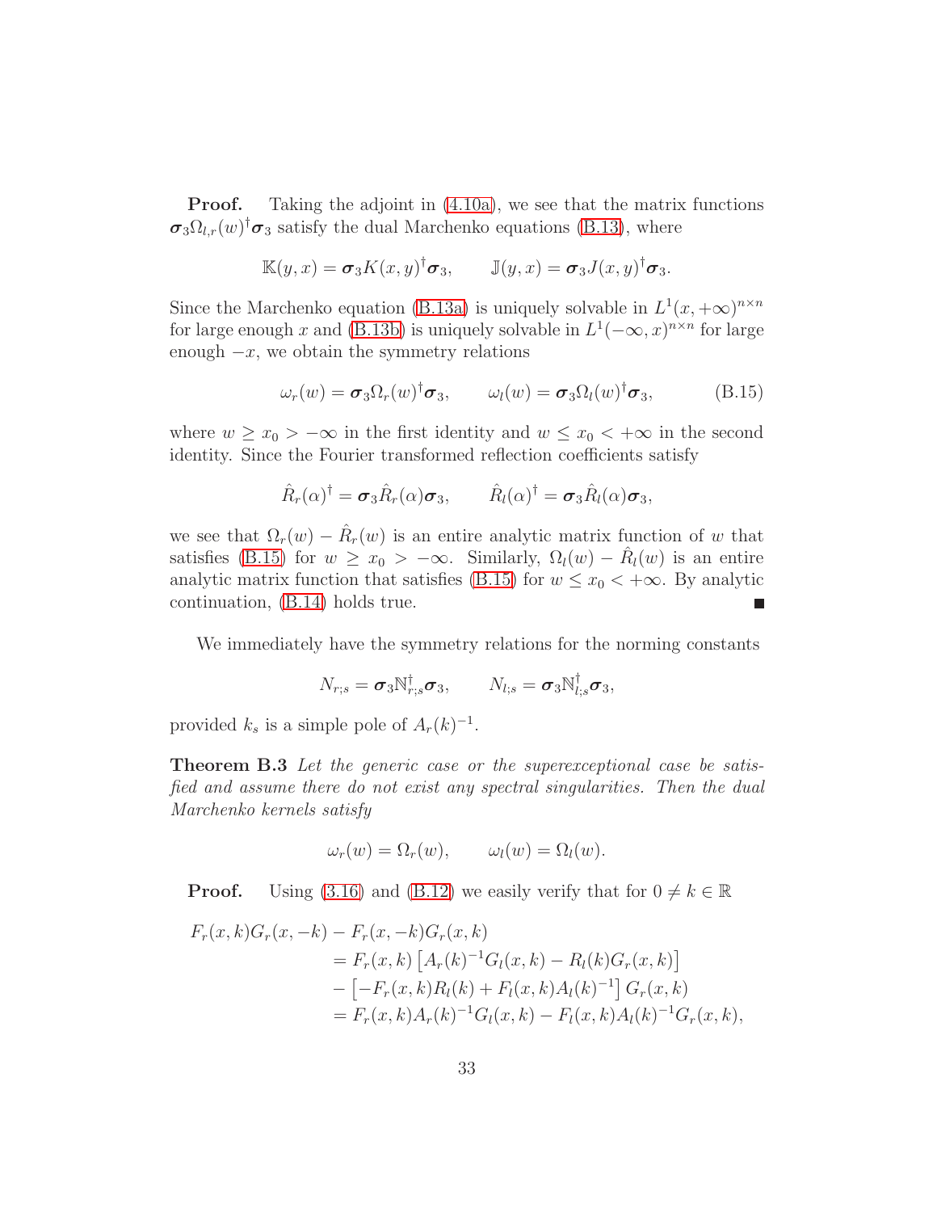**Proof.** Taking the adjoint in (4.10a), we see that the matrix functions $\boldsymbol{\sigma}_3\Omega_{l,r}(w)^\dagger\boldsymbol{\sigma}_3$ satisfy the dual Marchenko equations (B.13), where

$$\mathbb{K}(y,x)=\boldsymbol{\sigma}_3 K(x,y)^\dagger\boldsymbol{\sigma}_3,\qquad \mathbb{J}(y,x)=\boldsymbol{\sigma}_3 J(x,y)^\dagger\boldsymbol{\sigma}_3.$$

Since the Marchenko equation (B.13a) is uniquely solvable in $L^1(x,+\infty)^{n\times n}$ for large enough $x$ and (B.13b) is uniquely solvable in $L^1(-\infty,x)^{n\times n}$ for large enough $-x$, we obtain the symmetry relations

$$\omega_r(w)=\boldsymbol{\sigma}_3\Omega_r(w)^\dagger\boldsymbol{\sigma}_3,\qquad \omega_l(w)=\boldsymbol{\sigma}_3\Omega_l(w)^\dagger\boldsymbol{\sigma}_3, \tag{B.15}$$

where $w\ge x_0>-\infty$ in the first identity and $w\le x_0<+\infty$ in the second identity. Since the Fourier transformed reflection coefficients satisfy

$$\hat{R}_r(\alpha)^\dagger=\boldsymbol{\sigma}_3\hat{R}_r(\alpha)\boldsymbol{\sigma}_3,\qquad \hat{R}_l(\alpha)^\dagger=\boldsymbol{\sigma}_3\hat{R}_l(\alpha)\boldsymbol{\sigma}_3,$$

we see that $\Omega_r(w)-\hat{R}_r(w)$ is an entire analytic matrix function of $w$ that satisfies (B.15) for $w\ge x_0>-\infty$. Similarly, $\Omega_l(w)-\hat{R}_l(w)$ is an entire analytic matrix function that satisfies (B.15) for $w\le x_0<+\infty$. By analytic continuation, (B.14) holds true. ∎

We immediately have the symmetry relations for the norming constants

$$N_{r;s}=\boldsymbol{\sigma}_3\mathbb{N}_{r;s}^\dagger\boldsymbol{\sigma}_3,\qquad N_{l;s}=\boldsymbol{\sigma}_3\mathbb{N}_{l;s}^\dagger\boldsymbol{\sigma}_3,$$

provided $k_s$ is a simple pole of $A_r(k)^{-1}$.

**Theorem B.3** *Let the generic case or the superexceptional case be satisfied and assume there do not exist any spectral singularities. Then the dual Marchenko kernels satisfy*

$$\omega_r(w)=\Omega_r(w),\qquad \omega_l(w)=\Omega_l(w).$$

**Proof.** Using (3.16) and (B.12) we easily verify that for $0\ne k\in\mathbb{R}$

$$\begin{aligned}
F_r(x,k)G_r(x,-k)-F_r(x,-k)G_r(x,k)&\\
&=F_r(x,k)\left[A_r(k)^{-1}G_l(x,k)-R_l(k)G_r(x,k)\right]\\
&\quad-\left[-F_r(x,k)R_l(k)+F_l(x,k)A_l(k)^{-1}\right]G_r(x,k)\\
&=F_r(x,k)A_r(k)^{-1}G_l(x,k)-F_l(x,k)A_l(k)^{-1}G_r(x,k),
\end{aligned}$$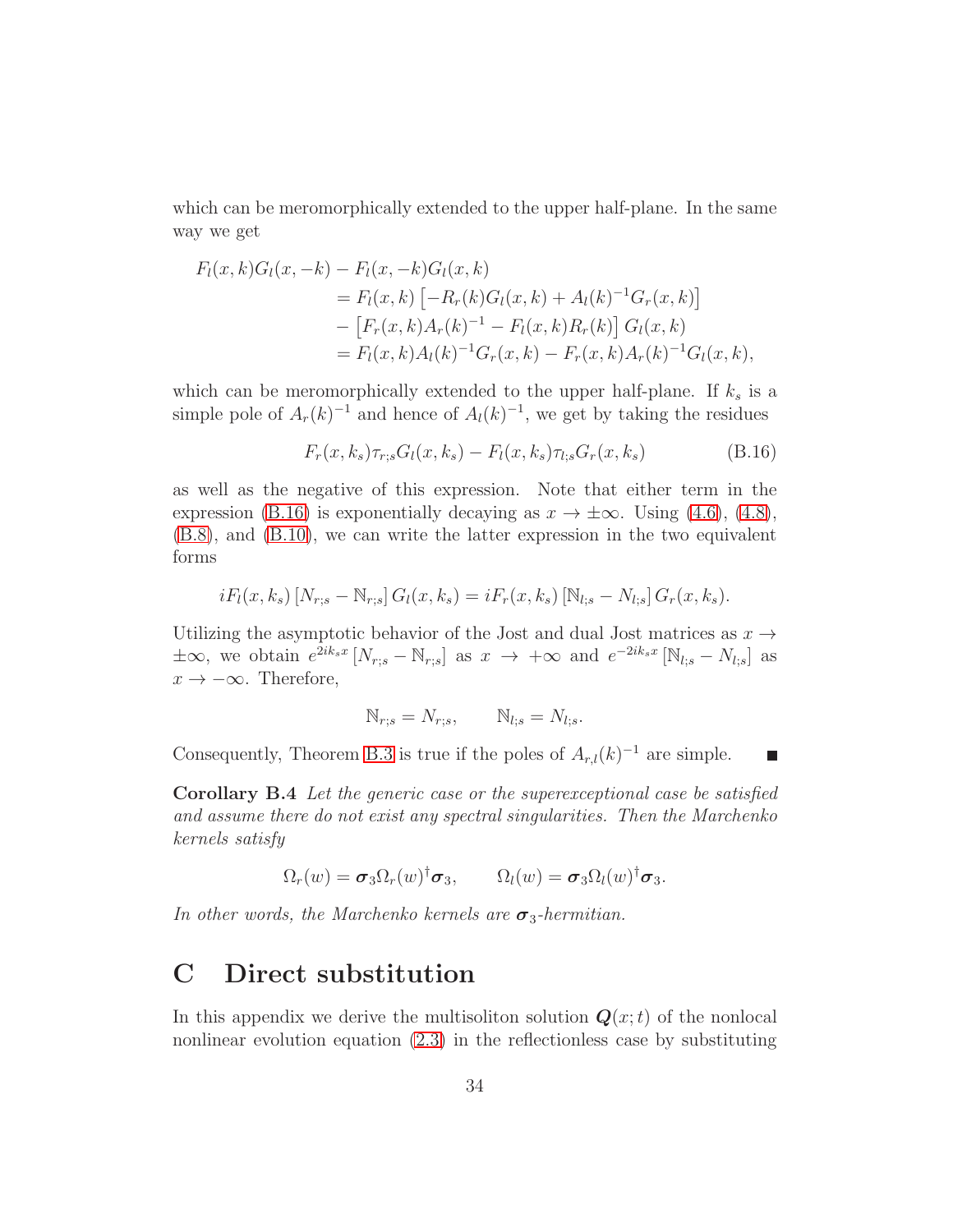which can be meromorphically extended to the upper half-plane. In the same way we get

$$
\begin{aligned}
F_l(x,k)G_l(x,-k) &- F_l(x,-k)G_l(x,k) \\
&= F_l(x,k)\left[-R_r(k)G_l(x,k) + A_l(k)^{-1}G_r(x,k)\right] \\
&- \left[F_r(x,k)A_r(k)^{-1} - F_l(x,k)R_r(k)\right]G_l(x,k) \\
&= F_l(x,k)A_l(k)^{-1}G_r(x,k) - F_r(x,k)A_r(k)^{-1}G_l(x,k),
\end{aligned}
$$

which can be meromorphically extended to the upper half-plane. If $k_s$ is a simple pole of $A_r(k)^{-1}$ and hence of $A_l(k)^{-1}$, we get by taking the residues

$$
F_r(x,k_s)\tau_{r;s}G_l(x,k_s) - F_l(x,k_s)\tau_{l;s}G_r(x,k_s) \tag{B.16}
$$

as well as the negative of this expression. Note that either term in the expression (B.16) is exponentially decaying as $x \to \pm\infty$. Using (4.6), (4.8), (B.8), and (B.10), we can write the latter expression in the two equivalent forms

$$
iF_l(x,k_s)\left[N_{r;s} - \mathbb{N}_{r;s}\right]G_l(x,k_s) = iF_r(x,k_s)\left[\mathbb{N}_{l;s} - N_{l;s}\right]G_r(x,k_s).
$$

Utilizing the asymptotic behavior of the Jost and dual Jost matrices as $x \to \pm\infty$, we obtain $e^{2ik_s x}\left[N_{r;s} - \mathbb{N}_{r;s}\right]$ as $x \to +\infty$ and $e^{-2ik_s x}\left[\mathbb{N}_{l;s} - N_{l;s}\right]$ as $x \to -\infty$. Therefore,

$$
\mathbb{N}_{r;s} = N_{r;s}, \qquad \mathbb{N}_{l;s} = N_{l;s}.
$$

Consequently, Theorem B.3 is true if the poles of $A_{r,l}(k)^{-1}$ are simple. ■

**Corollary B.4** *Let the generic case or the superexceptional case be satisfied and assume there do not exist any spectral singularities. Then the Marchenko kernels satisfy*

$$
\Omega_r(w) = \boldsymbol{\sigma}_3\Omega_r(w)^\dagger\boldsymbol{\sigma}_3, \qquad \Omega_l(w) = \boldsymbol{\sigma}_3\Omega_l(w)^\dagger\boldsymbol{\sigma}_3.
$$

*In other words, the Marchenko kernels are $\boldsymbol{\sigma}_3$-hermitian.*

# C Direct substitution

In this appendix we derive the multisoliton solution $\boldsymbol{Q}(x;t)$ of the nonlocal nonlinear evolution equation (2.3) in the reflectionless case by substituting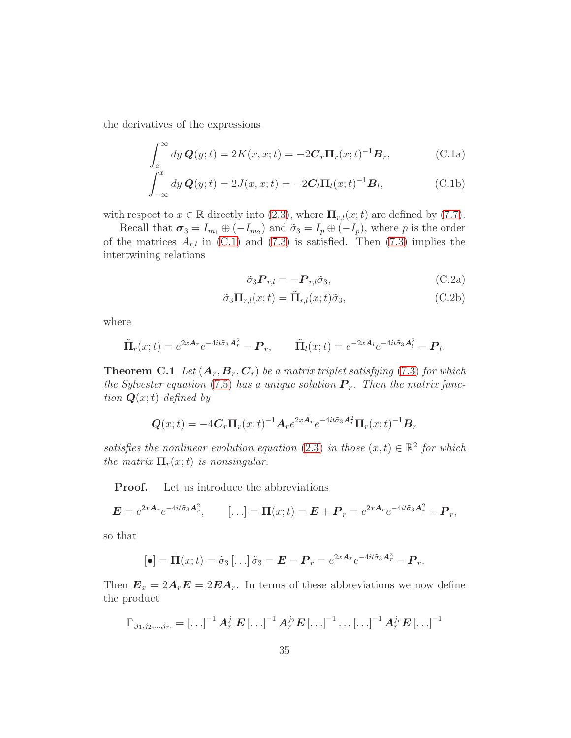the derivatives of the expressions

$$\int_x^\infty dy\, \boldsymbol{Q}(y;t) = 2K(x,x;t) = -2\boldsymbol{C}_r \boldsymbol{\Pi}_r(x;t)^{-1}\boldsymbol{B}_r, \tag{C.1a}$$

$$\int_{-\infty}^x dy\, \boldsymbol{Q}(y;t) = 2J(x,x;t) = -2\boldsymbol{C}_l \boldsymbol{\Pi}_l(x;t)^{-1}\boldsymbol{B}_l, \tag{C.1b}$$

with respect to $x \in \mathbb{R}$ directly into (2.3), where $\boldsymbol{\Pi}_{r,l}(x;t)$ are defined by (7.7).

Recall that $\boldsymbol{\sigma}_3 = I_{m_1} \oplus (-I_{m_2})$ and $\tilde{\sigma}_3 = I_p \oplus (-I_p)$, where $p$ is the order of the matrices $A_{r,l}$ in (C.1) and (7.3) is satisfied. Then (7.3) implies the intertwining relations

$$\tilde{\sigma}_3 \boldsymbol{P}_{r,l} = -\boldsymbol{P}_{r,l}\tilde{\sigma}_3, \tag{C.2a}$$

$$\tilde{\sigma}_3 \boldsymbol{\Pi}_{r,l}(x;t) = \tilde{\boldsymbol{\Pi}}_{r,l}(x;t)\tilde{\sigma}_3, \tag{C.2b}$$

where

$$\tilde{\boldsymbol{\Pi}}_r(x;t) = e^{2x\boldsymbol{A}_r}e^{-4it\tilde{\sigma}_3\boldsymbol{A}_r^2} - \boldsymbol{P}_r, \qquad \tilde{\boldsymbol{\Pi}}_l(x;t) = e^{-2x\boldsymbol{A}_l}e^{-4it\tilde{\sigma}_3\boldsymbol{A}_l^2} - \boldsymbol{P}_l.$$

**Theorem C.1** *Let $(\boldsymbol{A}_r, \boldsymbol{B}_r, \boldsymbol{C}_r)$ be a matrix triplet satisfying (7.3) for which the Sylvester equation (7.5) has a unique solution $\boldsymbol{P}_r$. Then the matrix function $\boldsymbol{Q}(x;t)$ defined by*

$$\boldsymbol{Q}(x;t) = -4\boldsymbol{C}_r\boldsymbol{\Pi}_r(x;t)^{-1}\boldsymbol{A}_r e^{2x\boldsymbol{A}_r}e^{-4it\tilde{\sigma}_3\boldsymbol{A}_r^2}\boldsymbol{\Pi}_r(x;t)^{-1}\boldsymbol{B}_r$$

*satisfies the nonlinear evolution equation (2.3) in those $(x,t) \in \mathbb{R}^2$ for which the matrix $\boldsymbol{\Pi}_r(x;t)$ is nonsingular.*

**Proof.** Let us introduce the abbreviations

$$\boldsymbol{E} = e^{2x\boldsymbol{A}_r}e^{-4it\tilde{\sigma}_3\boldsymbol{A}_r^2}, \qquad [\ldots] = \boldsymbol{\Pi}(x;t) = \boldsymbol{E} + \boldsymbol{P}_r = e^{2x\boldsymbol{A}_r}e^{-4it\tilde{\sigma}_3\boldsymbol{A}_r^2} + \boldsymbol{P}_r,$$

so that

$$[\bullet] = \tilde{\boldsymbol{\Pi}}(x;t) = \tilde{\sigma}_3\,[\ldots]\,\tilde{\sigma}_3 = \boldsymbol{E} - \boldsymbol{P}_r = e^{2x\boldsymbol{A}_r}e^{-4it\tilde{\sigma}_3\boldsymbol{A}_r^2} - \boldsymbol{P}_r.$$

Then $\boldsymbol{E}_x = 2\boldsymbol{A}_r\boldsymbol{E} = 2\boldsymbol{E}\boldsymbol{A}_r$. In terms of these abbreviations we now define the product

$$\Gamma_{,j_1,j_2,\ldots,j_r,} = [\ldots]^{-1}\boldsymbol{A}_r^{j_1}\boldsymbol{E}\,[\ldots]^{-1}\boldsymbol{A}_r^{j_2}\boldsymbol{E}\,[\ldots]^{-1}\ldots[\ldots]^{-1}\boldsymbol{A}_r^{j_r}\boldsymbol{E}\,[\ldots]^{-1}$$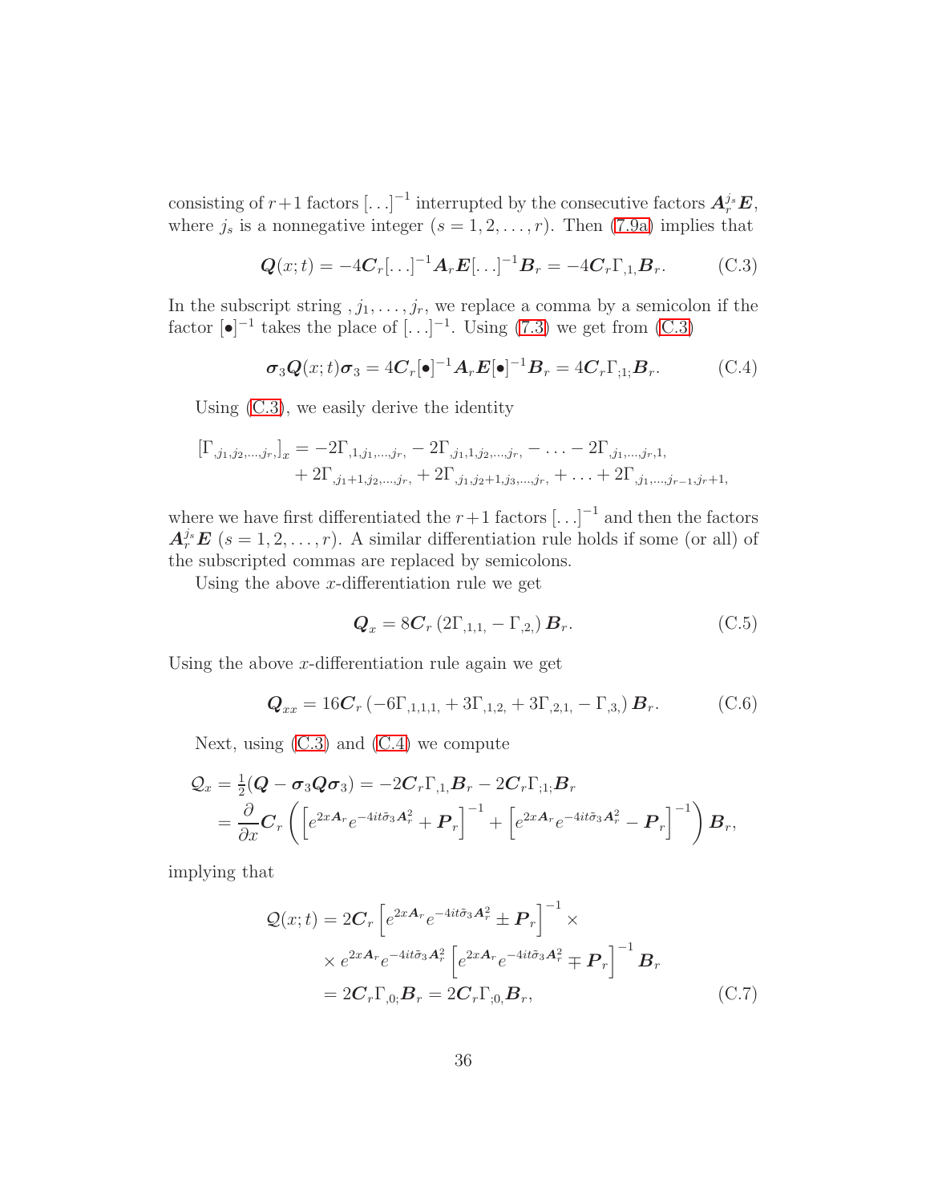consisting of $r+1$ factors $[\ldots]^{-1}$ interrupted by the consecutive factors $\boldsymbol{A}_r^{j_s}\boldsymbol{E}$, where $j_s$ is a nonnegative integer ($s=1,2,\ldots,r$). Then (7.9a) implies that

$$\boldsymbol{Q}(x;t) = -4\boldsymbol{C}_r[\ldots]^{-1}\boldsymbol{A}_r\boldsymbol{E}[\ldots]^{-1}\boldsymbol{B}_r = -4\boldsymbol{C}_r\Gamma_{,1,}\boldsymbol{B}_r. \tag{C.3}$$

In the subscript string $,j_1,\ldots,j_r,$ we replace a comma by a semicolon if the factor $[\bullet]^{-1}$ takes the place of $[\ldots]^{-1}$. Using (7.3) we get from (C.3)

$$\boldsymbol{\sigma}_3\boldsymbol{Q}(x;t)\boldsymbol{\sigma}_3 = 4\boldsymbol{C}_r[\bullet]^{-1}\boldsymbol{A}_r\boldsymbol{E}[\bullet]^{-1}\boldsymbol{B}_r = 4\boldsymbol{C}_r\Gamma_{;1;}\boldsymbol{B}_r. \tag{C.4}$$

Using (C.3), we easily derive the identity

$$\begin{aligned}
[\Gamma_{,j_1,j_2,\ldots,j_r,}]_x &= -2\Gamma_{,1,j_1,\ldots,j_r,} - 2\Gamma_{,j_1,1,j_2,\ldots,j_r,} - \ldots - 2\Gamma_{,j_1,\ldots,j_r,1,} \\
&\quad + 2\Gamma_{,j_1+1,j_2,\ldots,j_r,} + 2\Gamma_{,j_1,j_2+1,j_3,\ldots,j_r,} + \ldots + 2\Gamma_{,j_1,\ldots,j_{r-1},j_r+1,}
\end{aligned}$$

where we have first differentiated the $r+1$ factors $[\ldots]^{-1}$ and then the factors $\boldsymbol{A}_r^{j_s}\boldsymbol{E}$ ($s=1,2,\ldots,r$). A similar differentiation rule holds if some (or all) of the subscripted commas are replaced by semicolons.

Using the above $x$-differentiation rule we get

$$\boldsymbol{Q}_x = 8\boldsymbol{C}_r\left(2\Gamma_{,1,1,} - \Gamma_{,2,}\right)\boldsymbol{B}_r. \tag{C.5}$$

Using the above $x$-differentiation rule again we get

$$\boldsymbol{Q}_{xx} = 16\boldsymbol{C}_r\left(-6\Gamma_{,1,1,1,} + 3\Gamma_{,1,2,} + 3\Gamma_{,2,1,} - \Gamma_{,3,}\right)\boldsymbol{B}_r. \tag{C.6}$$

Next, using (C.3) and (C.4) we compute

$$\begin{aligned}
\mathcal{Q}_x &= \tfrac{1}{2}(\boldsymbol{Q} - \boldsymbol{\sigma}_3\boldsymbol{Q}\boldsymbol{\sigma}_3) = -2\boldsymbol{C}_r\Gamma_{,1,}\boldsymbol{B}_r - 2\boldsymbol{C}_r\Gamma_{;1;}\boldsymbol{B}_r \\
&= \frac{\partial}{\partial x}\boldsymbol{C}_r\left(\left[e^{2x\boldsymbol{A}_r}e^{-4it\tilde{\sigma}_3\boldsymbol{A}_r^2} + \boldsymbol{P}_r\right]^{-1} + \left[e^{2x\boldsymbol{A}_r}e^{-4it\tilde{\sigma}_3\boldsymbol{A}_r^2} - \boldsymbol{P}_r\right]^{-1}\right)\boldsymbol{B}_r,
\end{aligned}$$

implying that

$$\begin{aligned}
\mathcal{Q}(x;t) &= 2\boldsymbol{C}_r\left[e^{2x\boldsymbol{A}_r}e^{-4it\tilde{\sigma}_3\boldsymbol{A}_r^2} \pm \boldsymbol{P}_r\right]^{-1} \times \\
&\quad \times e^{2x\boldsymbol{A}_r}e^{-4it\tilde{\sigma}_3\boldsymbol{A}_r^2}\left[e^{2x\boldsymbol{A}_r}e^{-4it\tilde{\sigma}_3\boldsymbol{A}_r^2} \mp \boldsymbol{P}_r\right]^{-1}\boldsymbol{B}_r \\
&= 2\boldsymbol{C}_r\Gamma_{,0;}\boldsymbol{B}_r = 2\boldsymbol{C}_r\Gamma_{;0,}\boldsymbol{B}_r,
\end{aligned} \tag{C.7}$$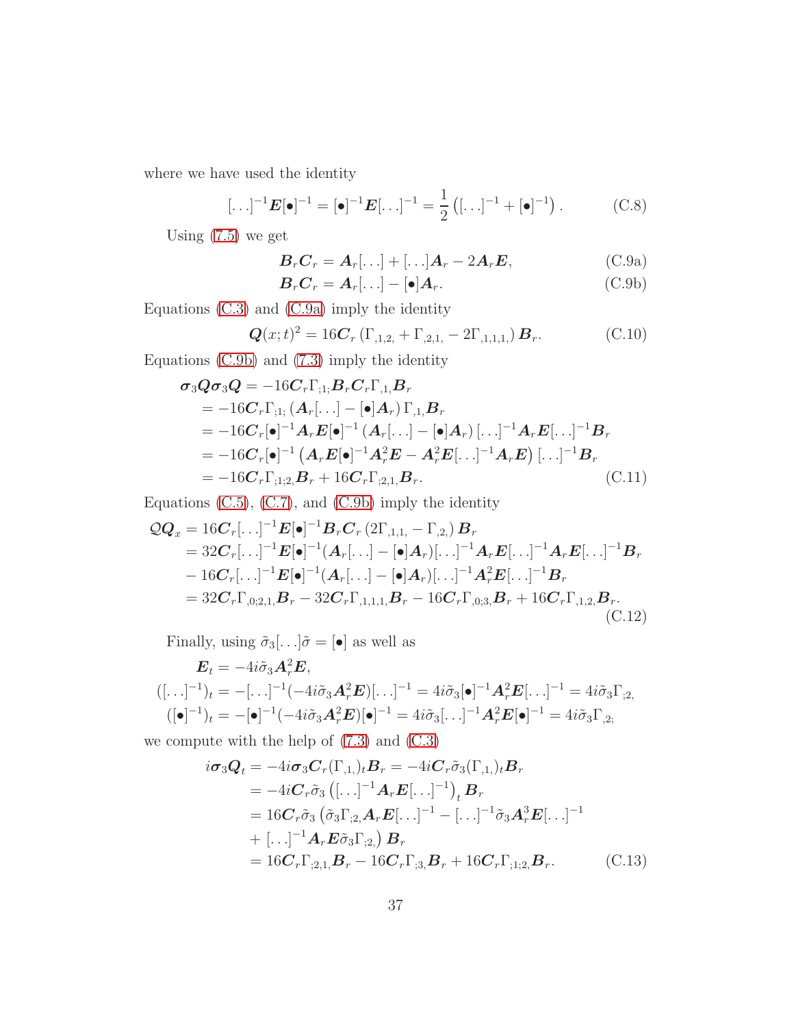where we have used the identity

$$[\ldots]^{-1}\boldsymbol{E}[\bullet]^{-1} = [\bullet]^{-1}\boldsymbol{E}[\ldots]^{-1} = \frac{1}{2}\left([\ldots]^{-1} + [\bullet]^{-1}\right). \tag{C.8}$$

Using (7.5) we get

$$\boldsymbol{B}_r\boldsymbol{C}_r = \boldsymbol{A}_r[\ldots] + [\ldots]\boldsymbol{A}_r - 2\boldsymbol{A}_r\boldsymbol{E}, \tag{C.9a}$$

$$\boldsymbol{B}_r\boldsymbol{C}_r = \boldsymbol{A}_r[\ldots] - [\bullet]\boldsymbol{A}_r. \tag{C.9b}$$

Equations (C.3) and (C.9a) imply the identity

$$\boldsymbol{Q}(x;t)^2 = 16\boldsymbol{C}_r\left(\Gamma_{,1,2,} + \Gamma_{,2,1,} - 2\Gamma_{,1,1,1,}\right)\boldsymbol{B}_r. \tag{C.10}$$

Equations (C.9b) and (7.3) imply the identity

$$\begin{aligned}
\boldsymbol{\sigma}_3\boldsymbol{Q}\boldsymbol{\sigma}_3\boldsymbol{Q} &= -16\boldsymbol{C}_r\Gamma_{;1;}\boldsymbol{B}_r\boldsymbol{C}_r\Gamma_{,1,}\boldsymbol{B}_r \\
&= -16\boldsymbol{C}_r\Gamma_{;1;}\left(\boldsymbol{A}_r[\ldots] - [\bullet]\boldsymbol{A}_r\right)\Gamma_{,1,}\boldsymbol{B}_r \\
&= -16\boldsymbol{C}_r[\bullet]^{-1}\boldsymbol{A}_r\boldsymbol{E}[\bullet]^{-1}\left(\boldsymbol{A}_r[\ldots] - [\bullet]\boldsymbol{A}_r\right)[\ldots]^{-1}\boldsymbol{A}_r\boldsymbol{E}[\ldots]^{-1}\boldsymbol{B}_r \\
&= -16\boldsymbol{C}_r[\bullet]^{-1}\left(\boldsymbol{A}_r\boldsymbol{E}[\bullet]^{-1}\boldsymbol{A}_r^2\boldsymbol{E} - \boldsymbol{A}_r^2\boldsymbol{E}[\ldots]^{-1}\boldsymbol{A}_r\boldsymbol{E}\right)[\ldots]^{-1}\boldsymbol{B}_r \\
&= -16\boldsymbol{C}_r\Gamma_{;1;2,}\boldsymbol{B}_r + 16\boldsymbol{C}_r\Gamma_{;2,1,}\boldsymbol{B}_r.
\end{aligned} \tag{C.11}$$

Equations (C.5), (C.7), and (C.9b) imply the identity

$$\begin{aligned}
\mathcal{Q}\boldsymbol{Q}_x &= 16\boldsymbol{C}_r[\ldots]^{-1}\boldsymbol{E}[\bullet]^{-1}\boldsymbol{B}_r\boldsymbol{C}_r\left(2\Gamma_{,1,1,} - \Gamma_{,2,}\right)\boldsymbol{B}_r \\
&= 32\boldsymbol{C}_r[\ldots]^{-1}\boldsymbol{E}[\bullet]^{-1}(\boldsymbol{A}_r[\ldots] - [\bullet]\boldsymbol{A}_r)[\ldots]^{-1}\boldsymbol{A}_r\boldsymbol{E}[\ldots]^{-1}\boldsymbol{A}_r\boldsymbol{E}[\ldots]^{-1}\boldsymbol{B}_r \\
&\quad - 16\boldsymbol{C}_r[\ldots]^{-1}\boldsymbol{E}[\bullet]^{-1}(\boldsymbol{A}_r[\ldots] - [\bullet]\boldsymbol{A}_r)[\ldots]^{-1}\boldsymbol{A}_r^2\boldsymbol{E}[\ldots]^{-1}\boldsymbol{B}_r \\
&= 32\boldsymbol{C}_r\Gamma_{,0;2,1,}\boldsymbol{B}_r - 32\boldsymbol{C}_r\Gamma_{,1,1,1,}\boldsymbol{B}_r - 16\boldsymbol{C}_r\Gamma_{,0;3,}\boldsymbol{B}_r + 16\boldsymbol{C}_r\Gamma_{,1,2,}\boldsymbol{B}_r.
\end{aligned} \tag{C.12}$$

Finally, using $\tilde{\sigma}_3[\ldots]\tilde{\sigma} = [\bullet]$ as well as

$$\begin{aligned}
\boldsymbol{E}_t &= -4i\tilde{\sigma}_3\boldsymbol{A}_r^2\boldsymbol{E}, \\
([\ldots]^{-1})_t &= -[\ldots]^{-1}(-4i\tilde{\sigma}_3\boldsymbol{A}_r^2\boldsymbol{E})[\ldots]^{-1} = 4i\tilde{\sigma}_3[\bullet]^{-1}\boldsymbol{A}_r^2\boldsymbol{E}[\ldots]^{-1} = 4i\tilde{\sigma}_3\Gamma_{;2,} \\
([\bullet]^{-1})_t &= -[\bullet]^{-1}(-4i\tilde{\sigma}_3\boldsymbol{A}_r^2\boldsymbol{E})[\bullet]^{-1} = 4i\tilde{\sigma}_3[\ldots]^{-1}\boldsymbol{A}_r^2\boldsymbol{E}[\bullet]^{-1} = 4i\tilde{\sigma}_3\Gamma_{,2;}
\end{aligned}$$

we compute with the help of (7.3) and (C.3)

$$\begin{aligned}
i\boldsymbol{\sigma}_3\boldsymbol{Q}_t &= -4i\boldsymbol{\sigma}_3\boldsymbol{C}_r(\Gamma_{,1,})_t\boldsymbol{B}_r = -4i\boldsymbol{C}_r\tilde{\sigma}_3(\Gamma_{,1,})_t\boldsymbol{B}_r \\
&= -4i\boldsymbol{C}_r\tilde{\sigma}_3\left([\ldots]^{-1}\boldsymbol{A}_r\boldsymbol{E}[\ldots]^{-1}\right)_t\boldsymbol{B}_r \\
&= 16\boldsymbol{C}_r\tilde{\sigma}_3\left(\tilde{\sigma}_3\Gamma_{;2,}\boldsymbol{A}_r\boldsymbol{E}[\ldots]^{-1} - [\ldots]^{-1}\tilde{\sigma}_3\boldsymbol{A}_r^3\boldsymbol{E}[\ldots]^{-1}\right. \\
&\quad \left. + [\ldots]^{-1}\boldsymbol{A}_r\boldsymbol{E}\tilde{\sigma}_3\Gamma_{;2,}\right)\boldsymbol{B}_r \\
&= 16\boldsymbol{C}_r\Gamma_{;2,1,}\boldsymbol{B}_r - 16\boldsymbol{C}_r\Gamma_{;3,}\boldsymbol{B}_r + 16\boldsymbol{C}_r\Gamma_{;1;2,}\boldsymbol{B}_r.
\end{aligned} \tag{C.13}$$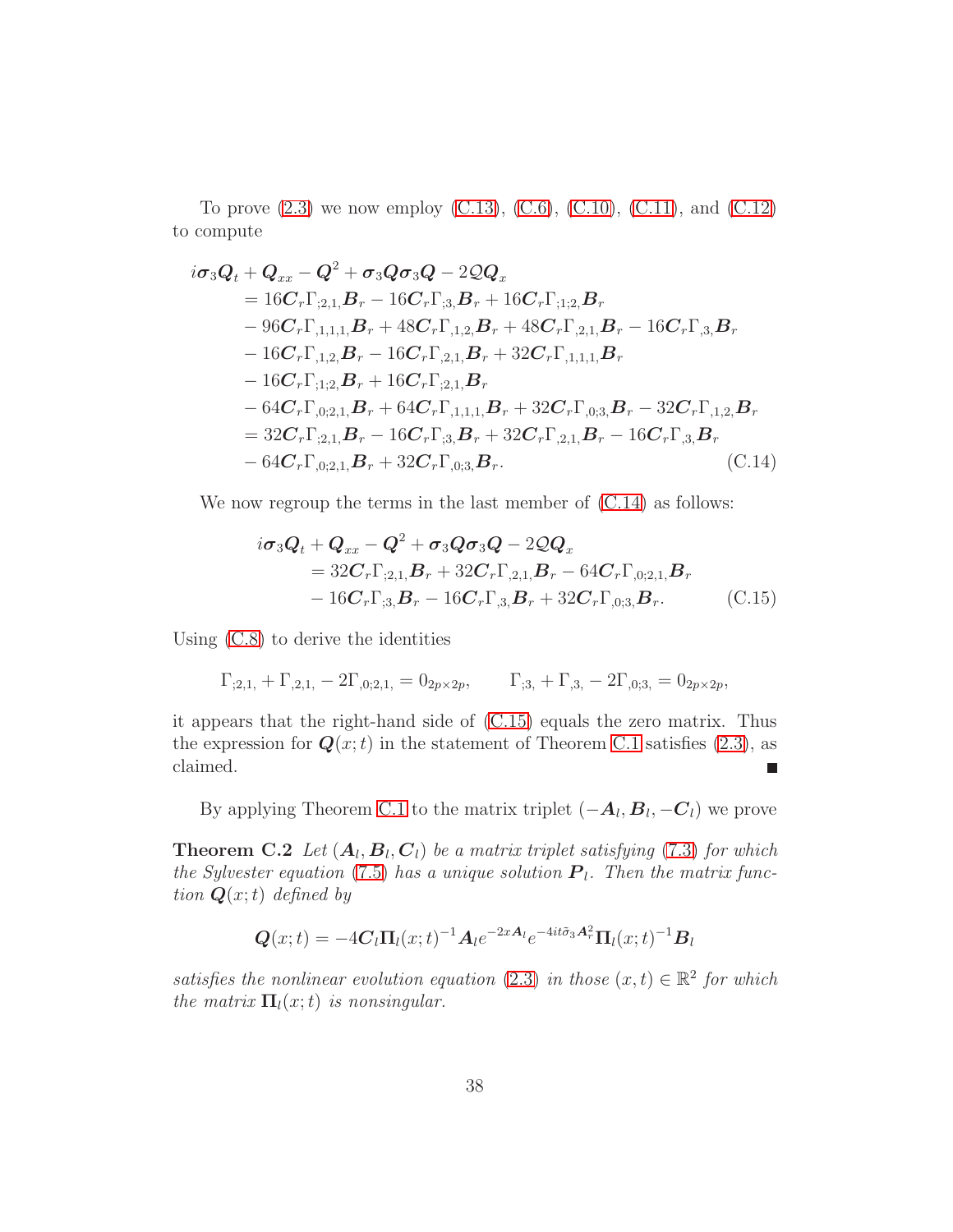To prove (2.3) we now employ (C.13), (C.6), (C.10), (C.11), and (C.12) to compute

$$
\begin{aligned}
i\boldsymbol{\sigma}_3\boldsymbol{Q}_t &+ \boldsymbol{Q}_{xx} - \boldsymbol{Q}^2 + \boldsymbol{\sigma}_3\boldsymbol{Q}\boldsymbol{\sigma}_3\boldsymbol{Q} - 2\mathcal{Q}\boldsymbol{Q}_x \\
&= 16\boldsymbol{C}_r\Gamma_{;2,1,}\boldsymbol{B}_r - 16\boldsymbol{C}_r\Gamma_{;3,}\boldsymbol{B}_r + 16\boldsymbol{C}_r\Gamma_{;1;2,}\boldsymbol{B}_r \\
&\quad - 96\boldsymbol{C}_r\Gamma_{,1,1,1,}\boldsymbol{B}_r + 48\boldsymbol{C}_r\Gamma_{,1,2,}\boldsymbol{B}_r + 48\boldsymbol{C}_r\Gamma_{,2,1,}\boldsymbol{B}_r - 16\boldsymbol{C}_r\Gamma_{,3,}\boldsymbol{B}_r \\
&\quad - 16\boldsymbol{C}_r\Gamma_{,1,2,}\boldsymbol{B}_r - 16\boldsymbol{C}_r\Gamma_{,2,1,}\boldsymbol{B}_r + 32\boldsymbol{C}_r\Gamma_{,1,1,1,}\boldsymbol{B}_r \\
&\quad - 16\boldsymbol{C}_r\Gamma_{;1;2,}\boldsymbol{B}_r + 16\boldsymbol{C}_r\Gamma_{;2,1,}\boldsymbol{B}_r \\
&\quad - 64\boldsymbol{C}_r\Gamma_{,0;2,1,}\boldsymbol{B}_r + 64\boldsymbol{C}_r\Gamma_{,1,1,1,}\boldsymbol{B}_r + 32\boldsymbol{C}_r\Gamma_{,0;3,}\boldsymbol{B}_r - 32\boldsymbol{C}_r\Gamma_{,1,2,}\boldsymbol{B}_r \\
&= 32\boldsymbol{C}_r\Gamma_{;2,1,}\boldsymbol{B}_r - 16\boldsymbol{C}_r\Gamma_{;3,}\boldsymbol{B}_r + 32\boldsymbol{C}_r\Gamma_{,2,1,}\boldsymbol{B}_r - 16\boldsymbol{C}_r\Gamma_{,3,}\boldsymbol{B}_r \\
&\quad - 64\boldsymbol{C}_r\Gamma_{,0;2,1,}\boldsymbol{B}_r + 32\boldsymbol{C}_r\Gamma_{,0;3,}\boldsymbol{B}_r.
\end{aligned}
\tag{C.14}
$$

We now regroup the terms in the last member of (C.14) as follows:

$$
\begin{aligned}
i\boldsymbol{\sigma}_3\boldsymbol{Q}_t &+ \boldsymbol{Q}_{xx} - \boldsymbol{Q}^2 + \boldsymbol{\sigma}_3\boldsymbol{Q}\boldsymbol{\sigma}_3\boldsymbol{Q} - 2\mathcal{Q}\boldsymbol{Q}_x \\
&= 32\boldsymbol{C}_r\Gamma_{;2,1,}\boldsymbol{B}_r + 32\boldsymbol{C}_r\Gamma_{,2,1,}\boldsymbol{B}_r - 64\boldsymbol{C}_r\Gamma_{,0;2,1,}\boldsymbol{B}_r \\
&\quad - 16\boldsymbol{C}_r\Gamma_{;3,}\boldsymbol{B}_r - 16\boldsymbol{C}_r\Gamma_{,3,}\boldsymbol{B}_r + 32\boldsymbol{C}_r\Gamma_{,0;3,}\boldsymbol{B}_r.
\end{aligned}
\tag{C.15}
$$

Using (C.8) to derive the identities

$$
\Gamma_{;2,1,} + \Gamma_{,2,1,} - 2\Gamma_{,0;2,1,} = 0_{2p\times 2p}, \qquad \Gamma_{;3,} + \Gamma_{,3,} - 2\Gamma_{,0;3,} = 0_{2p\times 2p},
$$

it appears that the right-hand side of (C.15) equals the zero matrix. Thus the expression for $\boldsymbol{Q}(x;t)$ in the statement of Theorem C.1 satisfies (2.3), as claimed. ∎

By applying Theorem C.1 to the matrix triplet $(-\boldsymbol{A}_l, \boldsymbol{B}_l, -\boldsymbol{C}_l)$ we prove

**Theorem C.2** *Let $(\boldsymbol{A}_l, \boldsymbol{B}_l, \boldsymbol{C}_l)$ be a matrix triplet satisfying (7.3) for which the Sylvester equation (7.5) has a unique solution $\boldsymbol{P}_l$. Then the matrix function $\boldsymbol{Q}(x;t)$ defined by*

$$
\boldsymbol{Q}(x;t) = -4\boldsymbol{C}_l\boldsymbol{\Pi}_l(x;t)^{-1}\boldsymbol{A}_l e^{-2x\boldsymbol{A}_l} e^{-4it\tilde{\sigma}_3\boldsymbol{A}_r^2}\boldsymbol{\Pi}_l(x;t)^{-1}\boldsymbol{B}_l
$$

*satisfies the nonlinear evolution equation (2.3) in those $(x,t) \in \mathbb{R}^2$ for which the matrix $\boldsymbol{\Pi}_l(x;t)$ is nonsingular.*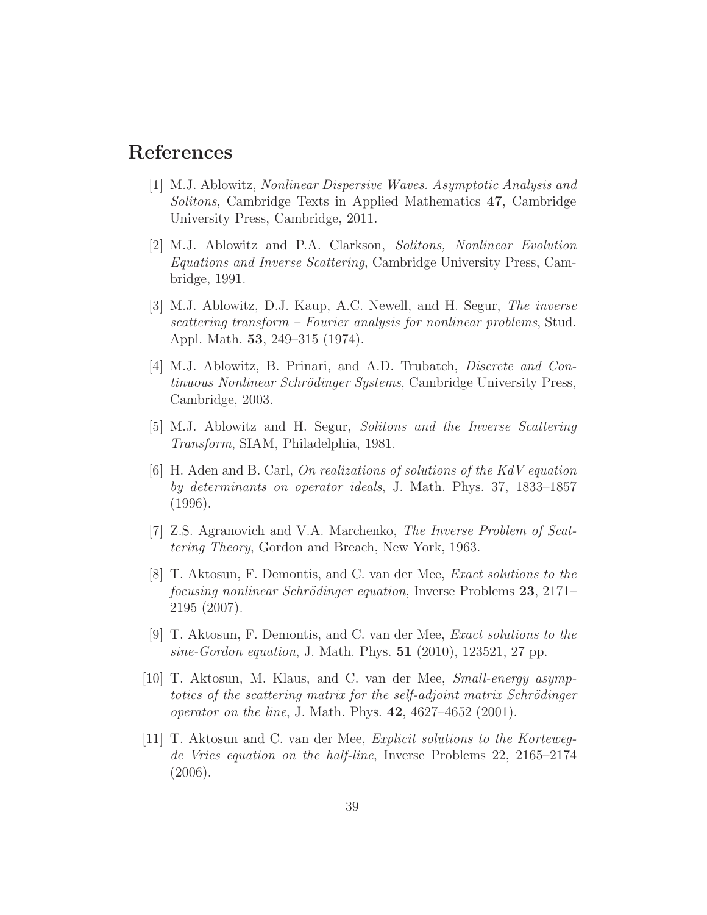# References

[1] M.J. Ablowitz, *Nonlinear Dispersive Waves. Asymptotic Analysis and Solitons*, Cambridge Texts in Applied Mathematics **47**, Cambridge University Press, Cambridge, 2011.

[2] M.J. Ablowitz and P.A. Clarkson, *Solitons, Nonlinear Evolution Equations and Inverse Scattering*, Cambridge University Press, Cambridge, 1991.

[3] M.J. Ablowitz, D.J. Kaup, A.C. Newell, and H. Segur, *The inverse scattering transform – Fourier analysis for nonlinear problems*, Stud. Appl. Math. **53**, 249–315 (1974).

[4] M.J. Ablowitz, B. Prinari, and A.D. Trubatch, *Discrete and Continuous Nonlinear Schrödinger Systems*, Cambridge University Press, Cambridge, 2003.

[5] M.J. Ablowitz and H. Segur, *Solitons and the Inverse Scattering Transform*, SIAM, Philadelphia, 1981.

[6] H. Aden and B. Carl, *On realizations of solutions of the KdV equation by determinants on operator ideals*, J. Math. Phys. 37, 1833–1857 (1996).

[7] Z.S. Agranovich and V.A. Marchenko, *The Inverse Problem of Scattering Theory*, Gordon and Breach, New York, 1963.

[8] T. Aktosun, F. Demontis, and C. van der Mee, *Exact solutions to the focusing nonlinear Schrödinger equation*, Inverse Problems **23**, 2171–2195 (2007).

[9] T. Aktosun, F. Demontis, and C. van der Mee, *Exact solutions to the sine-Gordon equation*, J. Math. Phys. **51** (2010), 123521, 27 pp.

[10] T. Aktosun, M. Klaus, and C. van der Mee, *Small-energy asymptotics of the scattering matrix for the self-adjoint matrix Schrödinger operator on the line*, J. Math. Phys. **42**, 4627–4652 (2001).

[11] T. Aktosun and C. van der Mee, *Explicit solutions to the Korteweg-de Vries equation on the half-line*, Inverse Problems 22, 2165–2174 (2006).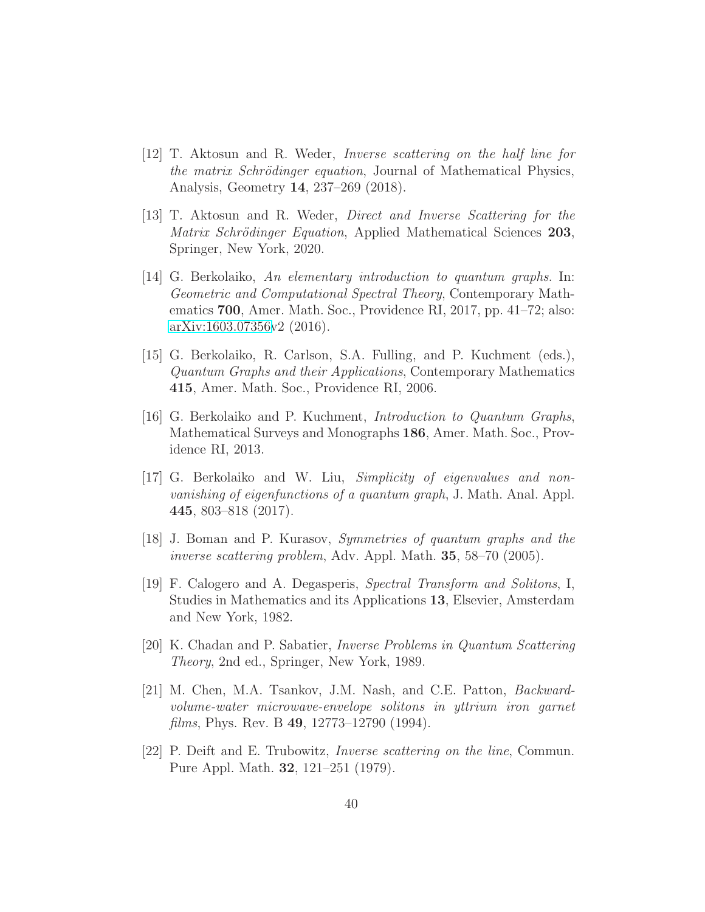[12] T. Aktosun and R. Weder, *Inverse scattering on the half line for the matrix Schrödinger equation*, Journal of Mathematical Physics, Analysis, Geometry **14**, 237–269 (2018).

[13] T. Aktosun and R. Weder, *Direct and Inverse Scattering for the Matrix Schrödinger Equation*, Applied Mathematical Sciences **203**, Springer, New York, 2020.

[14] G. Berkolaiko, *An elementary introduction to quantum graphs.* In: *Geometric and Computational Spectral Theory*, Contemporary Mathematics **700**, Amer. Math. Soc., Providence RI, 2017, pp. 41–72; also: arXiv:1603.07356v2 (2016).

[15] G. Berkolaiko, R. Carlson, S.A. Fulling, and P. Kuchment (eds.), *Quantum Graphs and their Applications*, Contemporary Mathematics **415**, Amer. Math. Soc., Providence RI, 2006.

[16] G. Berkolaiko and P. Kuchment, *Introduction to Quantum Graphs*, Mathematical Surveys and Monographs **186**, Amer. Math. Soc., Providence RI, 2013.

[17] G. Berkolaiko and W. Liu, *Simplicity of eigenvalues and non-vanishing of eigenfunctions of a quantum graph*, J. Math. Anal. Appl. **445**, 803–818 (2017).

[18] J. Boman and P. Kurasov, *Symmetries of quantum graphs and the inverse scattering problem*, Adv. Appl. Math. **35**, 58–70 (2005).

[19] F. Calogero and A. Degasperis, *Spectral Transform and Solitons*, I, Studies in Mathematics and its Applications **13**, Elsevier, Amsterdam and New York, 1982.

[20] K. Chadan and P. Sabatier, *Inverse Problems in Quantum Scattering Theory*, 2nd ed., Springer, New York, 1989.

[21] M. Chen, M.A. Tsankov, J.M. Nash, and C.E. Patton, *Backward-volume-water microwave-envelope solitons in yttrium iron garnet films*, Phys. Rev. B **49**, 12773–12790 (1994).

[22] P. Deift and E. Trubowitz, *Inverse scattering on the line*, Commun. Pure Appl. Math. **32**, 121–251 (1979).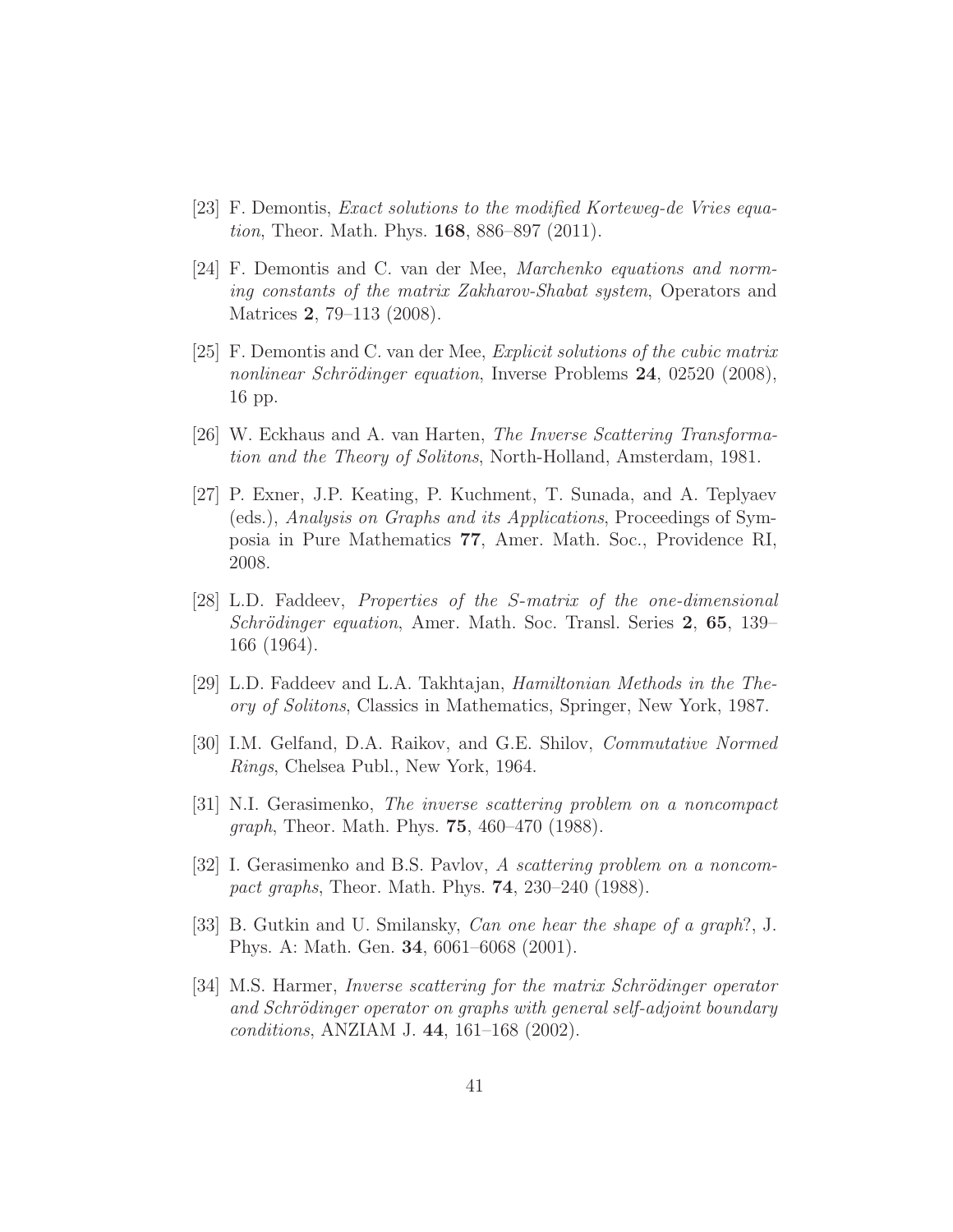[23] F. Demontis, *Exact solutions to the modified Korteweg-de Vries equation*, Theor. Math. Phys. **168**, 886–897 (2011).

[24] F. Demontis and C. van der Mee, *Marchenko equations and norming constants of the matrix Zakharov-Shabat system*, Operators and Matrices **2**, 79–113 (2008).

[25] F. Demontis and C. van der Mee, *Explicit solutions of the cubic matrix nonlinear Schrödinger equation*, Inverse Problems **24**, 02520 (2008), 16 pp.

[26] W. Eckhaus and A. van Harten, *The Inverse Scattering Transformation and the Theory of Solitons*, North-Holland, Amsterdam, 1981.

[27] P. Exner, J.P. Keating, P. Kuchment, T. Sunada, and A. Teplyaev (eds.), *Analysis on Graphs and its Applications*, Proceedings of Symposia in Pure Mathematics **77**, Amer. Math. Soc., Providence RI, 2008.

[28] L.D. Faddeev, *Properties of the S-matrix of the one-dimensional Schrödinger equation*, Amer. Math. Soc. Transl. Series **2**, **65**, 139–166 (1964).

[29] L.D. Faddeev and L.A. Takhtajan, *Hamiltonian Methods in the Theory of Solitons*, Classics in Mathematics, Springer, New York, 1987.

[30] I.M. Gelfand, D.A. Raikov, and G.E. Shilov, *Commutative Normed Rings*, Chelsea Publ., New York, 1964.

[31] N.I. Gerasimenko, *The inverse scattering problem on a noncompact graph*, Theor. Math. Phys. **75**, 460–470 (1988).

[32] I. Gerasimenko and B.S. Pavlov, *A scattering problem on a noncompact graphs*, Theor. Math. Phys. **74**, 230–240 (1988).

[33] B. Gutkin and U. Smilansky, *Can one hear the shape of a graph*?, J. Phys. A: Math. Gen. **34**, 6061–6068 (2001).

[34] M.S. Harmer, *Inverse scattering for the matrix Schrödinger operator and Schrödinger operator on graphs with general self-adjoint boundary conditions*, ANZIAM J. **44**, 161–168 (2002).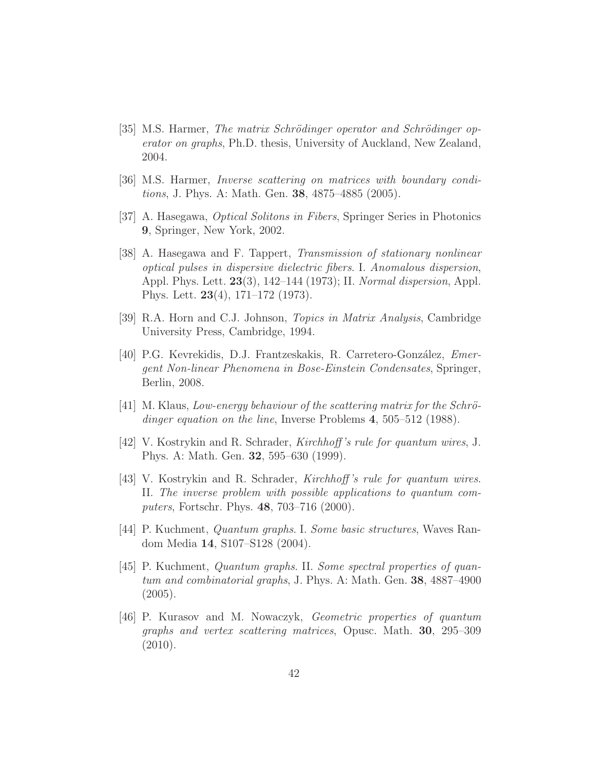[35] M.S. Harmer, *The matrix Schrödinger operator and Schrödinger operator on graphs*, Ph.D. thesis, University of Auckland, New Zealand, 2004.

[36] M.S. Harmer, *Inverse scattering on matrices with boundary conditions*, J. Phys. A: Math. Gen. **38**, 4875–4885 (2005).

[37] A. Hasegawa, *Optical Solitons in Fibers*, Springer Series in Photonics **9**, Springer, New York, 2002.

[38] A. Hasegawa and F. Tappert, *Transmission of stationary nonlinear optical pulses in dispersive dielectric fibers*. I. *Anomalous dispersion*, Appl. Phys. Lett. **23**(3), 142–144 (1973); II. *Normal dispersion*, Appl. Phys. Lett. **23**(4), 171–172 (1973).

[39] R.A. Horn and C.J. Johnson, *Topics in Matrix Analysis*, Cambridge University Press, Cambridge, 1994.

[40] P.G. Kevrekidis, D.J. Frantzeskakis, R. Carretero-González, *Emergent Non-linear Phenomena in Bose-Einstein Condensates*, Springer, Berlin, 2008.

[41] M. Klaus, *Low-energy behaviour of the scattering matrix for the Schrödinger equation on the line*, Inverse Problems **4**, 505–512 (1988).

[42] V. Kostrykin and R. Schrader, *Kirchhoff's rule for quantum wires*, J. Phys. A: Math. Gen. **32**, 595–630 (1999).

[43] V. Kostrykin and R. Schrader, *Kirchhoff's rule for quantum wires*. II. *The inverse problem with possible applications to quantum computers*, Fortschr. Phys. **48**, 703–716 (2000).

[44] P. Kuchment, *Quantum graphs*. I. *Some basic structures*, Waves Random Media **14**, S107–S128 (2004).

[45] P. Kuchment, *Quantum graphs*. II. *Some spectral properties of quantum and combinatorial graphs*, J. Phys. A: Math. Gen. **38**, 4887–4900 (2005).

[46] P. Kurasov and M. Nowaczyk, *Geometric properties of quantum graphs and vertex scattering matrices*, Opusc. Math. **30**, 295–309 (2010).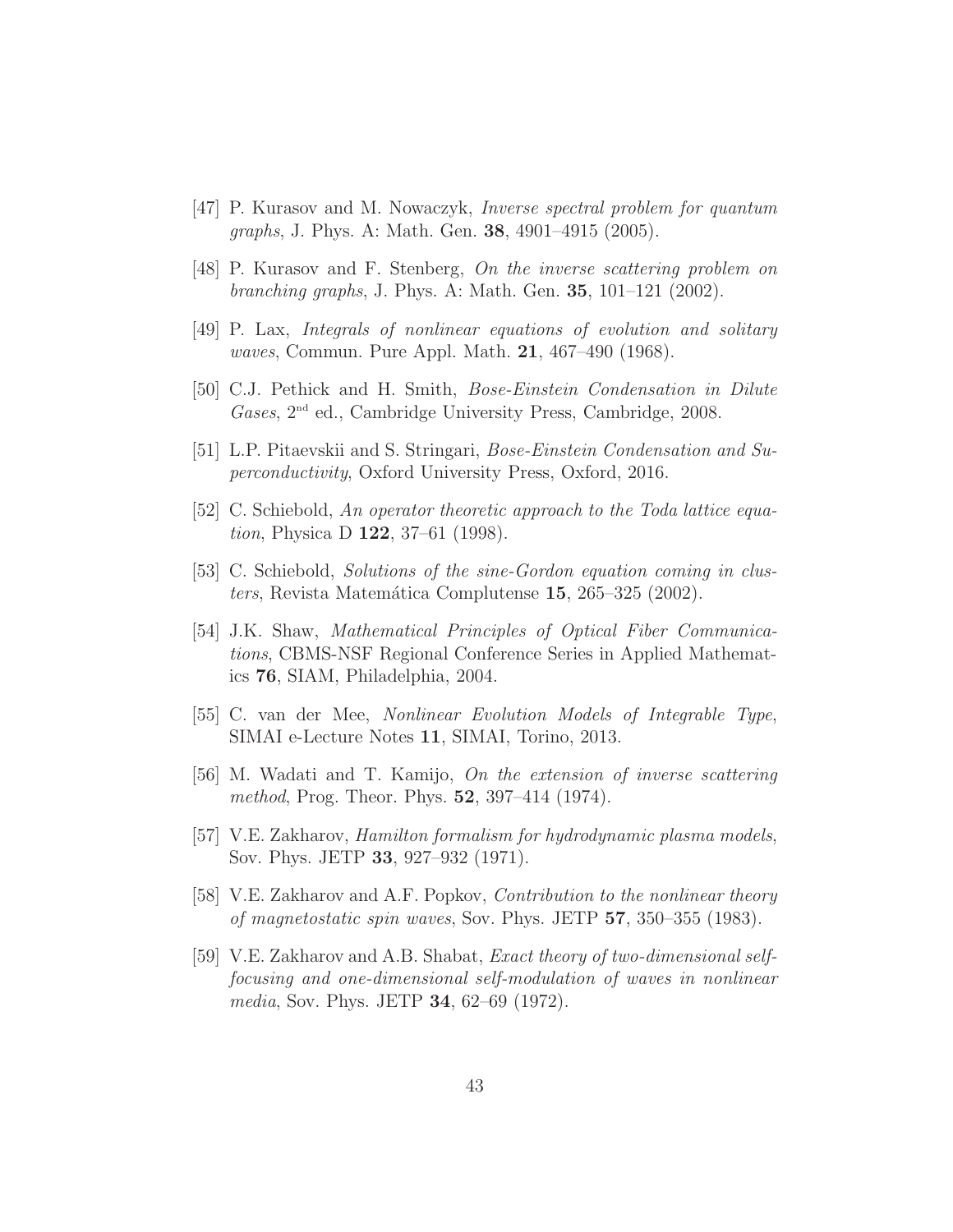[47] P. Kurasov and M. Nowaczyk, *Inverse spectral problem for quantum graphs*, J. Phys. A: Math. Gen. **38**, 4901–4915 (2005).

[48] P. Kurasov and F. Stenberg, *On the inverse scattering problem on branching graphs*, J. Phys. A: Math. Gen. **35**, 101–121 (2002).

[49] P. Lax, *Integrals of nonlinear equations of evolution and solitary waves*, Commun. Pure Appl. Math. **21**, 467–490 (1968).

[50] C.J. Pethick and H. Smith, *Bose-Einstein Condensation in Dilute Gases*, 2nd ed., Cambridge University Press, Cambridge, 2008.

[51] L.P. Pitaevskii and S. Stringari, *Bose-Einstein Condensation and Superconductivity*, Oxford University Press, Oxford, 2016.

[52] C. Schiebold, *An operator theoretic approach to the Toda lattice equation*, Physica D **122**, 37–61 (1998).

[53] C. Schiebold, *Solutions of the sine-Gordon equation coming in clusters*, Revista Matemática Complutense **15**, 265–325 (2002).

[54] J.K. Shaw, *Mathematical Principles of Optical Fiber Communications*, CBMS-NSF Regional Conference Series in Applied Mathematics **76**, SIAM, Philadelphia, 2004.

[55] C. van der Mee, *Nonlinear Evolution Models of Integrable Type*, SIMAI e-Lecture Notes **11**, SIMAI, Torino, 2013.

[56] M. Wadati and T. Kamijo, *On the extension of inverse scattering method*, Prog. Theor. Phys. **52**, 397–414 (1974).

[57] V.E. Zakharov, *Hamilton formalism for hydrodynamic plasma models*, Sov. Phys. JETP **33**, 927–932 (1971).

[58] V.E. Zakharov and A.F. Popkov, *Contribution to the nonlinear theory of magnetostatic spin waves*, Sov. Phys. JETP **57**, 350–355 (1983).

[59] V.E. Zakharov and A.B. Shabat, *Exact theory of two-dimensional self-focusing and one-dimensional self-modulation of waves in nonlinear media*, Sov. Phys. JETP **34**, 62–69 (1972).